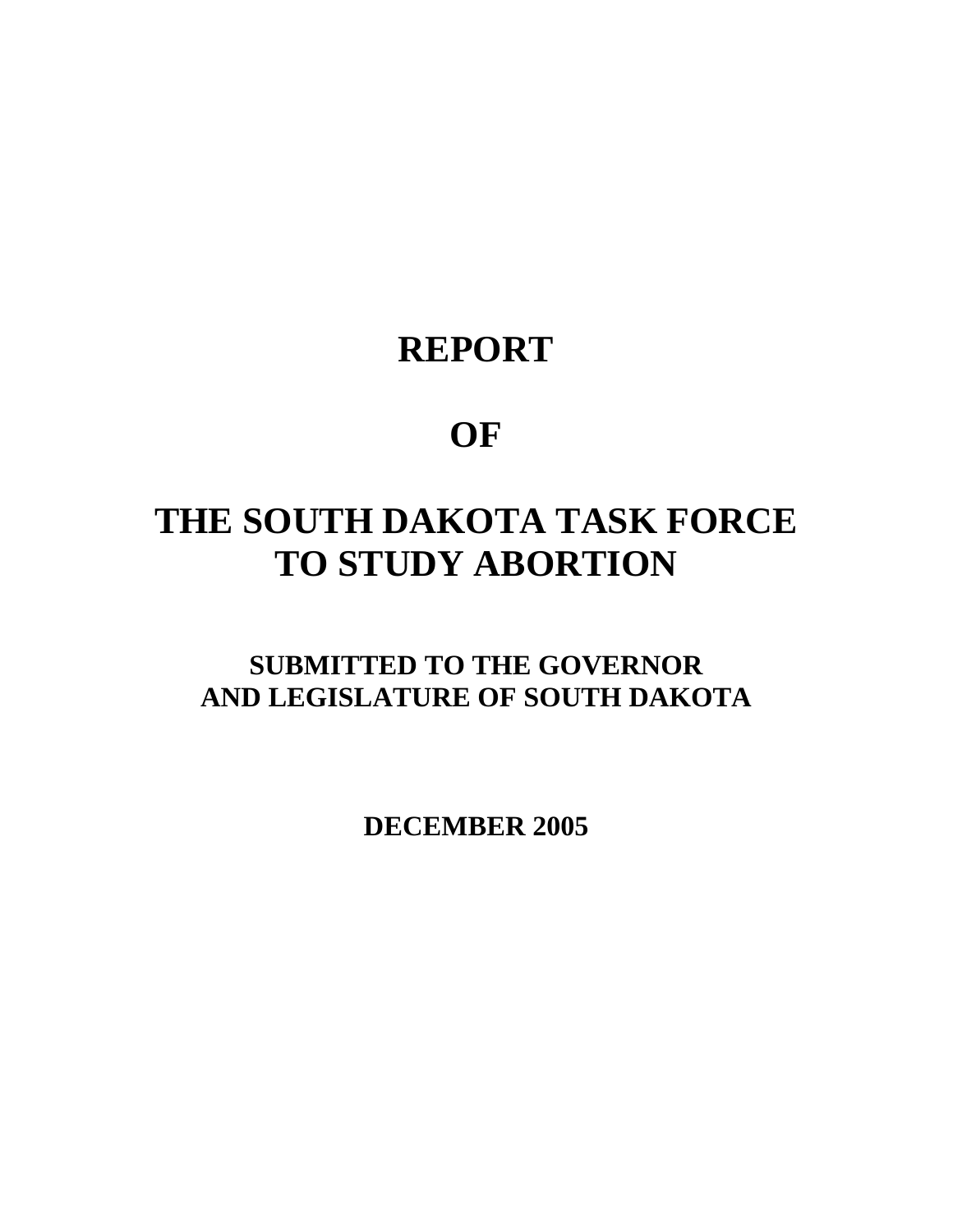# REPORT

# OF

# THE SOUTH DAKOTA TASK FORCE TO STUDY ABORTION

## SUBMITTED TO THE GOVERNOR AND LEGISLATURE OF SOUTH DAKOTA

**DECEMBER 2005**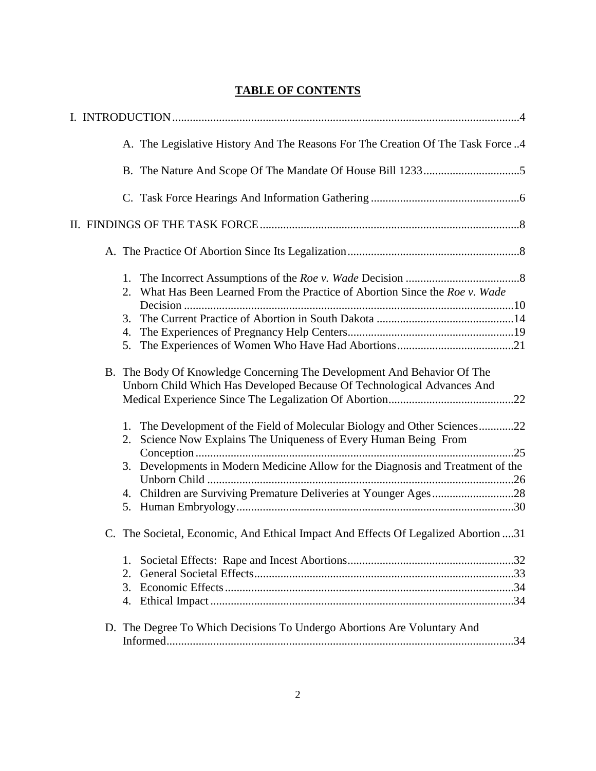# TABLE OF CONTENTS

I. INTRODUCTION....4

- A. The Legislative History And The Reasons For The Creation Of The Task Force ..4
- B. The Nature And Scope Of The Mandate Of House Bill 1233....5
- C. Task Force Hearings And Information Gathering....6

II. FINDINGS OF THE TASK FORCE....8

- A. The Practice Of Abortion Since Its Legalization....8
  1. The Incorrect Assumptions of the *Roe v. Wade* Decision....8
  2. What Has Been Learned From the Practice of Abortion Since the *Roe v. Wade* Decision....10
  3. The Current Practice of Abortion in South Dakota....14
  4. The Experiences of Pregnancy Help Centers....19
  5. The Experiences of Women Who Have Had Abortions....21
- B. The Body Of Knowledge Concerning The Development And Behavior Of The Unborn Child Which Has Developed Because Of Technological Advances And Medical Experience Since The Legalization Of Abortion....22
  1. The Development of the Field of Molecular Biology and Other Sciences....22
  2. Science Now Explains The Uniqueness of Every Human Being From Conception....25
  3. Developments in Modern Medicine Allow for the Diagnosis and Treatment of the Unborn Child....26
  4. Children are Surviving Premature Deliveries at Younger Ages....28
  5. Human Embryology....30
- C. The Societal, Economic, And Ethical Impact And Effects Of Legalized Abortion....31
  1. Societal Effects: Rape and Incest Abortions....32
  2. General Societal Effects....33
  3. Economic Effects....34
  4. Ethical Impact....34
- D. The Degree To Which Decisions To Undergo Abortions Are Voluntary And Informed....34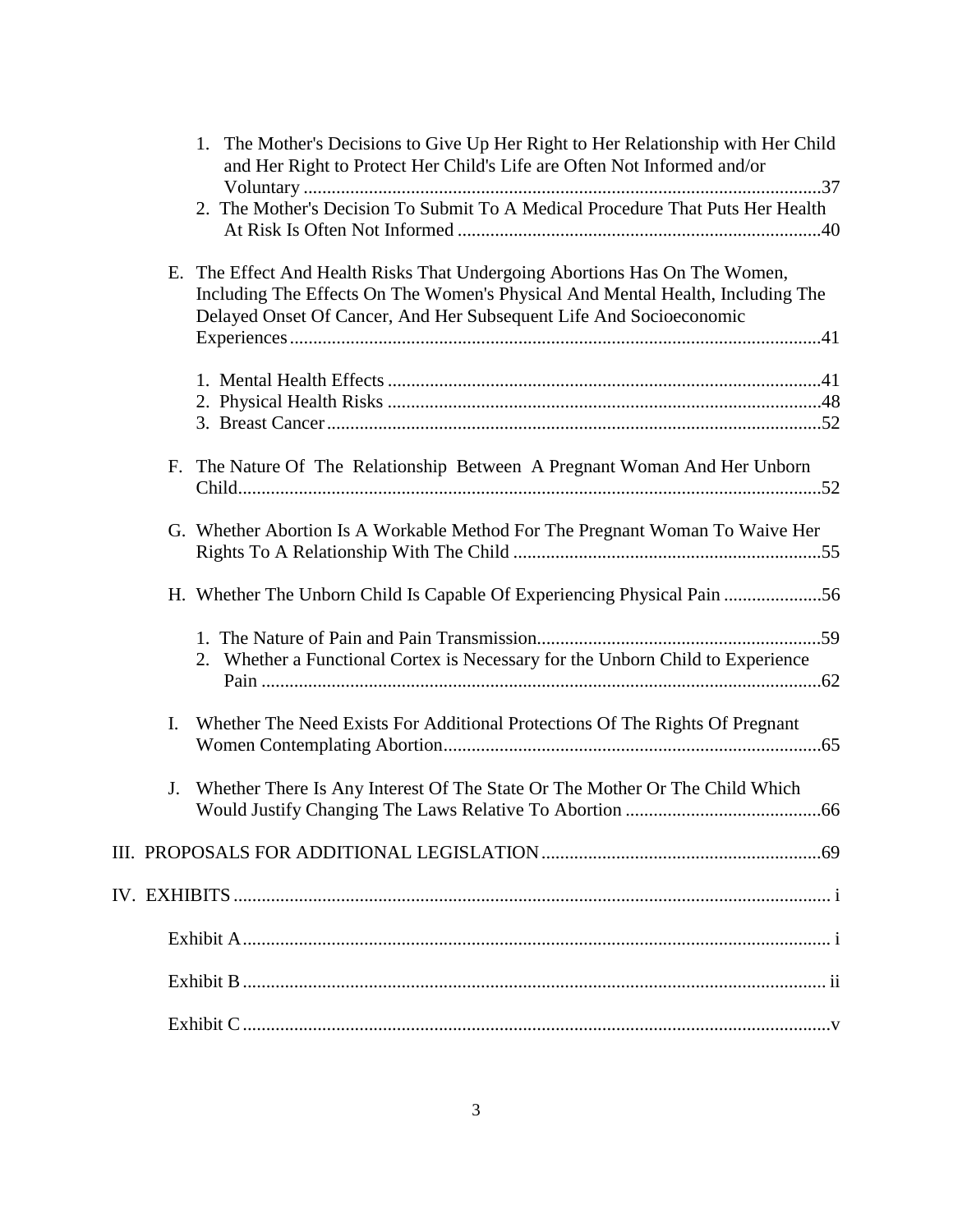1. The Mother's Decisions to Give Up Her Right to Her Relationship with Her Child and Her Right to Protect Her Child's Life are Often Not Informed and/or Voluntary ....37
2. The Mother's Decision To Submit To A Medical Procedure That Puts Her Health At Risk Is Often Not Informed ....40

E. The Effect And Health Risks That Undergoing Abortions Has On The Women, Including The Effects On The Women's Physical And Mental Health, Including The Delayed Onset Of Cancer, And Her Subsequent Life And Socioeconomic Experiences ....41

1. Mental Health Effects ....41
2. Physical Health Risks ....48
3. Breast Cancer ....52

F. The Nature Of The Relationship Between A Pregnant Woman And Her Unborn Child ....52

G. Whether Abortion Is A Workable Method For The Pregnant Woman To Waive Her Rights To A Relationship With The Child ....55

H. Whether The Unborn Child Is Capable Of Experiencing Physical Pain ....56

1. The Nature of Pain and Pain Transmission ....59
2. Whether a Functional Cortex is Necessary for the Unborn Child to Experience Pain ....62

I. Whether The Need Exists For Additional Protections Of The Rights Of Pregnant Women Contemplating Abortion ....65

J. Whether There Is Any Interest Of The State Or The Mother Or The Child Which Would Justify Changing The Laws Relative To Abortion ....66

III. PROPOSALS FOR ADDITIONAL LEGISLATION ....69

IV. EXHIBITS ....i

Exhibit A ....i

Exhibit B ....ii

Exhibit C ....v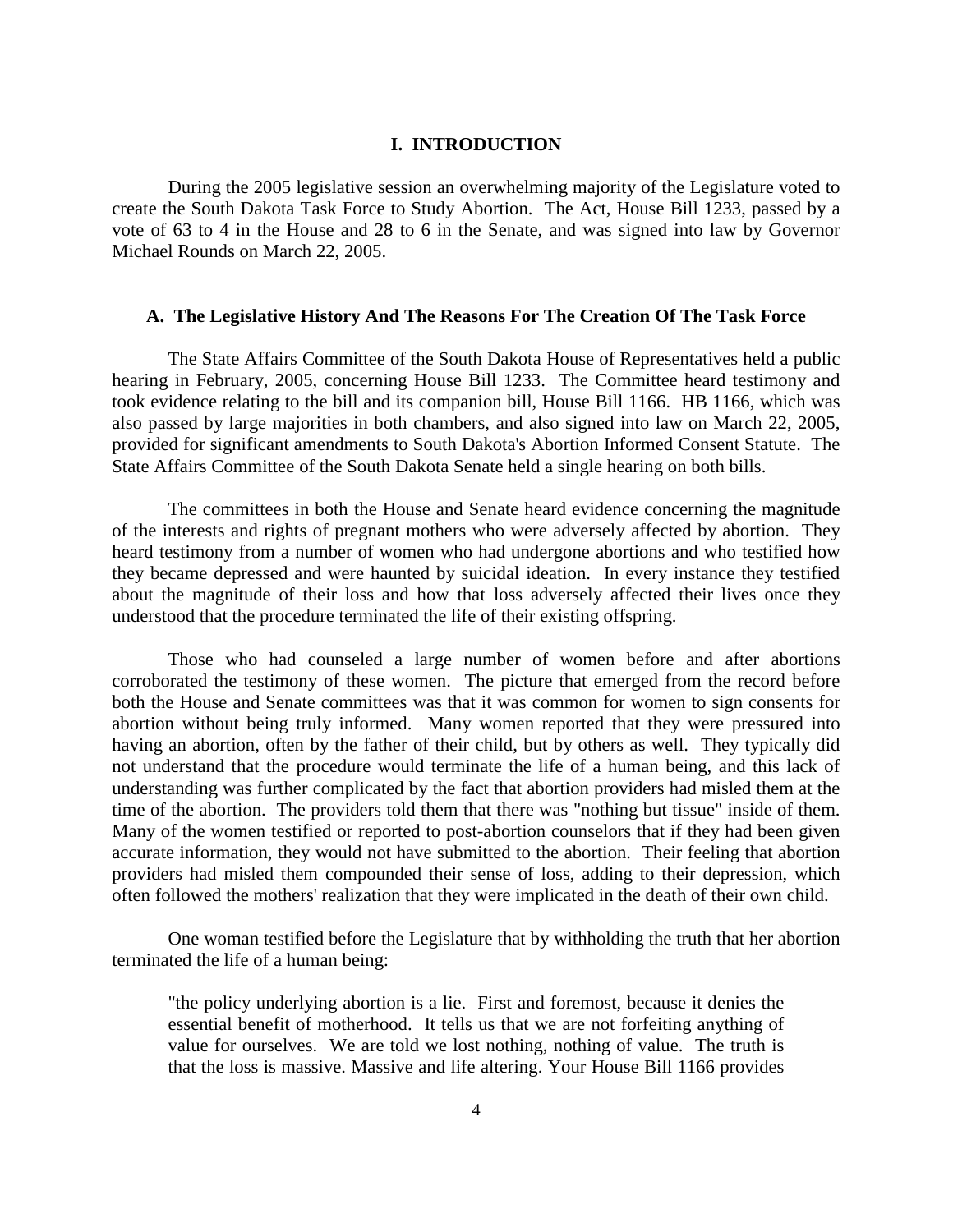# I. INTRODUCTION

During the 2005 legislative session an overwhelming majority of the Legislature voted to create the South Dakota Task Force to Study Abortion. The Act, House Bill 1233, passed by a vote of 63 to 4 in the House and 28 to 6 in the Senate, and was signed into law by Governor Michael Rounds on March 22, 2005.

## A. The Legislative History And The Reasons For The Creation Of The Task Force

The State Affairs Committee of the South Dakota House of Representatives held a public hearing in February, 2005, concerning House Bill 1233. The Committee heard testimony and took evidence relating to the bill and its companion bill, House Bill 1166. HB 1166, which was also passed by large majorities in both chambers, and also signed into law on March 22, 2005, provided for significant amendments to South Dakota's Abortion Informed Consent Statute. The State Affairs Committee of the South Dakota Senate held a single hearing on both bills.

The committees in both the House and Senate heard evidence concerning the magnitude of the interests and rights of pregnant mothers who were adversely affected by abortion. They heard testimony from a number of women who had undergone abortions and who testified how they became depressed and were haunted by suicidal ideation. In every instance they testified about the magnitude of their loss and how that loss adversely affected their lives once they understood that the procedure terminated the life of their existing offspring.

Those who had counseled a large number of women before and after abortions corroborated the testimony of these women. The picture that emerged from the record before both the House and Senate committees was that it was common for women to sign consents for abortion without being truly informed. Many women reported that they were pressured into having an abortion, often by the father of their child, but by others as well. They typically did not understand that the procedure would terminate the life of a human being, and this lack of understanding was further complicated by the fact that abortion providers had misled them at the time of the abortion. The providers told them that there was "nothing but tissue" inside of them. Many of the women testified or reported to post-abortion counselors that if they had been given accurate information, they would not have submitted to the abortion. Their feeling that abortion providers had misled them compounded their sense of loss, adding to their depression, which often followed the mothers' realization that they were implicated in the death of their own child.

One woman testified before the Legislature that by withholding the truth that her abortion terminated the life of a human being:

> "the policy underlying abortion is a lie. First and foremost, because it denies the essential benefit of motherhood. It tells us that we are not forfeiting anything of value for ourselves. We are told we lost nothing, nothing of value. The truth is that the loss is massive. Massive and life altering. Your House Bill 1166 provides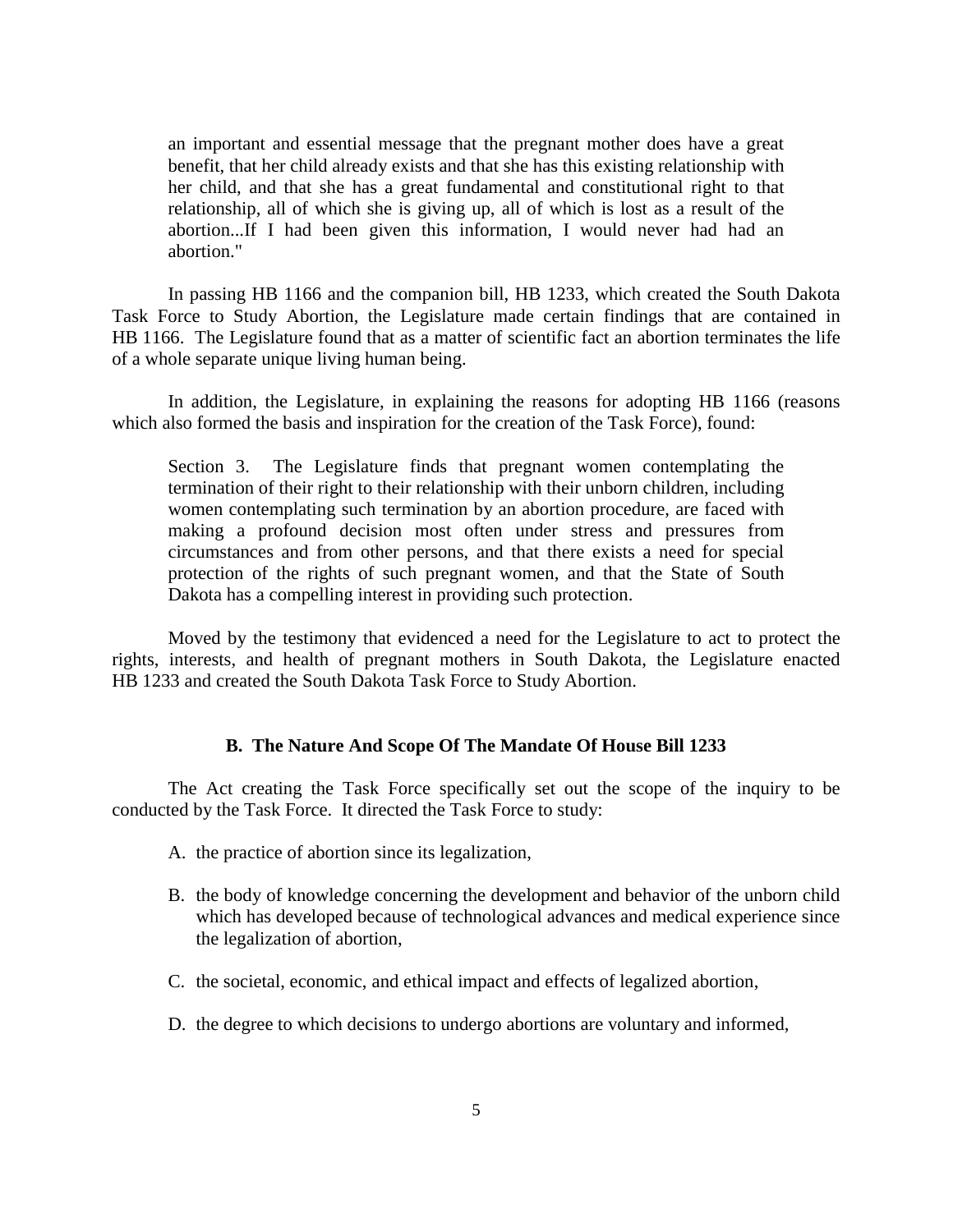an important and essential message that the pregnant mother does have a great benefit, that her child already exists and that she has this existing relationship with her child, and that she has a great fundamental and constitutional right to that relationship, all of which she is giving up, all of which is lost as a result of the abortion...If I had been given this information, I would never had had an abortion."

In passing HB 1166 and the companion bill, HB 1233, which created the South Dakota Task Force to Study Abortion, the Legislature made certain findings that are contained in HB 1166. The Legislature found that as a matter of scientific fact an abortion terminates the life of a whole separate unique living human being.

In addition, the Legislature, in explaining the reasons for adopting HB 1166 (reasons which also formed the basis and inspiration for the creation of the Task Force), found:

> Section 3. The Legislature finds that pregnant women contemplating the termination of their right to their relationship with their unborn children, including women contemplating such termination by an abortion procedure, are faced with making a profound decision most often under stress and pressures from circumstances and from other persons, and that there exists a need for special protection of the rights of such pregnant women, and that the State of South Dakota has a compelling interest in providing such protection.

Moved by the testimony that evidenced a need for the Legislature to act to protect the rights, interests, and health of pregnant mothers in South Dakota, the Legislature enacted HB 1233 and created the South Dakota Task Force to Study Abortion.

### B. The Nature And Scope Of The Mandate Of House Bill 1233

The Act creating the Task Force specifically set out the scope of the inquiry to be conducted by the Task Force. It directed the Task Force to study:

A. the practice of abortion since its legalization,

B. the body of knowledge concerning the development and behavior of the unborn child which has developed because of technological advances and medical experience since the legalization of abortion,

C. the societal, economic, and ethical impact and effects of legalized abortion,

D. the degree to which decisions to undergo abortions are voluntary and informed,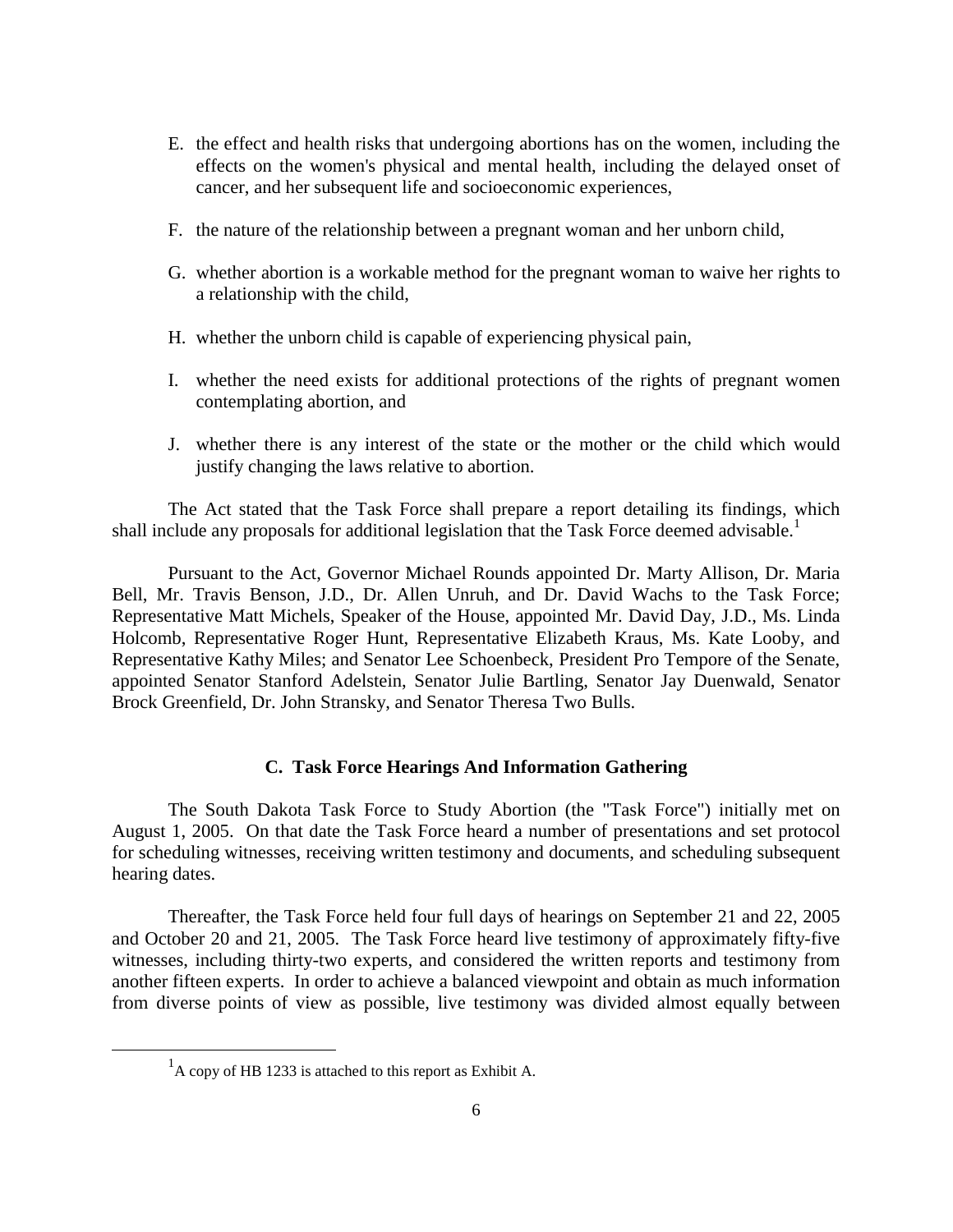E. the effect and health risks that undergoing abortions has on the women, including the effects on the women's physical and mental health, including the delayed onset of cancer, and her subsequent life and socioeconomic experiences,

F. the nature of the relationship between a pregnant woman and her unborn child,

G. whether abortion is a workable method for the pregnant woman to waive her rights to a relationship with the child,

H. whether the unborn child is capable of experiencing physical pain,

I. whether the need exists for additional protections of the rights of pregnant women contemplating abortion, and

J. whether there is any interest of the state or the mother or the child which would justify changing the laws relative to abortion.

The Act stated that the Task Force shall prepare a report detailing its findings, which shall include any proposals for additional legislation that the Task Force deemed advisable.[1]

Pursuant to the Act, Governor Michael Rounds appointed Dr. Marty Allison, Dr. Maria Bell, Mr. Travis Benson, J.D., Dr. Allen Unruh, and Dr. David Wachs to the Task Force; Representative Matt Michels, Speaker of the House, appointed Mr. David Day, J.D., Ms. Linda Holcomb, Representative Roger Hunt, Representative Elizabeth Kraus, Ms. Kate Looby, and Representative Kathy Miles; and Senator Lee Schoenbeck, President Pro Tempore of the Senate, appointed Senator Stanford Adelstein, Senator Julie Bartling, Senator Jay Duenwald, Senator Brock Greenfield, Dr. John Stransky, and Senator Theresa Two Bulls.

### C. Task Force Hearings And Information Gathering

The South Dakota Task Force to Study Abortion (the "Task Force") initially met on August 1, 2005. On that date the Task Force heard a number of presentations and set protocol for scheduling witnesses, receiving written testimony and documents, and scheduling subsequent hearing dates.

Thereafter, the Task Force held four full days of hearings on September 21 and 22, 2005 and October 20 and 21, 2005. The Task Force heard live testimony of approximately fifty-five witnesses, including thirty-two experts, and considered the written reports and testimony from another fifteen experts. In order to achieve a balanced viewpoint and obtain as much information from diverse points of view as possible, live testimony was divided almost equally between

[1] A copy of HB 1233 is attached to this report as Exhibit A.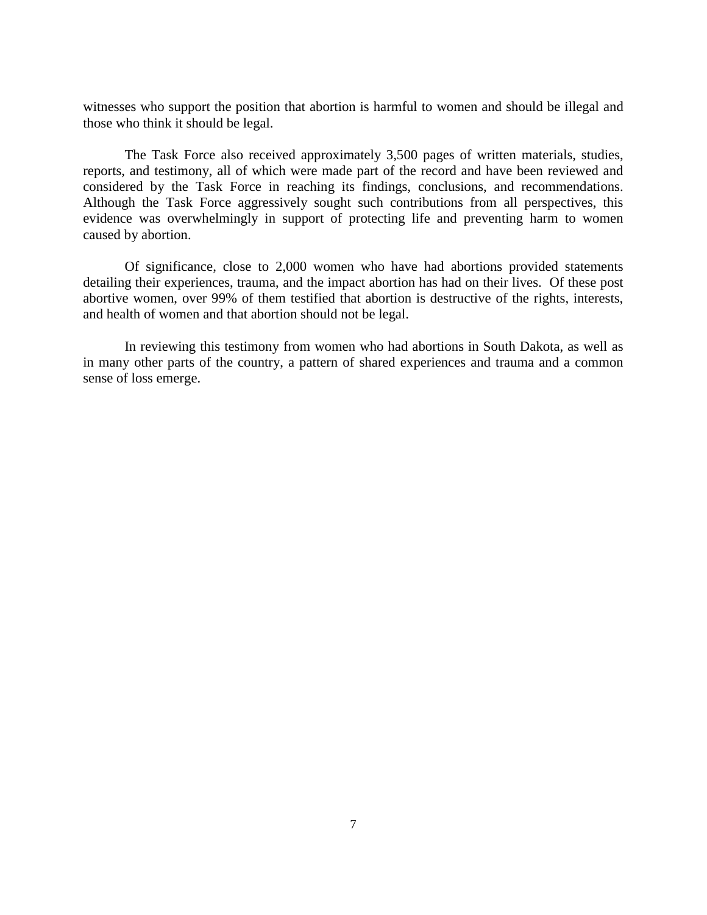witnesses who support the position that abortion is harmful to women and should be illegal and those who think it should be legal.

The Task Force also received approximately 3,500 pages of written materials, studies, reports, and testimony, all of which were made part of the record and have been reviewed and considered by the Task Force in reaching its findings, conclusions, and recommendations. Although the Task Force aggressively sought such contributions from all perspectives, this evidence was overwhelmingly in support of protecting life and preventing harm to women caused by abortion.

Of significance, close to 2,000 women who have had abortions provided statements detailing their experiences, trauma, and the impact abortion has had on their lives. Of these post abortive women, over 99% of them testified that abortion is destructive of the rights, interests, and health of women and that abortion should not be legal.

In reviewing this testimony from women who had abortions in South Dakota, as well as in many other parts of the country, a pattern of shared experiences and trauma and a common sense of loss emerge.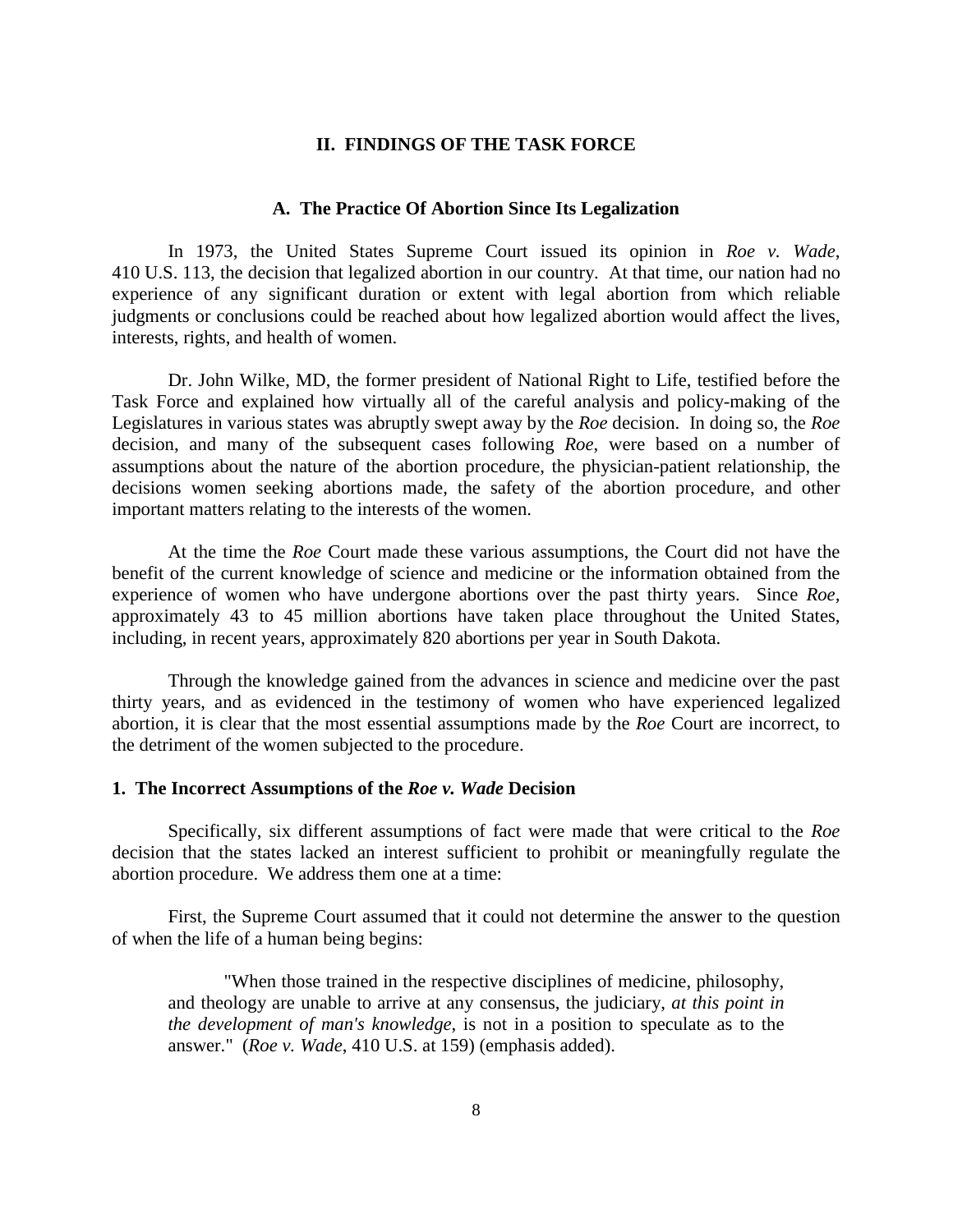## II. FINDINGS OF THE TASK FORCE

### A. The Practice Of Abortion Since Its Legalization

In 1973, the United States Supreme Court issued its opinion in *Roe v. Wade*, 410 U.S. 113, the decision that legalized abortion in our country. At that time, our nation had no experience of any significant duration or extent with legal abortion from which reliable judgments or conclusions could be reached about how legalized abortion would affect the lives, interests, rights, and health of women.

Dr. John Wilke, MD, the former president of National Right to Life, testified before the Task Force and explained how virtually all of the careful analysis and policy-making of the Legislatures in various states was abruptly swept away by the *Roe* decision. In doing so, the *Roe* decision, and many of the subsequent cases following *Roe*, were based on a number of assumptions about the nature of the abortion procedure, the physician-patient relationship, the decisions women seeking abortions made, the safety of the abortion procedure, and other important matters relating to the interests of the women.

At the time the *Roe* Court made these various assumptions, the Court did not have the benefit of the current knowledge of science and medicine or the information obtained from the experience of women who have undergone abortions over the past thirty years. Since *Roe*, approximately 43 to 45 million abortions have taken place throughout the United States, including, in recent years, approximately 820 abortions per year in South Dakota.

Through the knowledge gained from the advances in science and medicine over the past thirty years, and as evidenced in the testimony of women who have experienced legalized abortion, it is clear that the most essential assumptions made by the *Roe* Court are incorrect, to the detriment of the women subjected to the procedure.

#### 1. The Incorrect Assumptions of the *Roe v. Wade* Decision

Specifically, six different assumptions of fact were made that were critical to the *Roe* decision that the states lacked an interest sufficient to prohibit or meaningfully regulate the abortion procedure. We address them one at a time:

First, the Supreme Court assumed that it could not determine the answer to the question of when the life of a human being begins:

> "When those trained in the respective disciplines of medicine, philosophy, and theology are unable to arrive at any consensus, the judiciary, *at this point in the development of man's knowledge*, is not in a position to speculate as to the answer." (*Roe v. Wade*, 410 U.S. at 159) (emphasis added).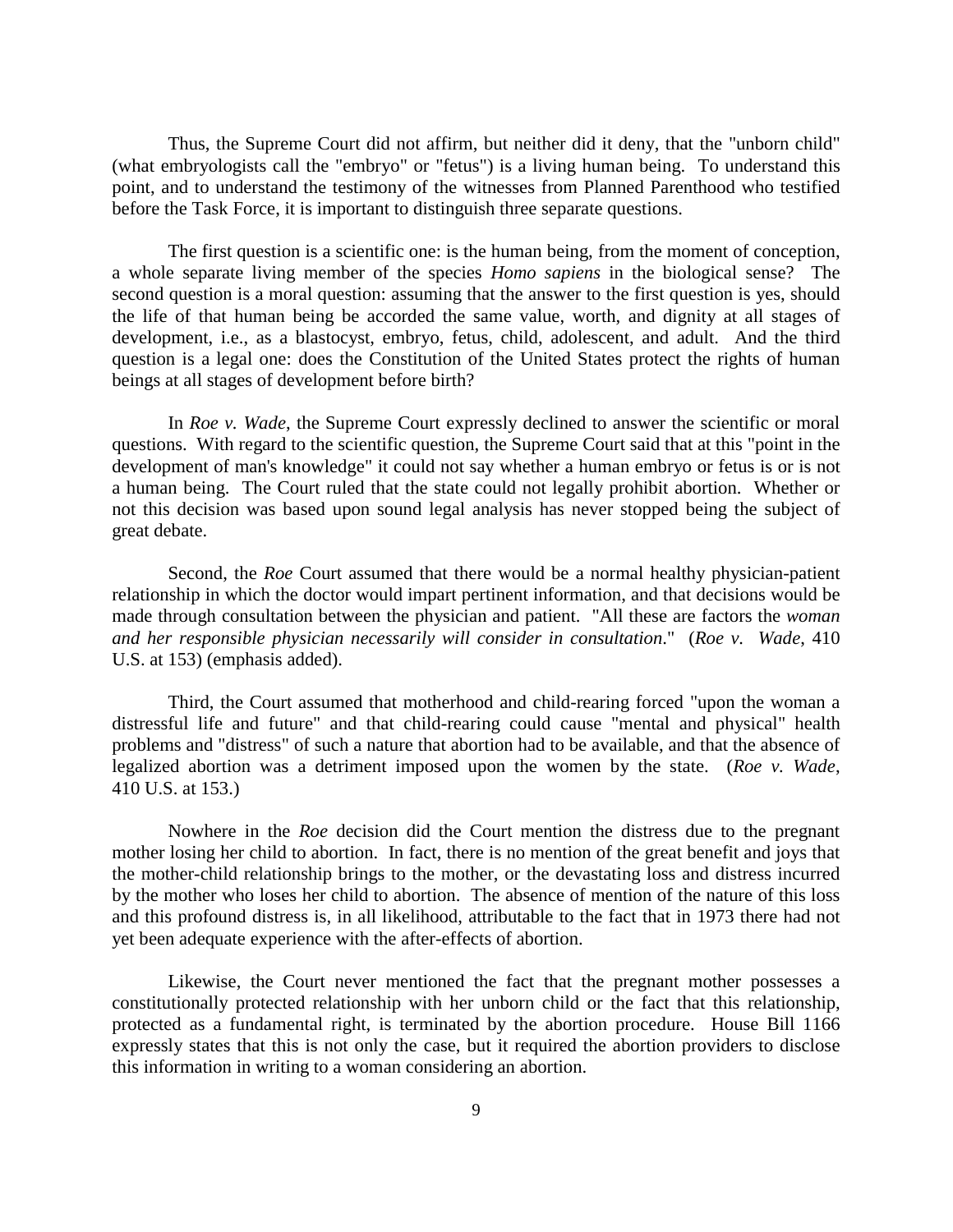Thus, the Supreme Court did not affirm, but neither did it deny, that the "unborn child" (what embryologists call the "embryo" or "fetus") is a living human being. To understand this point, and to understand the testimony of the witnesses from Planned Parenthood who testified before the Task Force, it is important to distinguish three separate questions.

The first question is a scientific one: is the human being, from the moment of conception, a whole separate living member of the species *Homo sapiens* in the biological sense? The second question is a moral question: assuming that the answer to the first question is yes, should the life of that human being be accorded the same value, worth, and dignity at all stages of development, i.e., as a blastocyst, embryo, fetus, child, adolescent, and adult. And the third question is a legal one: does the Constitution of the United States protect the rights of human beings at all stages of development before birth?

In *Roe v. Wade*, the Supreme Court expressly declined to answer the scientific or moral questions. With regard to the scientific question, the Supreme Court said that at this "point in the development of man's knowledge" it could not say whether a human embryo or fetus is or is not a human being. The Court ruled that the state could not legally prohibit abortion. Whether or not this decision was based upon sound legal analysis has never stopped being the subject of great debate.

Second, the *Roe* Court assumed that there would be a normal healthy physician-patient relationship in which the doctor would impart pertinent information, and that decisions would be made through consultation between the physician and patient. "All these are factors the *woman and her responsible physician necessarily will consider in consultation*." (*Roe v. Wade*, 410 U.S. at 153) (emphasis added).

Third, the Court assumed that motherhood and child-rearing forced "upon the woman a distressful life and future" and that child-rearing could cause "mental and physical" health problems and "distress" of such a nature that abortion had to be available, and that the absence of legalized abortion was a detriment imposed upon the women by the state. (*Roe v. Wade*, 410 U.S. at 153.)

Nowhere in the *Roe* decision did the Court mention the distress due to the pregnant mother losing her child to abortion. In fact, there is no mention of the great benefit and joys that the mother-child relationship brings to the mother, or the devastating loss and distress incurred by the mother who loses her child to abortion. The absence of mention of the nature of this loss and this profound distress is, in all likelihood, attributable to the fact that in 1973 there had not yet been adequate experience with the after-effects of abortion.

Likewise, the Court never mentioned the fact that the pregnant mother possesses a constitutionally protected relationship with her unborn child or the fact that this relationship, protected as a fundamental right, is terminated by the abortion procedure. House Bill 1166 expressly states that this is not only the case, but it required the abortion providers to disclose this information in writing to a woman considering an abortion.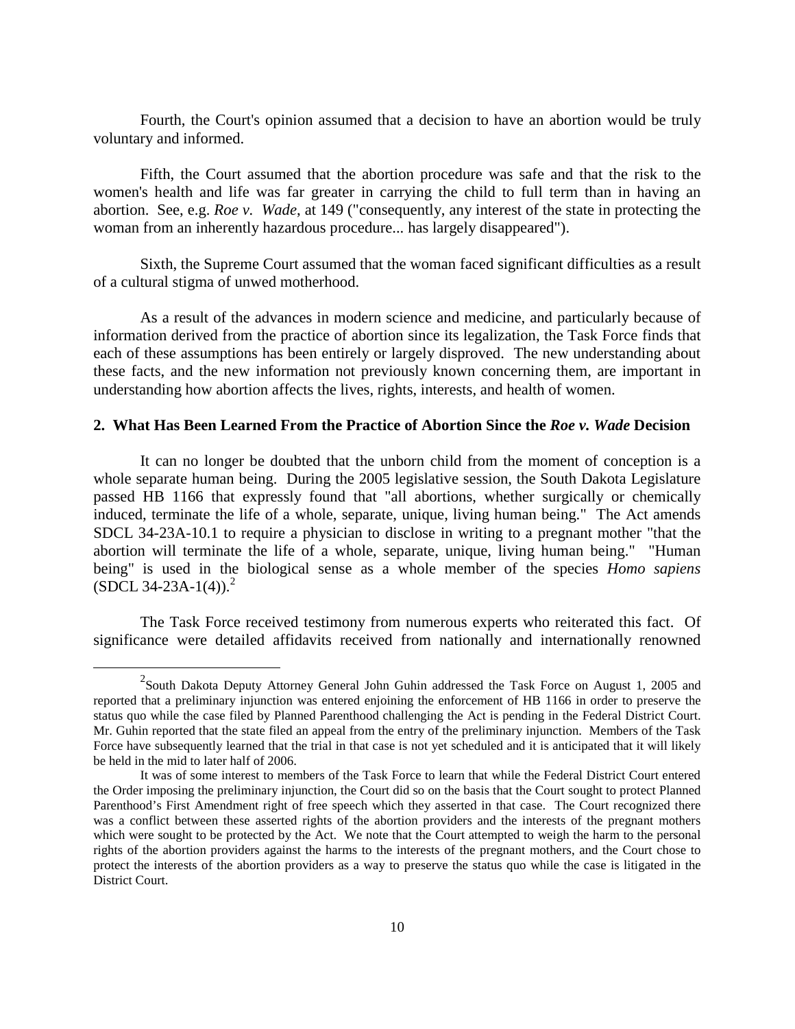Fourth, the Court's opinion assumed that a decision to have an abortion would be truly voluntary and informed.

Fifth, the Court assumed that the abortion procedure was safe and that the risk to the women's health and life was far greater in carrying the child to full term than in having an abortion. See, e.g. *Roe v. Wade*, at 149 ("consequently, any interest of the state in protecting the woman from an inherently hazardous procedure... has largely disappeared").

Sixth, the Supreme Court assumed that the woman faced significant difficulties as a result of a cultural stigma of unwed motherhood.

As a result of the advances in modern science and medicine, and particularly because of information derived from the practice of abortion since its legalization, the Task Force finds that each of these assumptions has been entirely or largely disproved. The new understanding about these facts, and the new information not previously known concerning them, are important in understanding how abortion affects the lives, rights, interests, and health of women.

## 2. What Has Been Learned From the Practice of Abortion Since the *Roe v. Wade* Decision

It can no longer be doubted that the unborn child from the moment of conception is a whole separate human being. During the 2005 legislative session, the South Dakota Legislature passed HB 1166 that expressly found that "all abortions, whether surgically or chemically induced, terminate the life of a whole, separate, unique, living human being." The Act amends SDCL 34-23A-10.1 to require a physician to disclose in writing to a pregnant mother "that the abortion will terminate the life of a whole, separate, unique, living human being." "Human being" is used in the biological sense as a whole member of the species *Homo sapiens* (SDCL 34-23A-1(4)).[2]

The Task Force received testimony from numerous experts who reiterated this fact. Of significance were detailed affidavits received from nationally and internationally renowned

---

[2] South Dakota Deputy Attorney General John Guhin addressed the Task Force on August 1, 2005 and reported that a preliminary injunction was entered enjoining the enforcement of HB 1166 in order to preserve the status quo while the case filed by Planned Parenthood challenging the Act is pending in the Federal District Court. Mr. Guhin reported that the state filed an appeal from the entry of the preliminary injunction. Members of the Task Force have subsequently learned that the trial in that case is not yet scheduled and it is anticipated that it will likely be held in the mid to later half of 2006.

It was of some interest to members of the Task Force to learn that while the Federal District Court entered the Order imposing the preliminary injunction, the Court did so on the basis that the Court sought to protect Planned Parenthood's First Amendment right of free speech which they asserted in that case. The Court recognized there was a conflict between these asserted rights of the abortion providers and the interests of the pregnant mothers which were sought to be protected by the Act. We note that the Court attempted to weigh the harm to the personal rights of the abortion providers against the harms to the interests of the pregnant mothers, and the Court chose to protect the interests of the abortion providers as a way to preserve the status quo while the case is litigated in the District Court.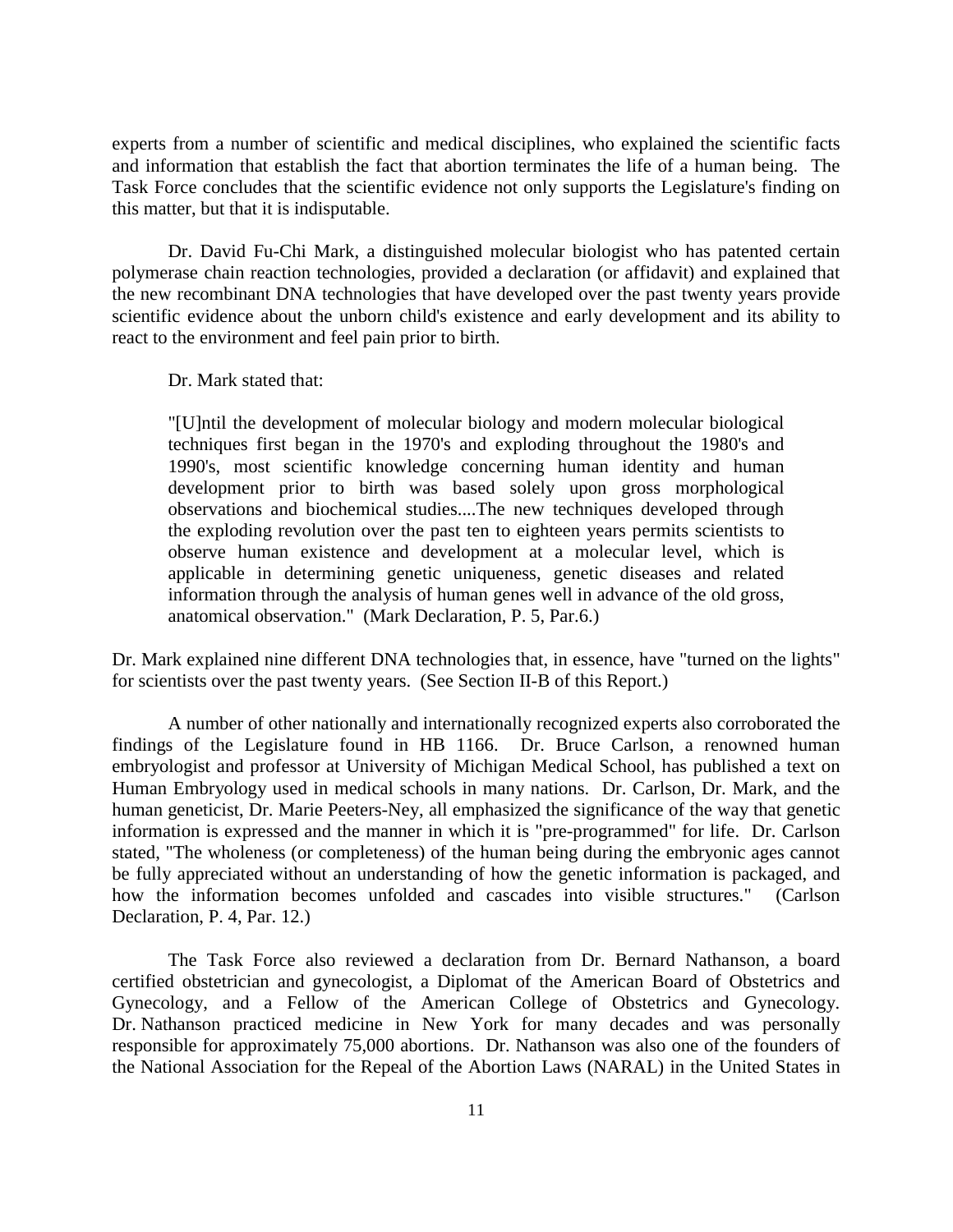experts from a number of scientific and medical disciplines, who explained the scientific facts and information that establish the fact that abortion terminates the life of a human being. The Task Force concludes that the scientific evidence not only supports the Legislature's finding on this matter, but that it is indisputable.

Dr. David Fu-Chi Mark, a distinguished molecular biologist who has patented certain polymerase chain reaction technologies, provided a declaration (or affidavit) and explained that the new recombinant DNA technologies that have developed over the past twenty years provide scientific evidence about the unborn child's existence and early development and its ability to react to the environment and feel pain prior to birth.

Dr. Mark stated that:

> "[U]ntil the development of molecular biology and modern molecular biological techniques first began in the 1970's and exploding throughout the 1980's and 1990's, most scientific knowledge concerning human identity and human development prior to birth was based solely upon gross morphological observations and biochemical studies....The new techniques developed through the exploding revolution over the past ten to eighteen years permits scientists to observe human existence and development at a molecular level, which is applicable in determining genetic uniqueness, genetic diseases and related information through the analysis of human genes well in advance of the old gross, anatomical observation." (Mark Declaration, P. 5, Par.6.)

Dr. Mark explained nine different DNA technologies that, in essence, have "turned on the lights" for scientists over the past twenty years. (See Section II-B of this Report.)

A number of other nationally and internationally recognized experts also corroborated the findings of the Legislature found in HB 1166. Dr. Bruce Carlson, a renowned human embryologist and professor at University of Michigan Medical School, has published a text on Human Embryology used in medical schools in many nations. Dr. Carlson, Dr. Mark, and the human geneticist, Dr. Marie Peeters-Ney, all emphasized the significance of the way that genetic information is expressed and the manner in which it is "pre-programmed" for life. Dr. Carlson stated, "The wholeness (or completeness) of the human being during the embryonic ages cannot be fully appreciated without an understanding of how the genetic information is packaged, and how the information becomes unfolded and cascades into visible structures." (Carlson Declaration, P. 4, Par. 12.)

The Task Force also reviewed a declaration from Dr. Bernard Nathanson, a board certified obstetrician and gynecologist, a Diplomat of the American Board of Obstetrics and Gynecology, and a Fellow of the American College of Obstetrics and Gynecology. Dr. Nathanson practiced medicine in New York for many decades and was personally responsible for approximately 75,000 abortions. Dr. Nathanson was also one of the founders of the National Association for the Repeal of the Abortion Laws (NARAL) in the United States in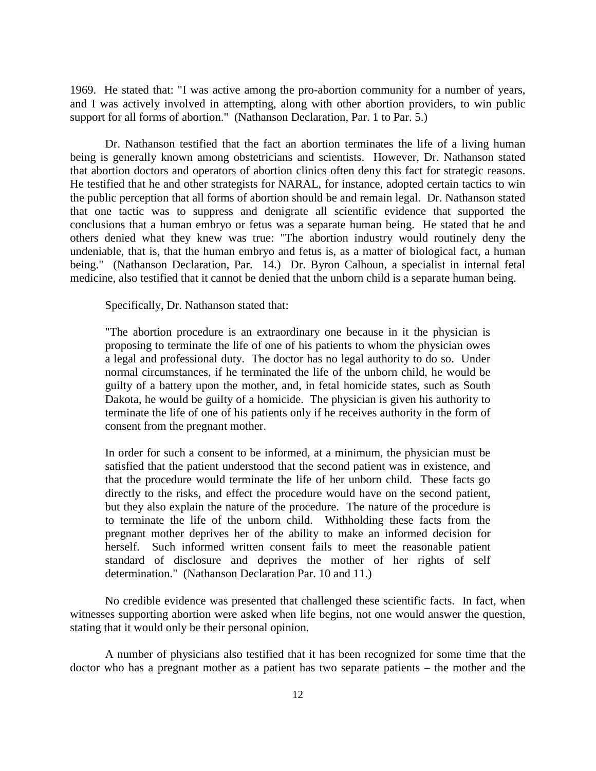1969. He stated that: "I was active among the pro-abortion community for a number of years, and I was actively involved in attempting, along with other abortion providers, to win public support for all forms of abortion." (Nathanson Declaration, Par. 1 to Par. 5.)

Dr. Nathanson testified that the fact an abortion terminates the life of a living human being is generally known among obstetricians and scientists. However, Dr. Nathanson stated that abortion doctors and operators of abortion clinics often deny this fact for strategic reasons. He testified that he and other strategists for NARAL, for instance, adopted certain tactics to win the public perception that all forms of abortion should be and remain legal. Dr. Nathanson stated that one tactic was to suppress and denigrate all scientific evidence that supported the conclusions that a human embryo or fetus was a separate human being. He stated that he and others denied what they knew was true: "The abortion industry would routinely deny the undeniable, that is, that the human embryo and fetus is, as a matter of biological fact, a human being." (Nathanson Declaration, Par. 14.) Dr. Byron Calhoun, a specialist in internal fetal medicine, also testified that it cannot be denied that the unborn child is a separate human being.

Specifically, Dr. Nathanson stated that:

> "The abortion procedure is an extraordinary one because in it the physician is proposing to terminate the life of one of his patients to whom the physician owes a legal and professional duty. The doctor has no legal authority to do so. Under normal circumstances, if he terminated the life of the unborn child, he would be guilty of a battery upon the mother, and, in fetal homicide states, such as South Dakota, he would be guilty of a homicide. The physician is given his authority to terminate the life of one of his patients only if he receives authority in the form of consent from the pregnant mother.
>
> In order for such a consent to be informed, at a minimum, the physician must be satisfied that the patient understood that the second patient was in existence, and that the procedure would terminate the life of her unborn child. These facts go directly to the risks, and effect the procedure would have on the second patient, but they also explain the nature of the procedure. The nature of the procedure is to terminate the life of the unborn child. Withholding these facts from the pregnant mother deprives her of the ability to make an informed decision for herself. Such informed written consent fails to meet the reasonable patient standard of disclosure and deprives the mother of her rights of self determination." (Nathanson Declaration Par. 10 and 11.)

No credible evidence was presented that challenged these scientific facts. In fact, when witnesses supporting abortion were asked when life begins, not one would answer the question, stating that it would only be their personal opinion.

A number of physicians also testified that it has been recognized for some time that the doctor who has a pregnant mother as a patient has two separate patients – the mother and the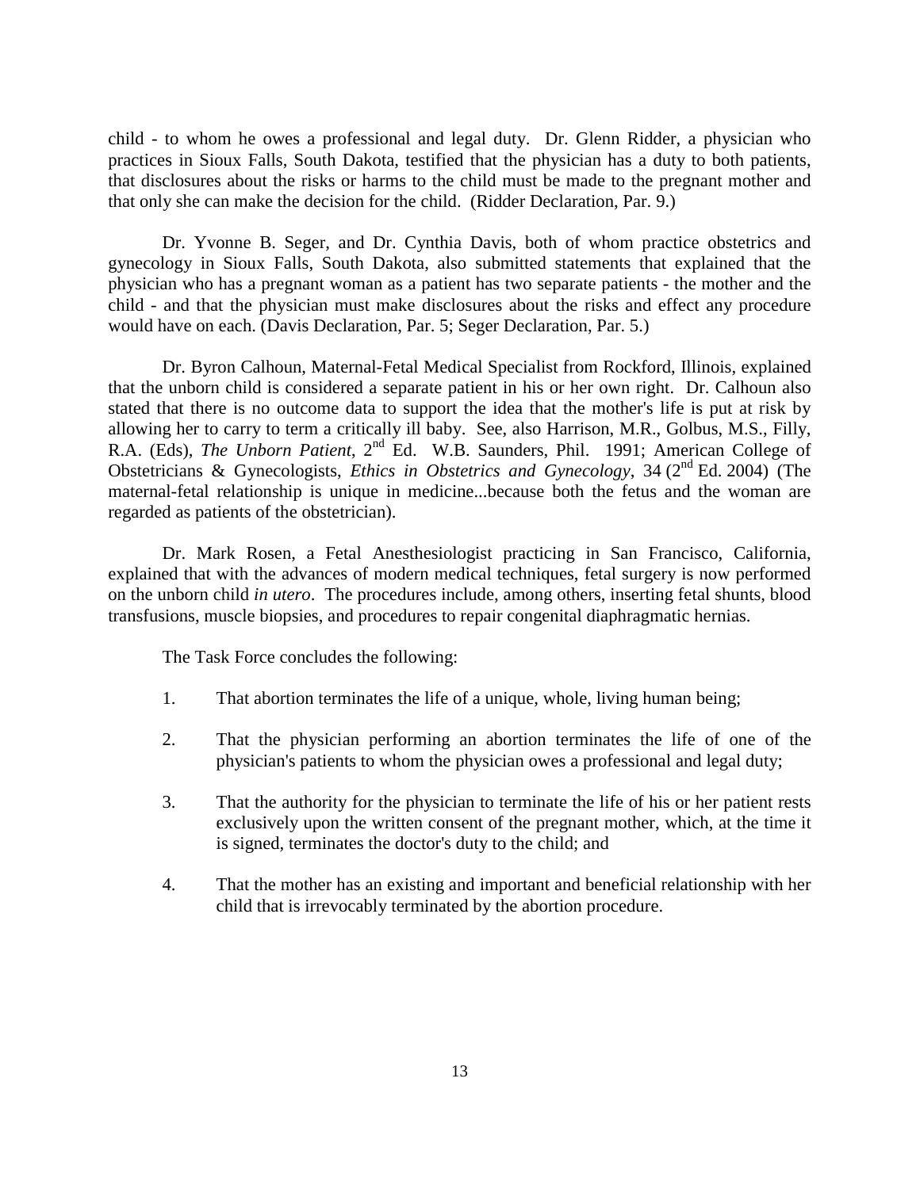child - to whom he owes a professional and legal duty. Dr. Glenn Ridder, a physician who practices in Sioux Falls, South Dakota, testified that the physician has a duty to both patients, that disclosures about the risks or harms to the child must be made to the pregnant mother and that only she can make the decision for the child. (Ridder Declaration, Par. 9.)

Dr. Yvonne B. Seger, and Dr. Cynthia Davis, both of whom practice obstetrics and gynecology in Sioux Falls, South Dakota, also submitted statements that explained that the physician who has a pregnant woman as a patient has two separate patients - the mother and the child - and that the physician must make disclosures about the risks and effect any procedure would have on each. (Davis Declaration, Par. 5; Seger Declaration, Par. 5.)

Dr. Byron Calhoun, Maternal-Fetal Medical Specialist from Rockford, Illinois, explained that the unborn child is considered a separate patient in his or her own right. Dr. Calhoun also stated that there is no outcome data to support the idea that the mother's life is put at risk by allowing her to carry to term a critically ill baby. See, also Harrison, M.R., Golbus, M.S., Filly, R.A. (Eds), *The Unborn Patient*, 2nd Ed. W.B. Saunders, Phil. 1991; American College of Obstetricians & Gynecologists, *Ethics in Obstetrics and Gynecology*, 34 (2nd Ed. 2004) (The maternal-fetal relationship is unique in medicine...because both the fetus and the woman are regarded as patients of the obstetrician).

Dr. Mark Rosen, a Fetal Anesthesiologist practicing in San Francisco, California, explained that with the advances of modern medical techniques, fetal surgery is now performed on the unborn child *in utero*. The procedures include, among others, inserting fetal shunts, blood transfusions, muscle biopsies, and procedures to repair congenital diaphragmatic hernias.

The Task Force concludes the following:

1. That abortion terminates the life of a unique, whole, living human being;

2. That the physician performing an abortion terminates the life of one of the physician's patients to whom the physician owes a professional and legal duty;

3. That the authority for the physician to terminate the life of his or her patient rests exclusively upon the written consent of the pregnant mother, which, at the time it is signed, terminates the doctor's duty to the child; and

4. That the mother has an existing and important and beneficial relationship with her child that is irrevocably terminated by the abortion procedure.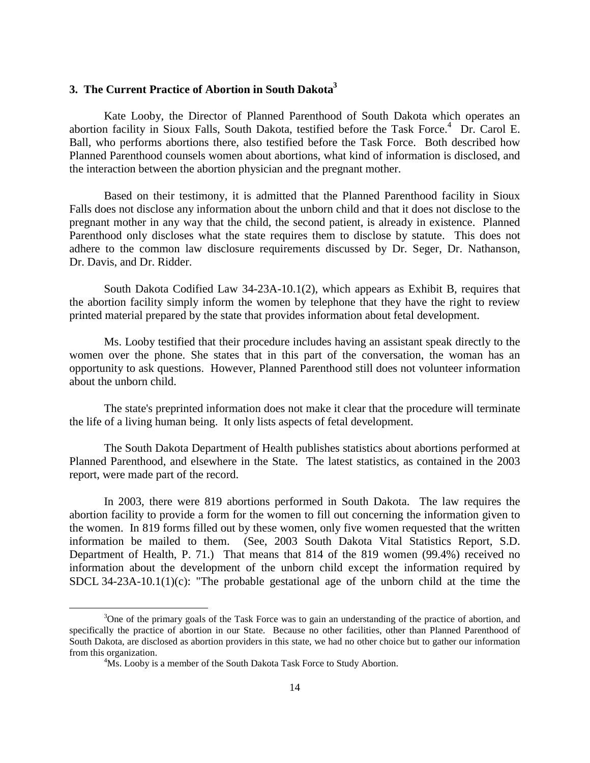### 3. The Current Practice of Abortion in South Dakota[3]

Kate Looby, the Director of Planned Parenthood of South Dakota which operates an abortion facility in Sioux Falls, South Dakota, testified before the Task Force.[4] Dr. Carol E. Ball, who performs abortions there, also testified before the Task Force. Both described how Planned Parenthood counsels women about abortions, what kind of information is disclosed, and the interaction between the abortion physician and the pregnant mother.

Based on their testimony, it is admitted that the Planned Parenthood facility in Sioux Falls does not disclose any information about the unborn child and that it does not disclose to the pregnant mother in any way that the child, the second patient, is already in existence. Planned Parenthood only discloses what the state requires them to disclose by statute. This does not adhere to the common law disclosure requirements discussed by Dr. Seger, Dr. Nathanson, Dr. Davis, and Dr. Ridder.

South Dakota Codified Law 34-23A-10.1(2), which appears as Exhibit B, requires that the abortion facility simply inform the women by telephone that they have the right to review printed material prepared by the state that provides information about fetal development.

Ms. Looby testified that their procedure includes having an assistant speak directly to the women over the phone. She states that in this part of the conversation, the woman has an opportunity to ask questions. However, Planned Parenthood still does not volunteer information about the unborn child.

The state's preprinted information does not make it clear that the procedure will terminate the life of a living human being. It only lists aspects of fetal development.

The South Dakota Department of Health publishes statistics about abortions performed at Planned Parenthood, and elsewhere in the State. The latest statistics, as contained in the 2003 report, were made part of the record.

In 2003, there were 819 abortions performed in South Dakota. The law requires the abortion facility to provide a form for the women to fill out concerning the information given to the women. In 819 forms filled out by these women, only five women requested that the written information be mailed to them. (See, 2003 South Dakota Vital Statistics Report, S.D. Department of Health, P. 71.) That means that 814 of the 819 women (99.4%) received no information about the development of the unborn child except the information required by SDCL 34-23A-10.1(1)(c): "The probable gestational age of the unborn child at the time the

---

[3] One of the primary goals of the Task Force was to gain an understanding of the practice of abortion, and specifically the practice of abortion in our State. Because no other facilities, other than Planned Parenthood of South Dakota, are disclosed as abortion providers in this state, we had no other choice but to gather our information from this organization.

[4] Ms. Looby is a member of the South Dakota Task Force to Study Abortion.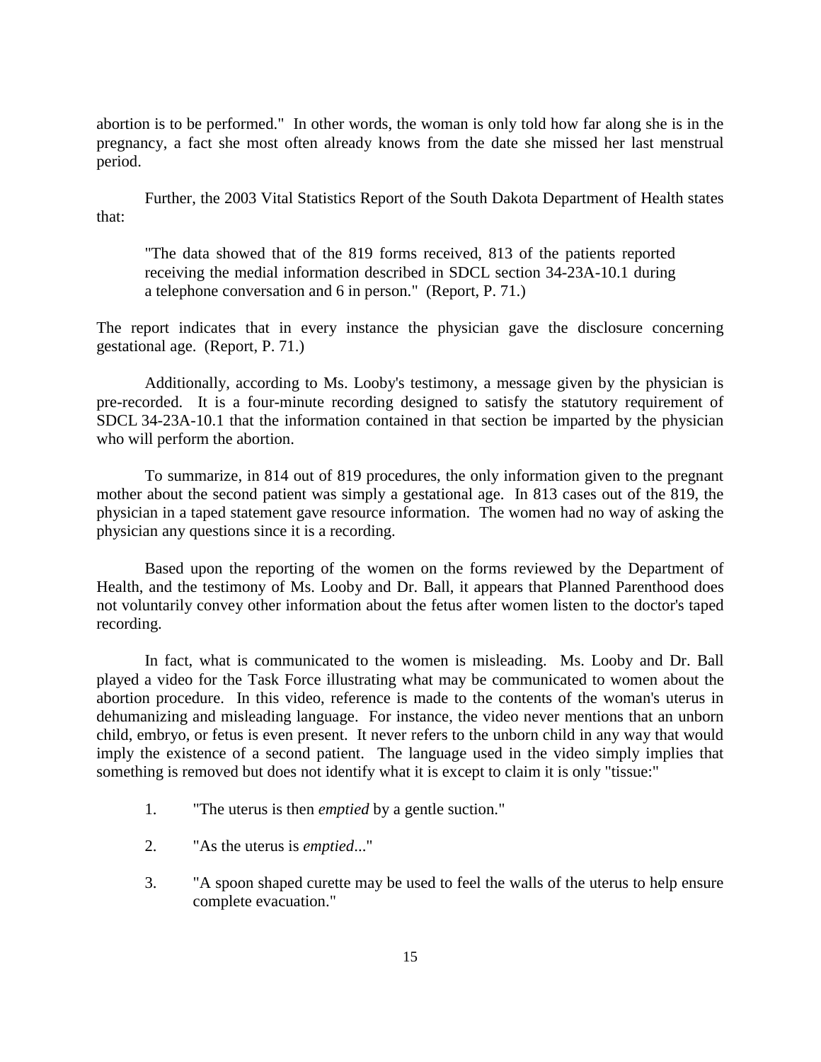abortion is to be performed." In other words, the woman is only told how far along she is in the pregnancy, a fact she most often already knows from the date she missed her last menstrual period.

Further, the 2003 Vital Statistics Report of the South Dakota Department of Health states that:

> "The data showed that of the 819 forms received, 813 of the patients reported receiving the medial information described in SDCL section 34-23A-10.1 during a telephone conversation and 6 in person." (Report, P. 71.)

The report indicates that in every instance the physician gave the disclosure concerning gestational age. (Report, P. 71.)

Additionally, according to Ms. Looby's testimony, a message given by the physician is pre-recorded. It is a four-minute recording designed to satisfy the statutory requirement of SDCL 34-23A-10.1 that the information contained in that section be imparted by the physician who will perform the abortion.

To summarize, in 814 out of 819 procedures, the only information given to the pregnant mother about the second patient was simply a gestational age. In 813 cases out of the 819, the physician in a taped statement gave resource information. The women had no way of asking the physician any questions since it is a recording.

Based upon the reporting of the women on the forms reviewed by the Department of Health, and the testimony of Ms. Looby and Dr. Ball, it appears that Planned Parenthood does not voluntarily convey other information about the fetus after women listen to the doctor's taped recording.

In fact, what is communicated to the women is misleading. Ms. Looby and Dr. Ball played a video for the Task Force illustrating what may be communicated to women about the abortion procedure. In this video, reference is made to the contents of the woman's uterus in dehumanizing and misleading language. For instance, the video never mentions that an unborn child, embryo, or fetus is even present. It never refers to the unborn child in any way that would imply the existence of a second patient. The language used in the video simply implies that something is removed but does not identify what it is except to claim it is only "tissue:"

1. "The uterus is then *emptied* by a gentle suction."

2. "As the uterus is *emptied*..."

3. "A spoon shaped curette may be used to feel the walls of the uterus to help ensure complete evacuation."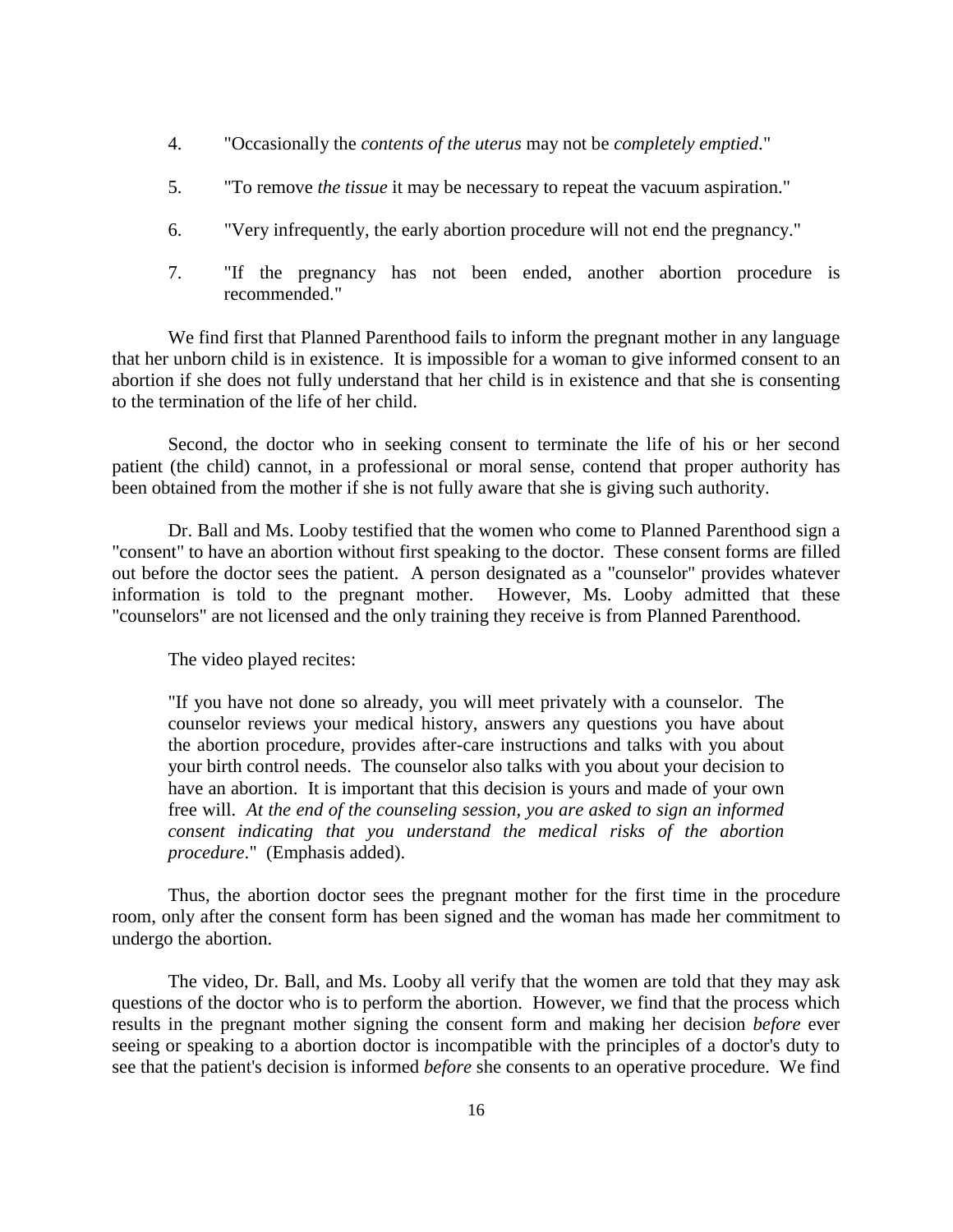4. "Occasionally the *contents of the uterus* may not be *completely emptied*."

5. "To remove *the tissue* it may be necessary to repeat the vacuum aspiration."

6. "Very infrequently, the early abortion procedure will not end the pregnancy."

7. "If the pregnancy has not been ended, another abortion procedure is recommended."

We find first that Planned Parenthood fails to inform the pregnant mother in any language that her unborn child is in existence. It is impossible for a woman to give informed consent to an abortion if she does not fully understand that her child is in existence and that she is consenting to the termination of the life of her child.

Second, the doctor who in seeking consent to terminate the life of his or her second patient (the child) cannot, in a professional or moral sense, contend that proper authority has been obtained from the mother if she is not fully aware that she is giving such authority.

Dr. Ball and Ms. Looby testified that the women who come to Planned Parenthood sign a "consent" to have an abortion without first speaking to the doctor. These consent forms are filled out before the doctor sees the patient. A person designated as a "counselor" provides whatever information is told to the pregnant mother. However, Ms. Looby admitted that these "counselors" are not licensed and the only training they receive is from Planned Parenthood.

The video played recites:

> "If you have not done so already, you will meet privately with a counselor. The counselor reviews your medical history, answers any questions you have about the abortion procedure, provides after-care instructions and talks with you about your birth control needs. The counselor also talks with you about your decision to have an abortion. It is important that this decision is yours and made of your own free will. *At the end of the counseling session, you are asked to sign an informed consent indicating that you understand the medical risks of the abortion procedure*." (Emphasis added).

Thus, the abortion doctor sees the pregnant mother for the first time in the procedure room, only after the consent form has been signed and the woman has made her commitment to undergo the abortion.

The video, Dr. Ball, and Ms. Looby all verify that the women are told that they may ask questions of the doctor who is to perform the abortion. However, we find that the process which results in the pregnant mother signing the consent form and making her decision *before* ever seeing or speaking to a abortion doctor is incompatible with the principles of a doctor's duty to see that the patient's decision is informed *before* she consents to an operative procedure. We find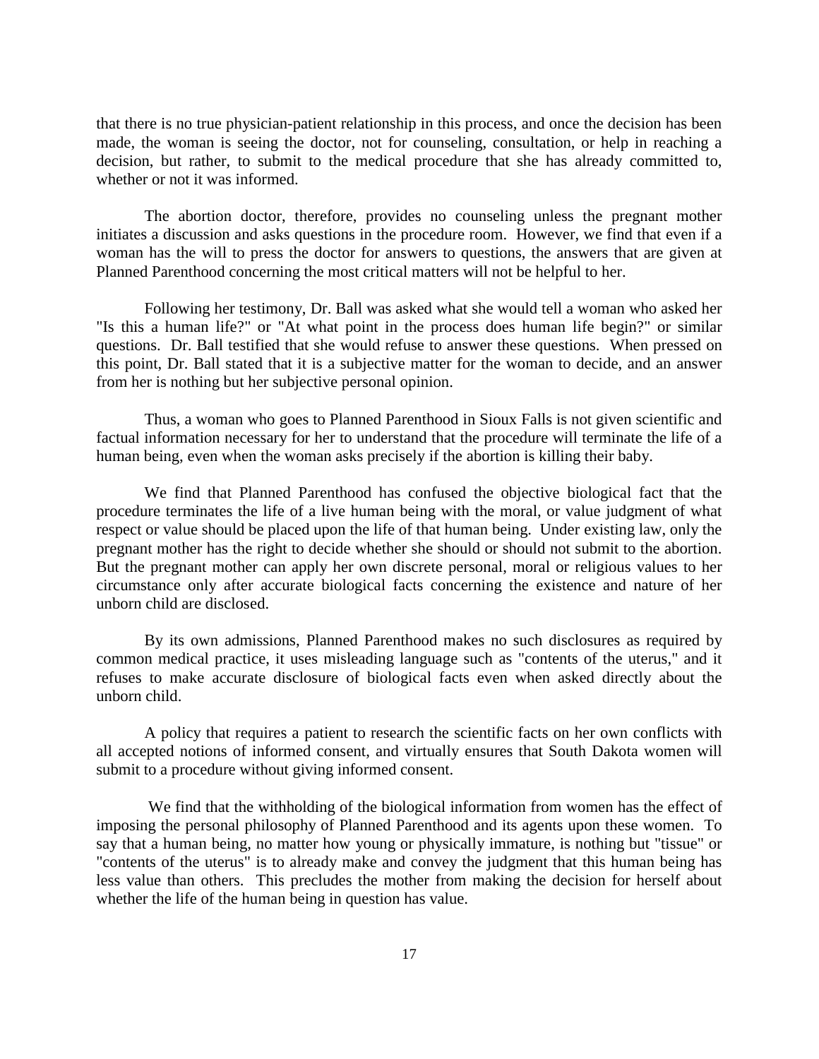that there is no true physician-patient relationship in this process, and once the decision has been made, the woman is seeing the doctor, not for counseling, consultation, or help in reaching a decision, but rather, to submit to the medical procedure that she has already committed to, whether or not it was informed.

The abortion doctor, therefore, provides no counseling unless the pregnant mother initiates a discussion and asks questions in the procedure room. However, we find that even if a woman has the will to press the doctor for answers to questions, the answers that are given at Planned Parenthood concerning the most critical matters will not be helpful to her.

Following her testimony, Dr. Ball was asked what she would tell a woman who asked her "Is this a human life?" or "At what point in the process does human life begin?" or similar questions. Dr. Ball testified that she would refuse to answer these questions. When pressed on this point, Dr. Ball stated that it is a subjective matter for the woman to decide, and an answer from her is nothing but her subjective personal opinion.

Thus, a woman who goes to Planned Parenthood in Sioux Falls is not given scientific and factual information necessary for her to understand that the procedure will terminate the life of a human being, even when the woman asks precisely if the abortion is killing their baby.

We find that Planned Parenthood has confused the objective biological fact that the procedure terminates the life of a live human being with the moral, or value judgment of what respect or value should be placed upon the life of that human being. Under existing law, only the pregnant mother has the right to decide whether she should or should not submit to the abortion. But the pregnant mother can apply her own discrete personal, moral or religious values to her circumstance only after accurate biological facts concerning the existence and nature of her unborn child are disclosed.

By its own admissions, Planned Parenthood makes no such disclosures as required by common medical practice, it uses misleading language such as "contents of the uterus," and it refuses to make accurate disclosure of biological facts even when asked directly about the unborn child.

A policy that requires a patient to research the scientific facts on her own conflicts with all accepted notions of informed consent, and virtually ensures that South Dakota women will submit to a procedure without giving informed consent.

We find that the withholding of the biological information from women has the effect of imposing the personal philosophy of Planned Parenthood and its agents upon these women. To say that a human being, no matter how young or physically immature, is nothing but "tissue" or "contents of the uterus" is to already make and convey the judgment that this human being has less value than others. This precludes the mother from making the decision for herself about whether the life of the human being in question has value.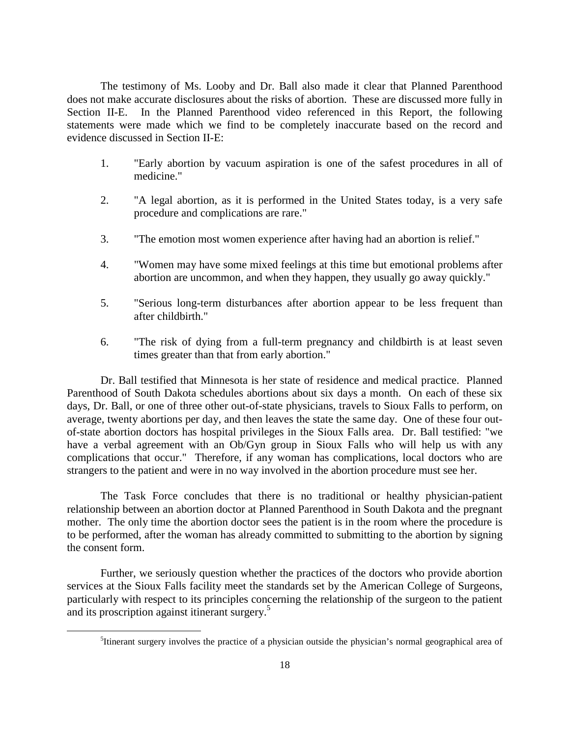The testimony of Ms. Looby and Dr. Ball also made it clear that Planned Parenthood does not make accurate disclosures about the risks of abortion. These are discussed more fully in Section II-E. In the Planned Parenthood video referenced in this Report, the following statements were made which we find to be completely inaccurate based on the record and evidence discussed in Section II-E:

1. "Early abortion by vacuum aspiration is one of the safest procedures in all of medicine."

2. "A legal abortion, as it is performed in the United States today, is a very safe procedure and complications are rare."

3. "The emotion most women experience after having had an abortion is relief."

4. "Women may have some mixed feelings at this time but emotional problems after abortion are uncommon, and when they happen, they usually go away quickly."

5. "Serious long-term disturbances after abortion appear to be less frequent than after childbirth."

6. "The risk of dying from a full-term pregnancy and childbirth is at least seven times greater than that from early abortion."

Dr. Ball testified that Minnesota is her state of residence and medical practice. Planned Parenthood of South Dakota schedules abortions about six days a month. On each of these six days, Dr. Ball, or one of three other out-of-state physicians, travels to Sioux Falls to perform, on average, twenty abortions per day, and then leaves the state the same day. One of these four out-of-state abortion doctors has hospital privileges in the Sioux Falls area. Dr. Ball testified: "we have a verbal agreement with an Ob/Gyn group in Sioux Falls who will help us with any complications that occur." Therefore, if any woman has complications, local doctors who are strangers to the patient and were in no way involved in the abortion procedure must see her.

The Task Force concludes that there is no traditional or healthy physician-patient relationship between an abortion doctor at Planned Parenthood in South Dakota and the pregnant mother. The only time the abortion doctor sees the patient is in the room where the procedure is to be performed, after the woman has already committed to submitting to the abortion by signing the consent form.

Further, we seriously question whether the practices of the doctors who provide abortion services at the Sioux Falls facility meet the standards set by the American College of Surgeons, particularly with respect to its principles concerning the relationship of the surgeon to the patient and its proscription against itinerant surgery.[5]

[5] Itinerant surgery involves the practice of a physician outside the physician's normal geographical area of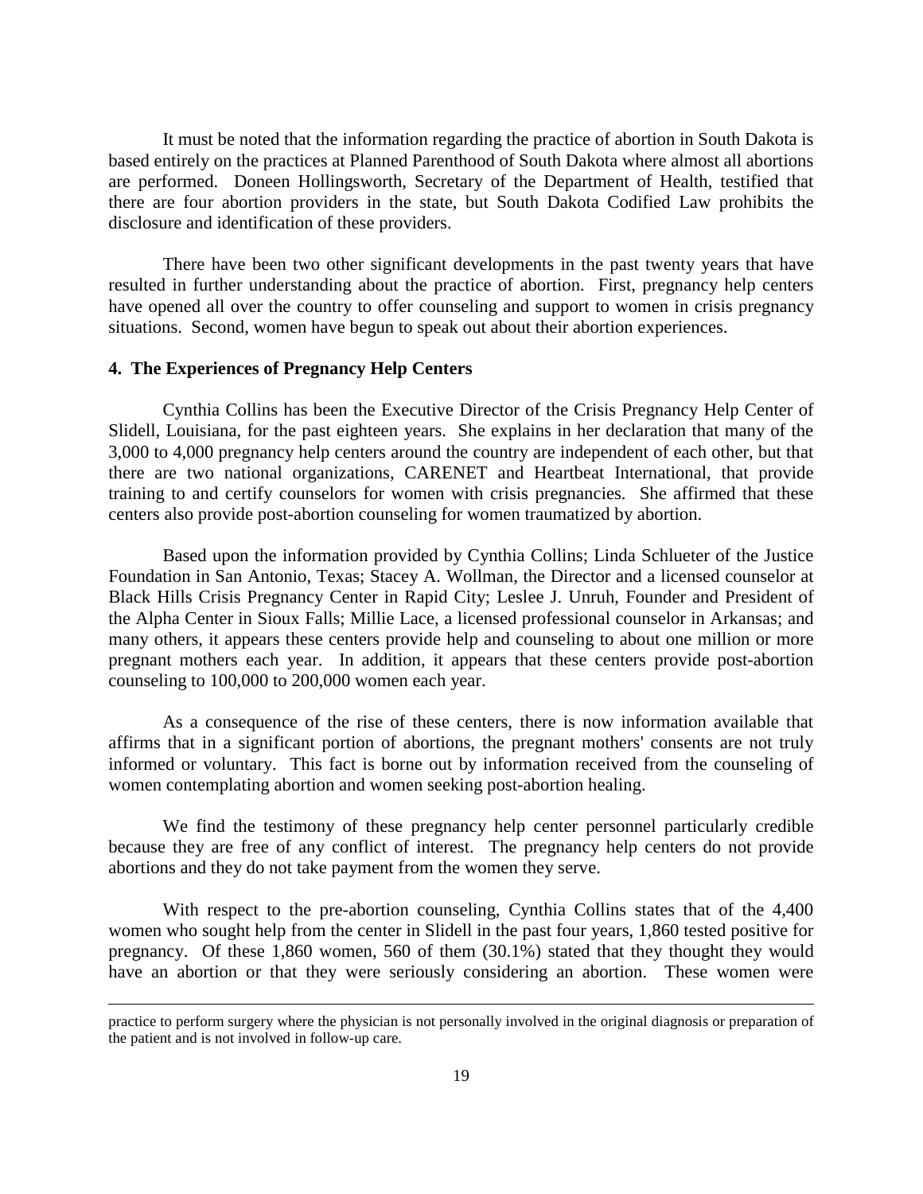It must be noted that the information regarding the practice of abortion in South Dakota is based entirely on the practices at Planned Parenthood of South Dakota where almost all abortions are performed. Doneen Hollingsworth, Secretary of the Department of Health, testified that there are four abortion providers in the state, but South Dakota Codified Law prohibits the disclosure and identification of these providers.

There have been two other significant developments in the past twenty years that have resulted in further understanding about the practice of abortion. First, pregnancy help centers have opened all over the country to offer counseling and support to women in crisis pregnancy situations. Second, women have begun to speak out about their abortion experiences.

**4. The Experiences of Pregnancy Help Centers**

Cynthia Collins has been the Executive Director of the Crisis Pregnancy Help Center of Slidell, Louisiana, for the past eighteen years. She explains in her declaration that many of the 3,000 to 4,000 pregnancy help centers around the country are independent of each other, but that there are two national organizations, CARENET and Heartbeat International, that provide training to and certify counselors for women with crisis pregnancies. She affirmed that these centers also provide post-abortion counseling for women traumatized by abortion.

Based upon the information provided by Cynthia Collins; Linda Schlueter of the Justice Foundation in San Antonio, Texas; Stacey A. Wollman, the Director and a licensed counselor at Black Hills Crisis Pregnancy Center in Rapid City; Leslee J. Unruh, Founder and President of the Alpha Center in Sioux Falls; Millie Lace, a licensed professional counselor in Arkansas; and many others, it appears these centers provide help and counseling to about one million or more pregnant mothers each year. In addition, it appears that these centers provide post-abortion counseling to 100,000 to 200,000 women each year.

As a consequence of the rise of these centers, there is now information available that affirms that in a significant portion of abortions, the pregnant mothers' consents are not truly informed or voluntary. This fact is borne out by information received from the counseling of women contemplating abortion and women seeking post-abortion healing.

We find the testimony of these pregnancy help center personnel particularly credible because they are free of any conflict of interest. The pregnancy help centers do not provide abortions and they do not take payment from the women they serve.

With respect to the pre-abortion counseling, Cynthia Collins states that of the 4,400 women who sought help from the center in Slidell in the past four years, 1,860 tested positive for pregnancy. Of these 1,860 women, 560 of them (30.1%) stated that they thought they would have an abortion or that they were seriously considering an abortion. These women were

practice to perform surgery where the physician is not personally involved in the original diagnosis or preparation of the patient and is not involved in follow-up care.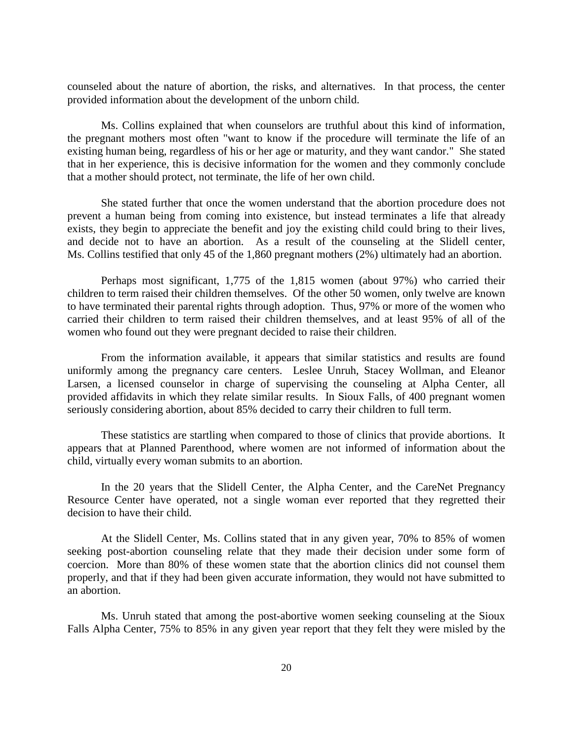counseled about the nature of abortion, the risks, and alternatives. In that process, the center provided information about the development of the unborn child.

Ms. Collins explained that when counselors are truthful about this kind of information, the pregnant mothers most often "want to know if the procedure will terminate the life of an existing human being, regardless of his or her age or maturity, and they want candor." She stated that in her experience, this is decisive information for the women and they commonly conclude that a mother should protect, not terminate, the life of her own child.

She stated further that once the women understand that the abortion procedure does not prevent a human being from coming into existence, but instead terminates a life that already exists, they begin to appreciate the benefit and joy the existing child could bring to their lives, and decide not to have an abortion. As a result of the counseling at the Slidell center, Ms. Collins testified that only 45 of the 1,860 pregnant mothers (2%) ultimately had an abortion.

Perhaps most significant, 1,775 of the 1,815 women (about 97%) who carried their children to term raised their children themselves. Of the other 50 women, only twelve are known to have terminated their parental rights through adoption. Thus, 97% or more of the women who carried their children to term raised their children themselves, and at least 95% of all of the women who found out they were pregnant decided to raise their children.

From the information available, it appears that similar statistics and results are found uniformly among the pregnancy care centers. Leslee Unruh, Stacey Wollman, and Eleanor Larsen, a licensed counselor in charge of supervising the counseling at Alpha Center, all provided affidavits in which they relate similar results. In Sioux Falls, of 400 pregnant women seriously considering abortion, about 85% decided to carry their children to full term.

These statistics are startling when compared to those of clinics that provide abortions. It appears that at Planned Parenthood, where women are not informed of information about the child, virtually every woman submits to an abortion.

In the 20 years that the Slidell Center, the Alpha Center, and the CareNet Pregnancy Resource Center have operated, not a single woman ever reported that they regretted their decision to have their child.

At the Slidell Center, Ms. Collins stated that in any given year, 70% to 85% of women seeking post-abortion counseling relate that they made their decision under some form of coercion. More than 80% of these women state that the abortion clinics did not counsel them properly, and that if they had been given accurate information, they would not have submitted to an abortion.

Ms. Unruh stated that among the post-abortive women seeking counseling at the Sioux Falls Alpha Center, 75% to 85% in any given year report that they felt they were misled by the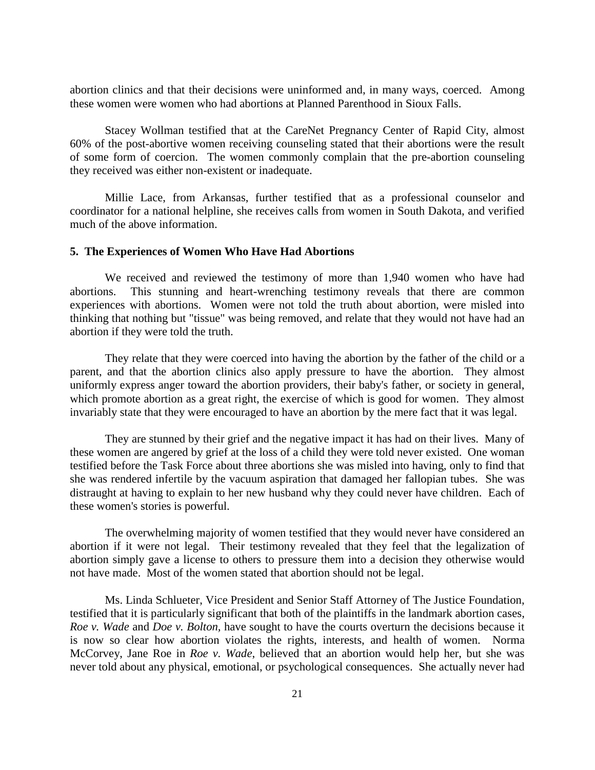abortion clinics and that their decisions were uninformed and, in many ways, coerced. Among these women were women who had abortions at Planned Parenthood in Sioux Falls.

Stacey Wollman testified that at the CareNet Pregnancy Center of Rapid City, almost 60% of the post-abortive women receiving counseling stated that their abortions were the result of some form of coercion. The women commonly complain that the pre-abortion counseling they received was either non-existent or inadequate.

Millie Lace, from Arkansas, further testified that as a professional counselor and coordinator for a national helpline, she receives calls from women in South Dakota, and verified much of the above information.

**5. The Experiences of Women Who Have Had Abortions**

We received and reviewed the testimony of more than 1,940 women who have had abortions. This stunning and heart-wrenching testimony reveals that there are common experiences with abortions. Women were not told the truth about abortion, were misled into thinking that nothing but "tissue" was being removed, and relate that they would not have had an abortion if they were told the truth.

They relate that they were coerced into having the abortion by the father of the child or a parent, and that the abortion clinics also apply pressure to have the abortion. They almost uniformly express anger toward the abortion providers, their baby's father, or society in general, which promote abortion as a great right, the exercise of which is good for women. They almost invariably state that they were encouraged to have an abortion by the mere fact that it was legal.

They are stunned by their grief and the negative impact it has had on their lives. Many of these women are angered by grief at the loss of a child they were told never existed. One woman testified before the Task Force about three abortions she was misled into having, only to find that she was rendered infertile by the vacuum aspiration that damaged her fallopian tubes. She was distraught at having to explain to her new husband why they could never have children. Each of these women's stories is powerful.

The overwhelming majority of women testified that they would never have considered an abortion if it were not legal. Their testimony revealed that they feel that the legalization of abortion simply gave a license to others to pressure them into a decision they otherwise would not have made. Most of the women stated that abortion should not be legal.

Ms. Linda Schlueter, Vice President and Senior Staff Attorney of The Justice Foundation, testified that it is particularly significant that both of the plaintiffs in the landmark abortion cases, *Roe v. Wade* and *Doe v. Bolton,* have sought to have the courts overturn the decisions because it is now so clear how abortion violates the rights, interests, and health of women. Norma McCorvey, Jane Roe in *Roe v. Wade*, believed that an abortion would help her, but she was never told about any physical, emotional, or psychological consequences. She actually never had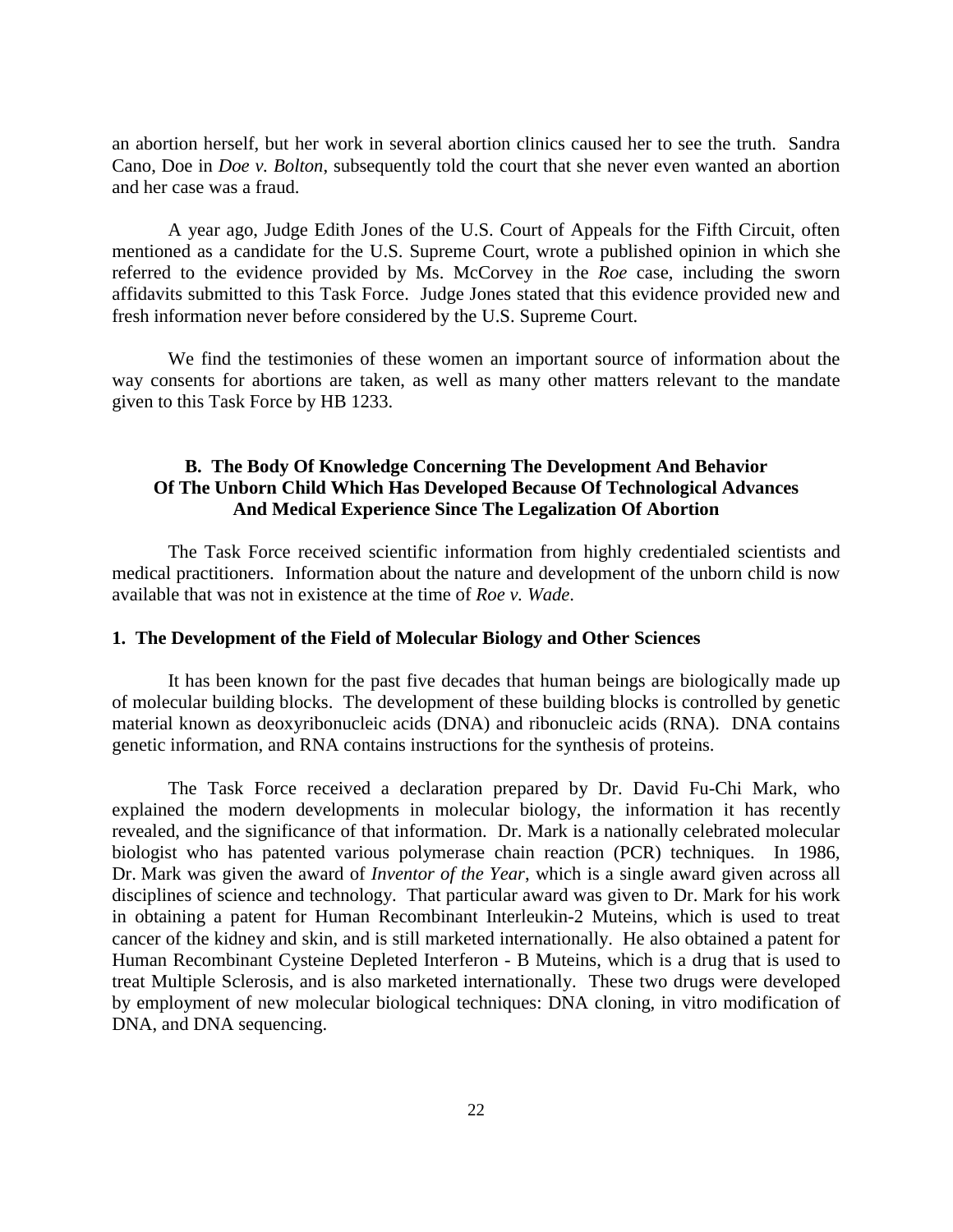an abortion herself, but her work in several abortion clinics caused her to see the truth. Sandra Cano, Doe in *Doe v. Bolton*, subsequently told the court that she never even wanted an abortion and her case was a fraud.

A year ago, Judge Edith Jones of the U.S. Court of Appeals for the Fifth Circuit, often mentioned as a candidate for the U.S. Supreme Court, wrote a published opinion in which she referred to the evidence provided by Ms. McCorvey in the *Roe* case, including the sworn affidavits submitted to this Task Force. Judge Jones stated that this evidence provided new and fresh information never before considered by the U.S. Supreme Court.

We find the testimonies of these women an important source of information about the way consents for abortions are taken, as well as many other matters relevant to the mandate given to this Task Force by HB 1233.

## B. The Body Of Knowledge Concerning The Development And Behavior Of The Unborn Child Which Has Developed Because Of Technological Advances And Medical Experience Since The Legalization Of Abortion

The Task Force received scientific information from highly credentialed scientists and medical practitioners. Information about the nature and development of the unborn child is now available that was not in existence at the time of *Roe v. Wade*.

### 1. The Development of the Field of Molecular Biology and Other Sciences

It has been known for the past five decades that human beings are biologically made up of molecular building blocks. The development of these building blocks is controlled by genetic material known as deoxyribonucleic acids (DNA) and ribonucleic acids (RNA). DNA contains genetic information, and RNA contains instructions for the synthesis of proteins.

The Task Force received a declaration prepared by Dr. David Fu-Chi Mark, who explained the modern developments in molecular biology, the information it has recently revealed, and the significance of that information. Dr. Mark is a nationally celebrated molecular biologist who has patented various polymerase chain reaction (PCR) techniques. In 1986, Dr. Mark was given the award of *Inventor of the Year*, which is a single award given across all disciplines of science and technology. That particular award was given to Dr. Mark for his work in obtaining a patent for Human Recombinant Interleukin-2 Muteins, which is used to treat cancer of the kidney and skin, and is still marketed internationally. He also obtained a patent for Human Recombinant Cysteine Depleted Interferon - B Muteins, which is a drug that is used to treat Multiple Sclerosis, and is also marketed internationally. These two drugs were developed by employment of new molecular biological techniques: DNA cloning, in vitro modification of DNA, and DNA sequencing.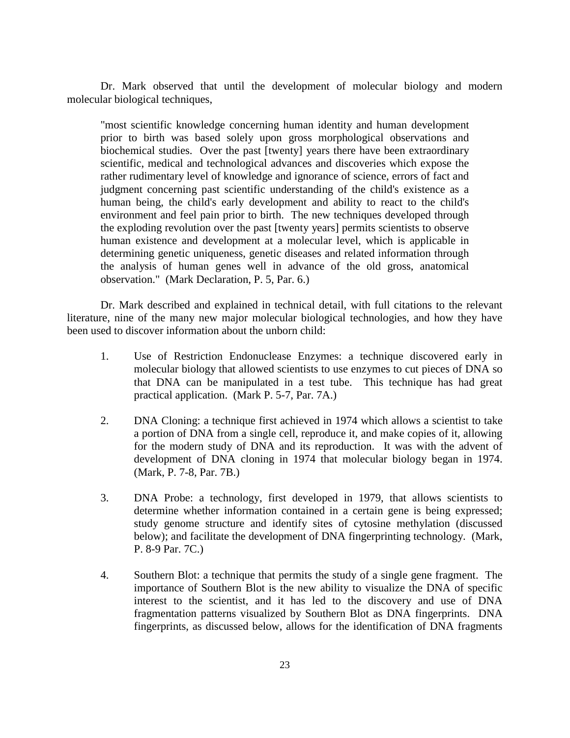Dr. Mark observed that until the development of molecular biology and modern molecular biological techniques,

> "most scientific knowledge concerning human identity and human development prior to birth was based solely upon gross morphological observations and biochemical studies. Over the past [twenty] years there have been extraordinary scientific, medical and technological advances and discoveries which expose the rather rudimentary level of knowledge and ignorance of science, errors of fact and judgment concerning past scientific understanding of the child's existence as a human being, the child's early development and ability to react to the child's environment and feel pain prior to birth. The new techniques developed through the exploding revolution over the past [twenty years] permits scientists to observe human existence and development at a molecular level, which is applicable in determining genetic uniqueness, genetic diseases and related information through the analysis of human genes well in advance of the old gross, anatomical observation." (Mark Declaration, P. 5, Par. 6.)

Dr. Mark described and explained in technical detail, with full citations to the relevant literature, nine of the many new major molecular biological technologies, and how they have been used to discover information about the unborn child:

1. Use of Restriction Endonuclease Enzymes: a technique discovered early in molecular biology that allowed scientists to use enzymes to cut pieces of DNA so that DNA can be manipulated in a test tube. This technique has had great practical application. (Mark P. 5-7, Par. 7A.)

2. DNA Cloning: a technique first achieved in 1974 which allows a scientist to take a portion of DNA from a single cell, reproduce it, and make copies of it, allowing for the modern study of DNA and its reproduction. It was with the advent of development of DNA cloning in 1974 that molecular biology began in 1974. (Mark, P. 7-8, Par. 7B.)

3. DNA Probe: a technology, first developed in 1979, that allows scientists to determine whether information contained in a certain gene is being expressed; study genome structure and identify sites of cytosine methylation (discussed below); and facilitate the development of DNA fingerprinting technology. (Mark, P. 8-9 Par. 7C.)

4. Southern Blot: a technique that permits the study of a single gene fragment. The importance of Southern Blot is the new ability to visualize the DNA of specific interest to the scientist, and it has led to the discovery and use of DNA fragmentation patterns visualized by Southern Blot as DNA fingerprints. DNA fingerprints, as discussed below, allows for the identification of DNA fragments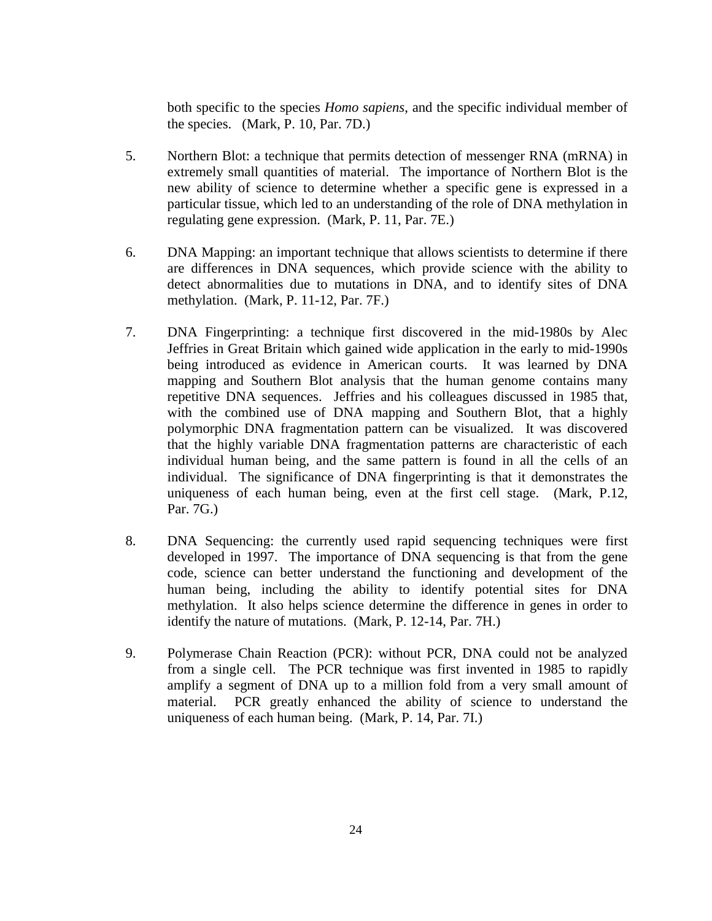both specific to the species *Homo sapiens*, and the specific individual member of the species. (Mark, P. 10, Par. 7D.)

5. Northern Blot: a technique that permits detection of messenger RNA (mRNA) in extremely small quantities of material. The importance of Northern Blot is the new ability of science to determine whether a specific gene is expressed in a particular tissue, which led to an understanding of the role of DNA methylation in regulating gene expression. (Mark, P. 11, Par. 7E.)

6. DNA Mapping: an important technique that allows scientists to determine if there are differences in DNA sequences, which provide science with the ability to detect abnormalities due to mutations in DNA, and to identify sites of DNA methylation. (Mark, P. 11-12, Par. 7F.)

7. DNA Fingerprinting: a technique first discovered in the mid-1980s by Alec Jeffries in Great Britain which gained wide application in the early to mid-1990s being introduced as evidence in American courts. It was learned by DNA mapping and Southern Blot analysis that the human genome contains many repetitive DNA sequences. Jeffries and his colleagues discussed in 1985 that, with the combined use of DNA mapping and Southern Blot, that a highly polymorphic DNA fragmentation pattern can be visualized. It was discovered that the highly variable DNA fragmentation patterns are characteristic of each individual human being, and the same pattern is found in all the cells of an individual. The significance of DNA fingerprinting is that it demonstrates the uniqueness of each human being, even at the first cell stage. (Mark, P.12, Par. 7G.)

8. DNA Sequencing: the currently used rapid sequencing techniques were first developed in 1997. The importance of DNA sequencing is that from the gene code, science can better understand the functioning and development of the human being, including the ability to identify potential sites for DNA methylation. It also helps science determine the difference in genes in order to identify the nature of mutations. (Mark, P. 12-14, Par. 7H.)

9. Polymerase Chain Reaction (PCR): without PCR, DNA could not be analyzed from a single cell. The PCR technique was first invented in 1985 to rapidly amplify a segment of DNA up to a million fold from a very small amount of material. PCR greatly enhanced the ability of science to understand the uniqueness of each human being. (Mark, P. 14, Par. 7I.)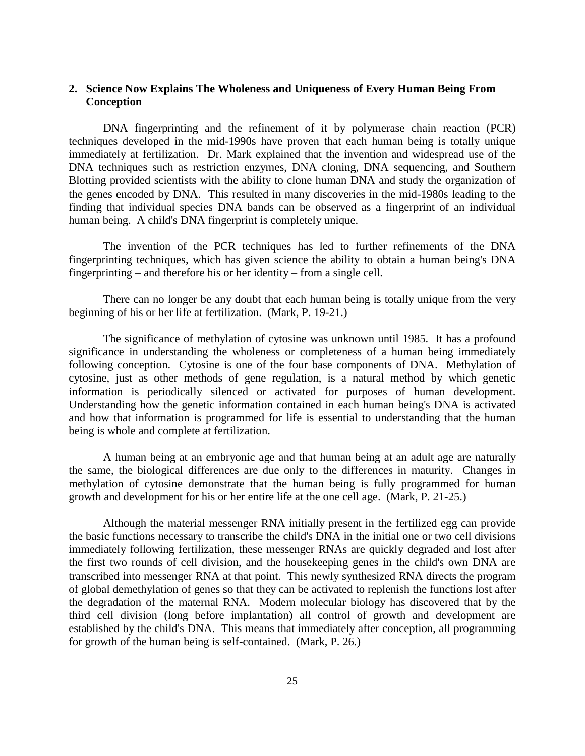## 2. Science Now Explains The Wholeness and Uniqueness of Every Human Being From Conception

DNA fingerprinting and the refinement of it by polymerase chain reaction (PCR) techniques developed in the mid-1990s have proven that each human being is totally unique immediately at fertilization. Dr. Mark explained that the invention and widespread use of the DNA techniques such as restriction enzymes, DNA cloning, DNA sequencing, and Southern Blotting provided scientists with the ability to clone human DNA and study the organization of the genes encoded by DNA. This resulted in many discoveries in the mid-1980s leading to the finding that individual species DNA bands can be observed as a fingerprint of an individual human being. A child's DNA fingerprint is completely unique.

The invention of the PCR techniques has led to further refinements of the DNA fingerprinting techniques, which has given science the ability to obtain a human being's DNA fingerprinting – and therefore his or her identity – from a single cell.

There can no longer be any doubt that each human being is totally unique from the very beginning of his or her life at fertilization. (Mark, P. 19-21.)

The significance of methylation of cytosine was unknown until 1985. It has a profound significance in understanding the wholeness or completeness of a human being immediately following conception. Cytosine is one of the four base components of DNA. Methylation of cytosine, just as other methods of gene regulation, is a natural method by which genetic information is periodically silenced or activated for purposes of human development. Understanding how the genetic information contained in each human being's DNA is activated and how that information is programmed for life is essential to understanding that the human being is whole and complete at fertilization.

A human being at an embryonic age and that human being at an adult age are naturally the same, the biological differences are due only to the differences in maturity. Changes in methylation of cytosine demonstrate that the human being is fully programmed for human growth and development for his or her entire life at the one cell age. (Mark, P. 21-25.)

Although the material messenger RNA initially present in the fertilized egg can provide the basic functions necessary to transcribe the child's DNA in the initial one or two cell divisions immediately following fertilization, these messenger RNAs are quickly degraded and lost after the first two rounds of cell division, and the housekeeping genes in the child's own DNA are transcribed into messenger RNA at that point. This newly synthesized RNA directs the program of global demethylation of genes so that they can be activated to replenish the functions lost after the degradation of the maternal RNA. Modern molecular biology has discovered that by the third cell division (long before implantation) all control of growth and development are established by the child's DNA. This means that immediately after conception, all programming for growth of the human being is self-contained. (Mark, P. 26.)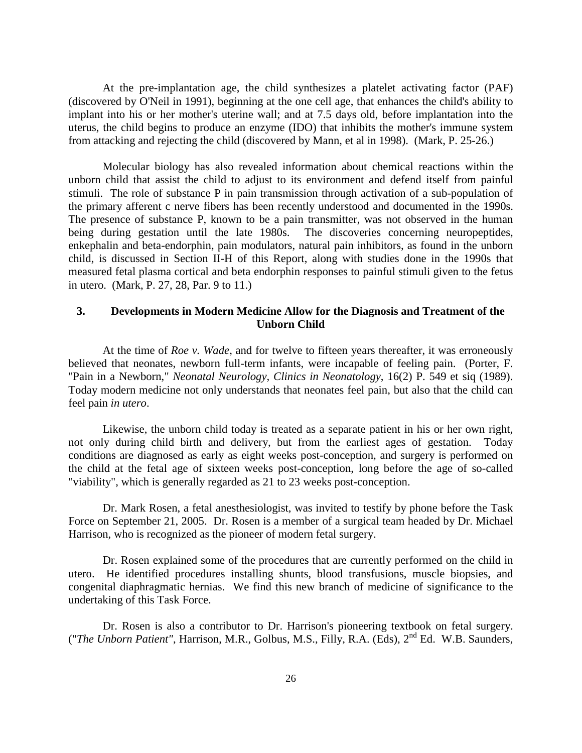At the pre-implantation age, the child synthesizes a platelet activating factor (PAF) (discovered by O'Neil in 1991), beginning at the one cell age, that enhances the child's ability to implant into his or her mother's uterine wall; and at 7.5 days old, before implantation into the uterus, the child begins to produce an enzyme (IDO) that inhibits the mother's immune system from attacking and rejecting the child (discovered by Mann, et al in 1998). (Mark, P. 25-26.)

Molecular biology has also revealed information about chemical reactions within the unborn child that assist the child to adjust to its environment and defend itself from painful stimuli. The role of substance P in pain transmission through activation of a sub-population of the primary afferent c nerve fibers has been recently understood and documented in the 1990s. The presence of substance P, known to be a pain transmitter, was not observed in the human being during gestation until the late 1980s. The discoveries concerning neuropeptides, enkephalin and beta-endorphin, pain modulators, natural pain inhibitors, as found in the unborn child, is discussed in Section II-H of this Report, along with studies done in the 1990s that measured fetal plasma cortical and beta endorphin responses to painful stimuli given to the fetus in utero. (Mark, P. 27, 28, Par. 9 to 11.)

### 3. Developments in Modern Medicine Allow for the Diagnosis and Treatment of the Unborn Child

At the time of *Roe v. Wade*, and for twelve to fifteen years thereafter, it was erroneously believed that neonates, newborn full-term infants, were incapable of feeling pain. (Porter, F. "Pain in a Newborn," *Neonatal Neurology, Clinics in Neonatology*, 16(2) P. 549 et siq (1989). Today modern medicine not only understands that neonates feel pain, but also that the child can feel pain *in utero*.

Likewise, the unborn child today is treated as a separate patient in his or her own right, not only during child birth and delivery, but from the earliest ages of gestation. Today conditions are diagnosed as early as eight weeks post-conception, and surgery is performed on the child at the fetal age of sixteen weeks post-conception, long before the age of so-called "viability", which is generally regarded as 21 to 23 weeks post-conception.

Dr. Mark Rosen, a fetal anesthesiologist, was invited to testify by phone before the Task Force on September 21, 2005. Dr. Rosen is a member of a surgical team headed by Dr. Michael Harrison, who is recognized as the pioneer of modern fetal surgery.

Dr. Rosen explained some of the procedures that are currently performed on the child in utero. He identified procedures installing shunts, blood transfusions, muscle biopsies, and congenital diaphragmatic hernias. We find this new branch of medicine of significance to the undertaking of this Task Force.

Dr. Rosen is also a contributor to Dr. Harrison's pioneering textbook on fetal surgery. ("*The Unborn Patient"*, Harrison, M.R., Golbus, M.S., Filly, R.A. (Eds), 2nd Ed. W.B. Saunders,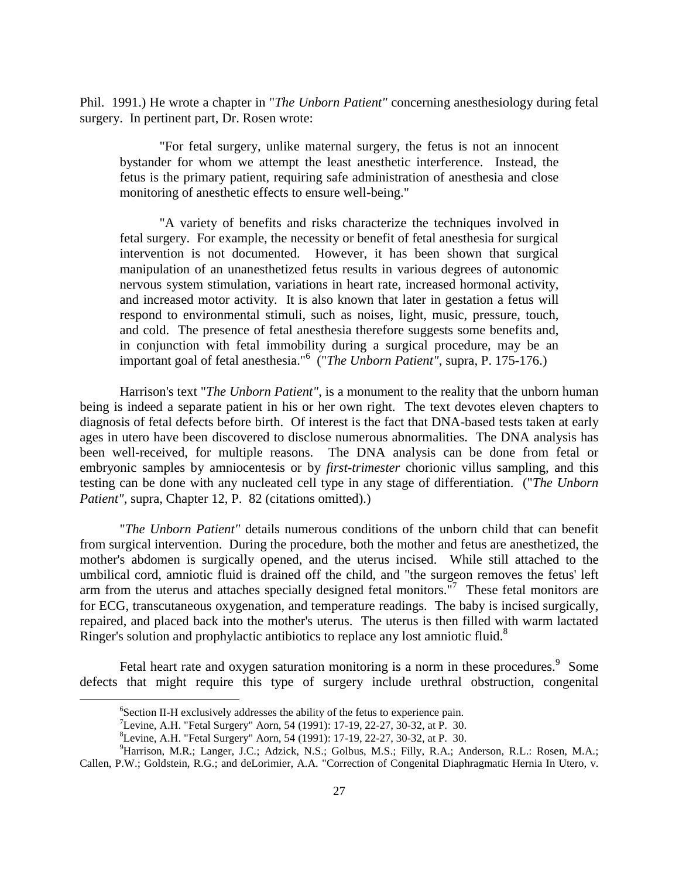Phil. 1991.) He wrote a chapter in "*The Unborn Patient"* concerning anesthesiology during fetal surgery. In pertinent part, Dr. Rosen wrote:

> "For fetal surgery, unlike maternal surgery, the fetus is not an innocent bystander for whom we attempt the least anesthetic interference. Instead, the fetus is the primary patient, requiring safe administration of anesthesia and close monitoring of anesthetic effects to ensure well-being."
>
> "A variety of benefits and risks characterize the techniques involved in fetal surgery. For example, the necessity or benefit of fetal anesthesia for surgical intervention is not documented. However, it has been shown that surgical manipulation of an unanesthetized fetus results in various degrees of autonomic nervous system stimulation, variations in heart rate, increased hormonal activity, and increased motor activity. It is also known that later in gestation a fetus will respond to environmental stimuli, such as noises, light, music, pressure, touch, and cold. The presence of fetal anesthesia therefore suggests some benefits and, in conjunction with fetal immobility during a surgical procedure, may be an important goal of fetal anesthesia."[6] ("*The Unborn Patient"*, supra, P. 175-176.)

Harrison's text "*The Unborn Patient"*, is a monument to the reality that the unborn human being is indeed a separate patient in his or her own right. The text devotes eleven chapters to diagnosis of fetal defects before birth. Of interest is the fact that DNA-based tests taken at early ages in utero have been discovered to disclose numerous abnormalities. The DNA analysis has been well-received, for multiple reasons. The DNA analysis can be done from fetal or embryonic samples by amniocentesis or by *first-trimester* chorionic villus sampling, and this testing can be done with any nucleated cell type in any stage of differentiation. ("*The Unborn Patient"*, supra, Chapter 12, P. 82 (citations omitted).)

"*The Unborn Patient"* details numerous conditions of the unborn child that can benefit from surgical intervention. During the procedure, both the mother and fetus are anesthetized, the mother's abdomen is surgically opened, and the uterus incised. While still attached to the umbilical cord, amniotic fluid is drained off the child, and "the surgeon removes the fetus' left arm from the uterus and attaches specially designed fetal monitors."[7] These fetal monitors are for ECG, transcutaneous oxygenation, and temperature readings. The baby is incised surgically, repaired, and placed back into the mother's uterus. The uterus is then filled with warm lactated Ringer's solution and prophylactic antibiotics to replace any lost amniotic fluid.[8]

Fetal heart rate and oxygen saturation monitoring is a norm in these procedures.[9] Some defects that might require this type of surgery include urethral obstruction, congenital

---

[6] Section II-H exclusively addresses the ability of the fetus to experience pain.

[7] Levine, A.H. "Fetal Surgery" Aorn, 54 (1991): 17-19, 22-27, 30-32, at P. 30.

[8] Levine, A.H. "Fetal Surgery" Aorn, 54 (1991): 17-19, 22-27, 30-32, at P. 30.

[9] Harrison, M.R.; Langer, J.C.; Adzick, N.S.; Golbus, M.S.; Filly, R.A.; Anderson, R.L.: Rosen, M.A.; Callen, P.W.; Goldstein, R.G.; and deLorimier, A.A. "Correction of Congenital Diaphragmatic Hernia In Utero, v.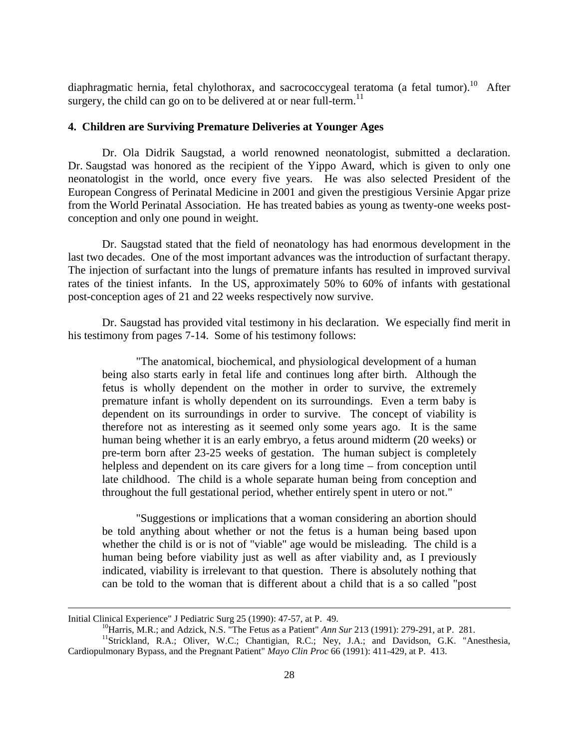diaphragmatic hernia, fetal chylothorax, and sacrococcygeal teratoma (a fetal tumor).[10] After surgery, the child can go on to be delivered at or near full-term.[11]

**4. Children are Surviving Premature Deliveries at Younger Ages**

Dr. Ola Didrik Saugstad, a world renowned neonatologist, submitted a declaration. Dr. Saugstad was honored as the recipient of the Yippo Award, which is given to only one neonatologist in the world, once every five years. He was also selected President of the European Congress of Perinatal Medicine in 2001 and given the prestigious Versinie Apgar prize from the World Perinatal Association. He has treated babies as young as twenty-one weeks post-conception and only one pound in weight.

Dr. Saugstad stated that the field of neonatology has had enormous development in the last two decades. One of the most important advances was the introduction of surfactant therapy. The injection of surfactant into the lungs of premature infants has resulted in improved survival rates of the tiniest infants. In the US, approximately 50% to 60% of infants with gestational post-conception ages of 21 and 22 weeks respectively now survive.

Dr. Saugstad has provided vital testimony in his declaration. We especially find merit in his testimony from pages 7-14. Some of his testimony follows:

> "The anatomical, biochemical, and physiological development of a human being also starts early in fetal life and continues long after birth. Although the fetus is wholly dependent on the mother in order to survive, the extremely premature infant is wholly dependent on its surroundings. Even a term baby is dependent on its surroundings in order to survive. The concept of viability is therefore not as interesting as it seemed only some years ago. It is the same human being whether it is an early embryo, a fetus around midterm (20 weeks) or pre-term born after 23-25 weeks of gestation. The human subject is completely helpless and dependent on its care givers for a long time – from conception until late childhood. The child is a whole separate human being from conception and throughout the full gestational period, whether entirely spent in utero or not."
>
> "Suggestions or implications that a woman considering an abortion should be told anything about whether or not the fetus is a human being based upon whether the child is or is not of "viable" age would be misleading. The child is a human being before viability just as well as after viability and, as I previously indicated, viability is irrelevant to that question. There is absolutely nothing that can be told to the woman that is different about a child that is a so called "post

---

Initial Clinical Experience" J Pediatric Surg 25 (1990): 47-57, at P. 49.

[10] Harris, M.R.; and Adzick, N.S. "The Fetus as a Patient" *Ann Sur* 213 (1991): 279-291, at P. 281.

[11] Strickland, R.A.; Oliver, W.C.; Chantigian, R.C.; Ney, J.A.; and Davidson, G.K. "Anesthesia, Cardiopulmonary Bypass, and the Pregnant Patient" *Mayo Clin Proc* 66 (1991): 411-429, at P. 413.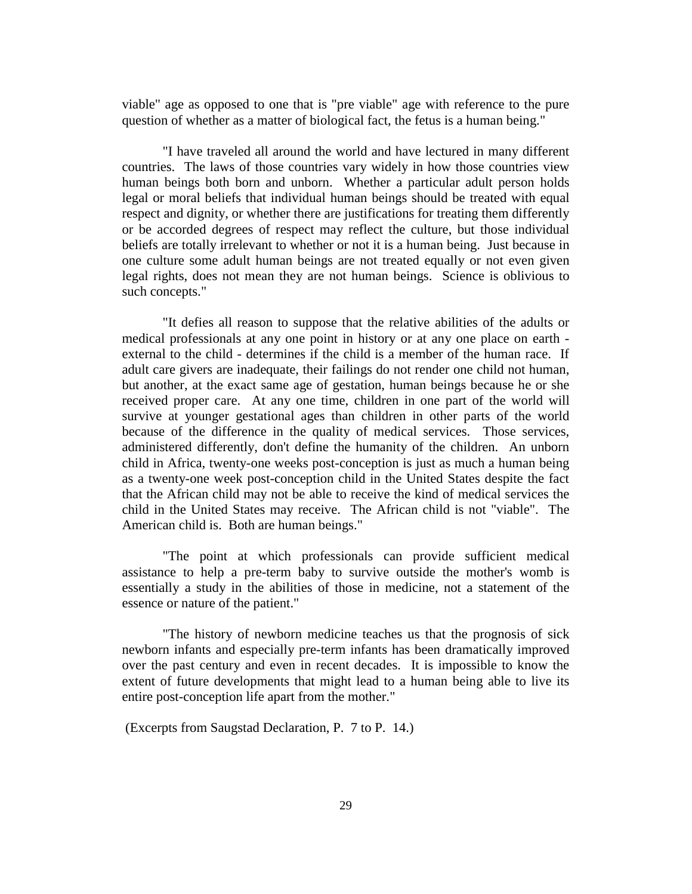viable" age as opposed to one that is "pre viable" age with reference to the pure question of whether as a matter of biological fact, the fetus is a human being."

"I have traveled all around the world and have lectured in many different countries. The laws of those countries vary widely in how those countries view human beings both born and unborn. Whether a particular adult person holds legal or moral beliefs that individual human beings should be treated with equal respect and dignity, or whether there are justifications for treating them differently or be accorded degrees of respect may reflect the culture, but those individual beliefs are totally irrelevant to whether or not it is a human being. Just because in one culture some adult human beings are not treated equally or not even given legal rights, does not mean they are not human beings. Science is oblivious to such concepts."

"It defies all reason to suppose that the relative abilities of the adults or medical professionals at any one point in history or at any one place on earth - external to the child - determines if the child is a member of the human race. If adult care givers are inadequate, their failings do not render one child not human, but another, at the exact same age of gestation, human beings because he or she received proper care. At any one time, children in one part of the world will survive at younger gestational ages than children in other parts of the world because of the difference in the quality of medical services. Those services, administered differently, don't define the humanity of the children. An unborn child in Africa, twenty-one weeks post-conception is just as much a human being as a twenty-one week post-conception child in the United States despite the fact that the African child may not be able to receive the kind of medical services the child in the United States may receive. The African child is not "viable". The American child is. Both are human beings."

"The point at which professionals can provide sufficient medical assistance to help a pre-term baby to survive outside the mother's womb is essentially a study in the abilities of those in medicine, not a statement of the essence or nature of the patient."

"The history of newborn medicine teaches us that the prognosis of sick newborn infants and especially pre-term infants has been dramatically improved over the past century and even in recent decades. It is impossible to know the extent of future developments that might lead to a human being able to live its entire post-conception life apart from the mother."

(Excerpts from Saugstad Declaration, P. 7 to P. 14.)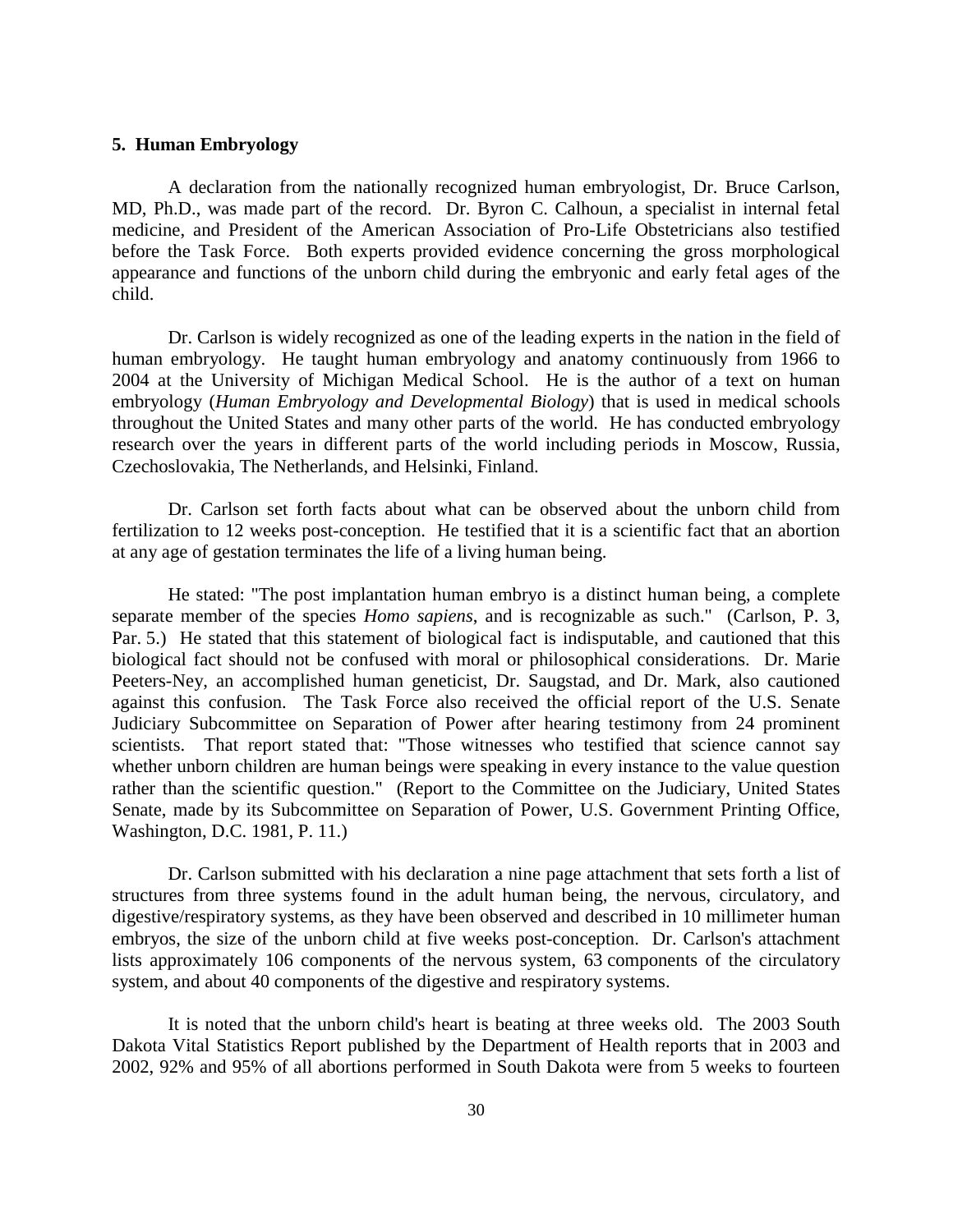## 5. Human Embryology

A declaration from the nationally recognized human embryologist, Dr. Bruce Carlson, MD, Ph.D., was made part of the record. Dr. Byron C. Calhoun, a specialist in internal fetal medicine, and President of the American Association of Pro-Life Obstetricians also testified before the Task Force. Both experts provided evidence concerning the gross morphological appearance and functions of the unborn child during the embryonic and early fetal ages of the child.

Dr. Carlson is widely recognized as one of the leading experts in the nation in the field of human embryology. He taught human embryology and anatomy continuously from 1966 to 2004 at the University of Michigan Medical School. He is the author of a text on human embryology (*Human Embryology and Developmental Biology*) that is used in medical schools throughout the United States and many other parts of the world. He has conducted embryology research over the years in different parts of the world including periods in Moscow, Russia, Czechoslovakia, The Netherlands, and Helsinki, Finland.

Dr. Carlson set forth facts about what can be observed about the unborn child from fertilization to 12 weeks post-conception. He testified that it is a scientific fact that an abortion at any age of gestation terminates the life of a living human being.

He stated: "The post implantation human embryo is a distinct human being, a complete separate member of the species *Homo sapiens*, and is recognizable as such." (Carlson, P. 3, Par. 5.) He stated that this statement of biological fact is indisputable, and cautioned that this biological fact should not be confused with moral or philosophical considerations. Dr. Marie Peeters-Ney, an accomplished human geneticist, Dr. Saugstad, and Dr. Mark, also cautioned against this confusion. The Task Force also received the official report of the U.S. Senate Judiciary Subcommittee on Separation of Power after hearing testimony from 24 prominent scientists. That report stated that: "Those witnesses who testified that science cannot say whether unborn children are human beings were speaking in every instance to the value question rather than the scientific question." (Report to the Committee on the Judiciary, United States Senate, made by its Subcommittee on Separation of Power, U.S. Government Printing Office, Washington, D.C. 1981, P. 11.)

Dr. Carlson submitted with his declaration a nine page attachment that sets forth a list of structures from three systems found in the adult human being, the nervous, circulatory, and digestive/respiratory systems, as they have been observed and described in 10 millimeter human embryos, the size of the unborn child at five weeks post-conception. Dr. Carlson's attachment lists approximately 106 components of the nervous system, 63 components of the circulatory system, and about 40 components of the digestive and respiratory systems.

It is noted that the unborn child's heart is beating at three weeks old. The 2003 South Dakota Vital Statistics Report published by the Department of Health reports that in 2003 and 2002, 92% and 95% of all abortions performed in South Dakota were from 5 weeks to fourteen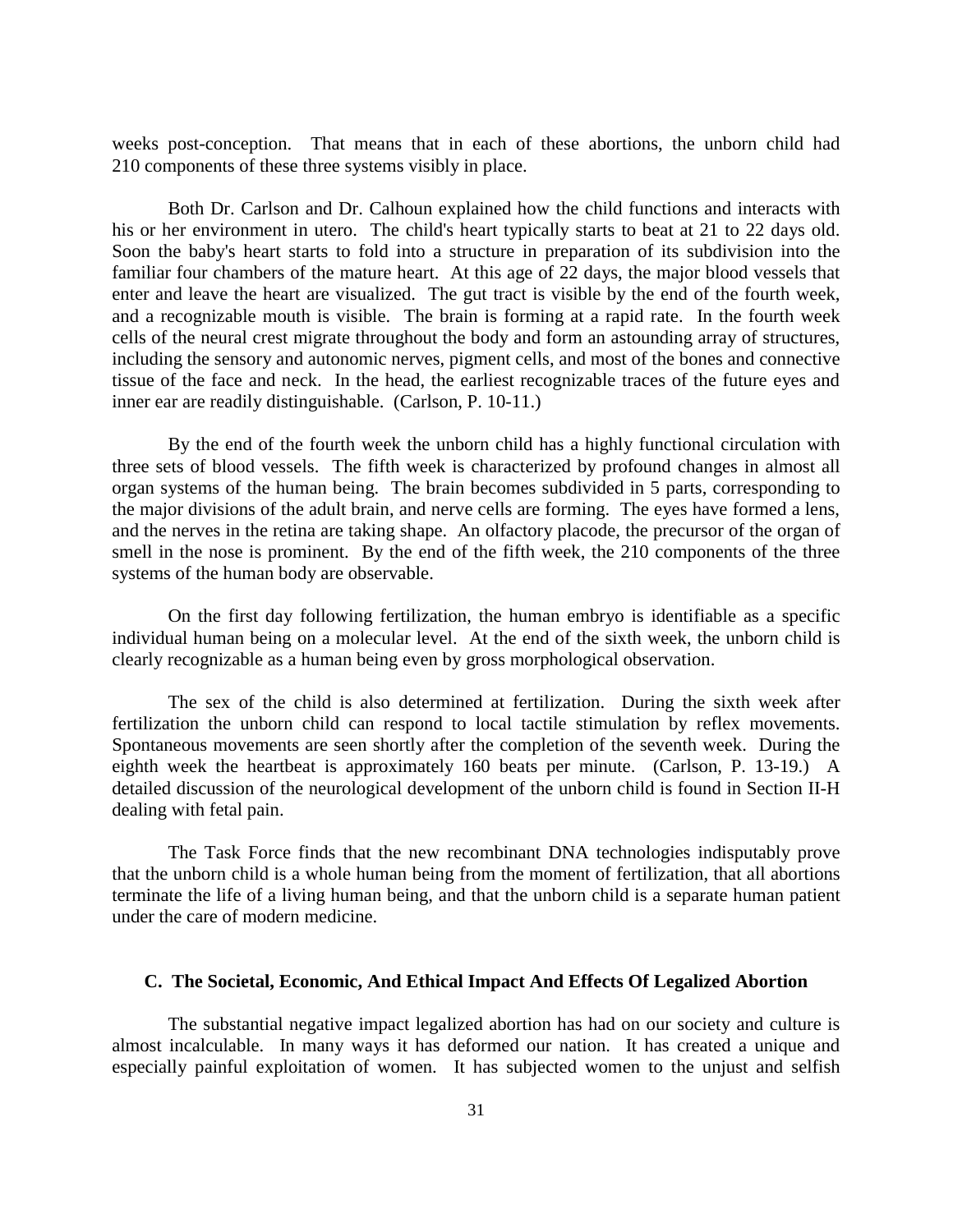weeks post-conception. That means that in each of these abortions, the unborn child had 210 components of these three systems visibly in place.

Both Dr. Carlson and Dr. Calhoun explained how the child functions and interacts with his or her environment in utero. The child's heart typically starts to beat at 21 to 22 days old. Soon the baby's heart starts to fold into a structure in preparation of its subdivision into the familiar four chambers of the mature heart. At this age of 22 days, the major blood vessels that enter and leave the heart are visualized. The gut tract is visible by the end of the fourth week, and a recognizable mouth is visible. The brain is forming at a rapid rate. In the fourth week cells of the neural crest migrate throughout the body and form an astounding array of structures, including the sensory and autonomic nerves, pigment cells, and most of the bones and connective tissue of the face and neck. In the head, the earliest recognizable traces of the future eyes and inner ear are readily distinguishable. (Carlson, P. 10-11.)

By the end of the fourth week the unborn child has a highly functional circulation with three sets of blood vessels. The fifth week is characterized by profound changes in almost all organ systems of the human being. The brain becomes subdivided in 5 parts, corresponding to the major divisions of the adult brain, and nerve cells are forming. The eyes have formed a lens, and the nerves in the retina are taking shape. An olfactory placode, the precursor of the organ of smell in the nose is prominent. By the end of the fifth week, the 210 components of the three systems of the human body are observable.

On the first day following fertilization, the human embryo is identifiable as a specific individual human being on a molecular level. At the end of the sixth week, the unborn child is clearly recognizable as a human being even by gross morphological observation.

The sex of the child is also determined at fertilization. During the sixth week after fertilization the unborn child can respond to local tactile stimulation by reflex movements. Spontaneous movements are seen shortly after the completion of the seventh week. During the eighth week the heartbeat is approximately 160 beats per minute. (Carlson, P. 13-19.) A detailed discussion of the neurological development of the unborn child is found in Section II-H dealing with fetal pain.

The Task Force finds that the new recombinant DNA technologies indisputably prove that the unborn child is a whole human being from the moment of fertilization, that all abortions terminate the life of a living human being, and that the unborn child is a separate human patient under the care of modern medicine.

### C. The Societal, Economic, And Ethical Impact And Effects Of Legalized Abortion

The substantial negative impact legalized abortion has had on our society and culture is almost incalculable. In many ways it has deformed our nation. It has created a unique and especially painful exploitation of women. It has subjected women to the unjust and selfish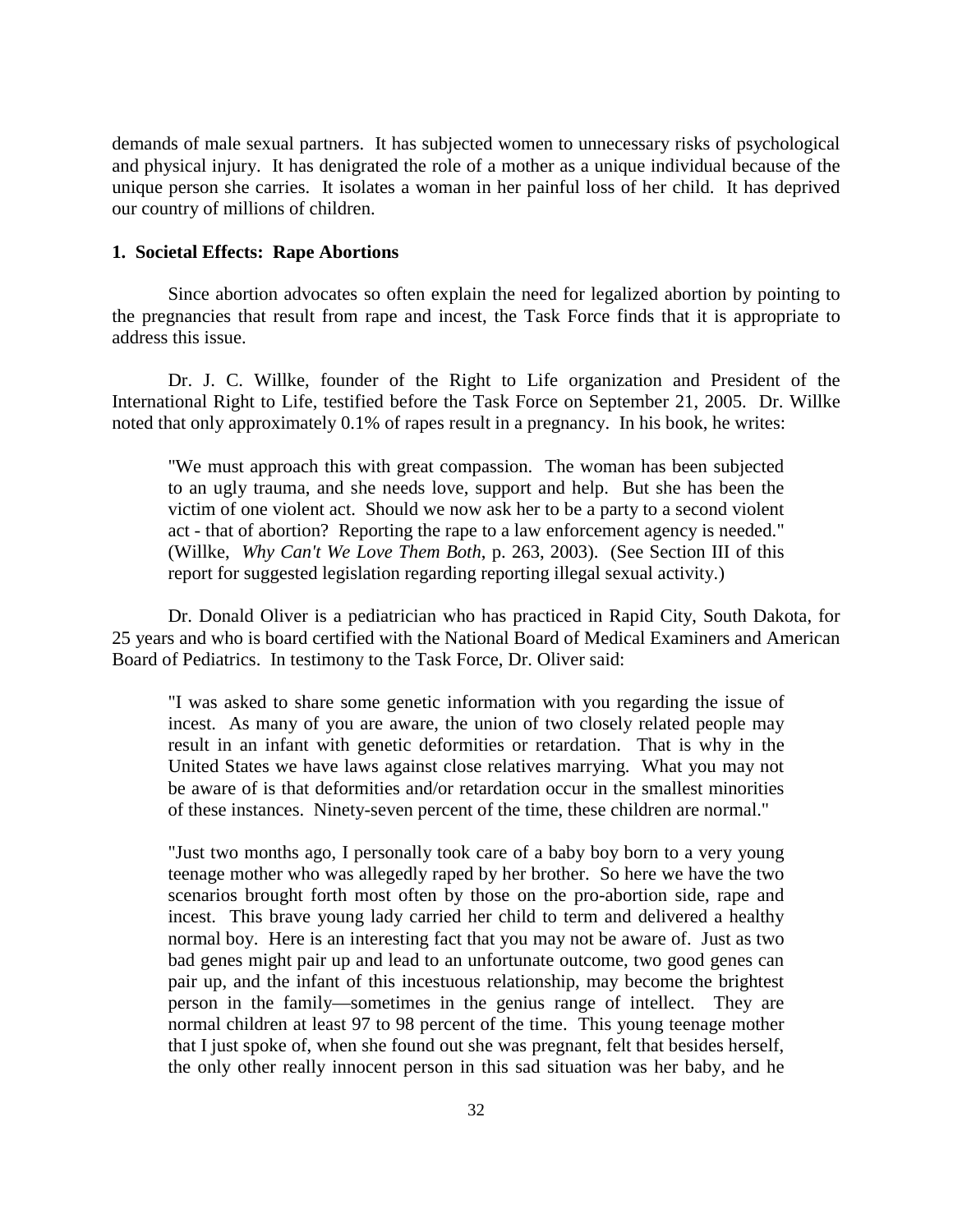demands of male sexual partners. It has subjected women to unnecessary risks of psychological and physical injury. It has denigrated the role of a mother as a unique individual because of the unique person she carries. It isolates a woman in her painful loss of her child. It has deprived our country of millions of children.

**1. Societal Effects: Rape Abortions**

Since abortion advocates so often explain the need for legalized abortion by pointing to the pregnancies that result from rape and incest, the Task Force finds that it is appropriate to address this issue.

Dr. J. C. Willke, founder of the Right to Life organization and President of the International Right to Life, testified before the Task Force on September 21, 2005. Dr. Willke noted that only approximately 0.1% of rapes result in a pregnancy. In his book, he writes:

> "We must approach this with great compassion. The woman has been subjected to an ugly trauma, and she needs love, support and help. But she has been the victim of one violent act. Should we now ask her to be a party to a second violent act - that of abortion? Reporting the rape to a law enforcement agency is needed." (Willke, *Why Can't We Love Them Both*, p. 263, 2003). (See Section III of this report for suggested legislation regarding reporting illegal sexual activity.)

Dr. Donald Oliver is a pediatrician who has practiced in Rapid City, South Dakota, for 25 years and who is board certified with the National Board of Medical Examiners and American Board of Pediatrics. In testimony to the Task Force, Dr. Oliver said:

> "I was asked to share some genetic information with you regarding the issue of incest. As many of you are aware, the union of two closely related people may result in an infant with genetic deformities or retardation. That is why in the United States we have laws against close relatives marrying. What you may not be aware of is that deformities and/or retardation occur in the smallest minorities of these instances. Ninety-seven percent of the time, these children are normal."
>
> "Just two months ago, I personally took care of a baby boy born to a very young teenage mother who was allegedly raped by her brother. So here we have the two scenarios brought forth most often by those on the pro-abortion side, rape and incest. This brave young lady carried her child to term and delivered a healthy normal boy. Here is an interesting fact that you may not be aware of. Just as two bad genes might pair up and lead to an unfortunate outcome, two good genes can pair up, and the infant of this incestuous relationship, may become the brightest person in the family—sometimes in the genius range of intellect. They are normal children at least 97 to 98 percent of the time. This young teenage mother that I just spoke of, when she found out she was pregnant, felt that besides herself, the only other really innocent person in this sad situation was her baby, and he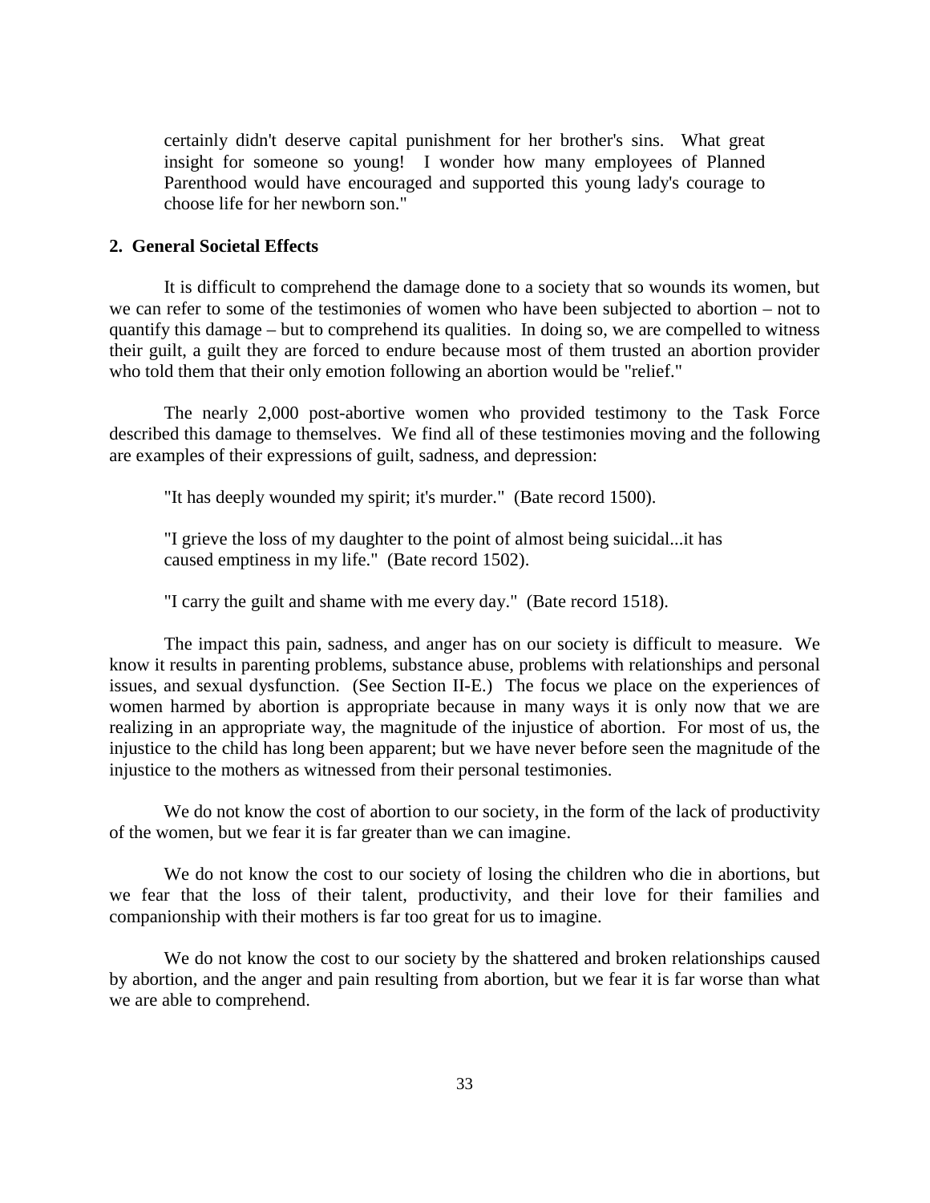certainly didn't deserve capital punishment for her brother's sins. What great insight for someone so young! I wonder how many employees of Planned Parenthood would have encouraged and supported this young lady's courage to choose life for her newborn son."

**2. General Societal Effects**

It is difficult to comprehend the damage done to a society that so wounds its women, but we can refer to some of the testimonies of women who have been subjected to abortion – not to quantify this damage – but to comprehend its qualities. In doing so, we are compelled to witness their guilt, a guilt they are forced to endure because most of them trusted an abortion provider who told them that their only emotion following an abortion would be "relief."

The nearly 2,000 post-abortive women who provided testimony to the Task Force described this damage to themselves. We find all of these testimonies moving and the following are examples of their expressions of guilt, sadness, and depression:

"It has deeply wounded my spirit; it's murder." (Bate record 1500).

"I grieve the loss of my daughter to the point of almost being suicidal...it has caused emptiness in my life." (Bate record 1502).

"I carry the guilt and shame with me every day." (Bate record 1518).

The impact this pain, sadness, and anger has on our society is difficult to measure. We know it results in parenting problems, substance abuse, problems with relationships and personal issues, and sexual dysfunction. (See Section II-E.) The focus we place on the experiences of women harmed by abortion is appropriate because in many ways it is only now that we are realizing in an appropriate way, the magnitude of the injustice of abortion. For most of us, the injustice to the child has long been apparent; but we have never before seen the magnitude of the injustice to the mothers as witnessed from their personal testimonies.

We do not know the cost of abortion to our society, in the form of the lack of productivity of the women, but we fear it is far greater than we can imagine.

We do not know the cost to our society of losing the children who die in abortions, but we fear that the loss of their talent, productivity, and their love for their families and companionship with their mothers is far too great for us to imagine.

We do not know the cost to our society by the shattered and broken relationships caused by abortion, and the anger and pain resulting from abortion, but we fear it is far worse than what we are able to comprehend.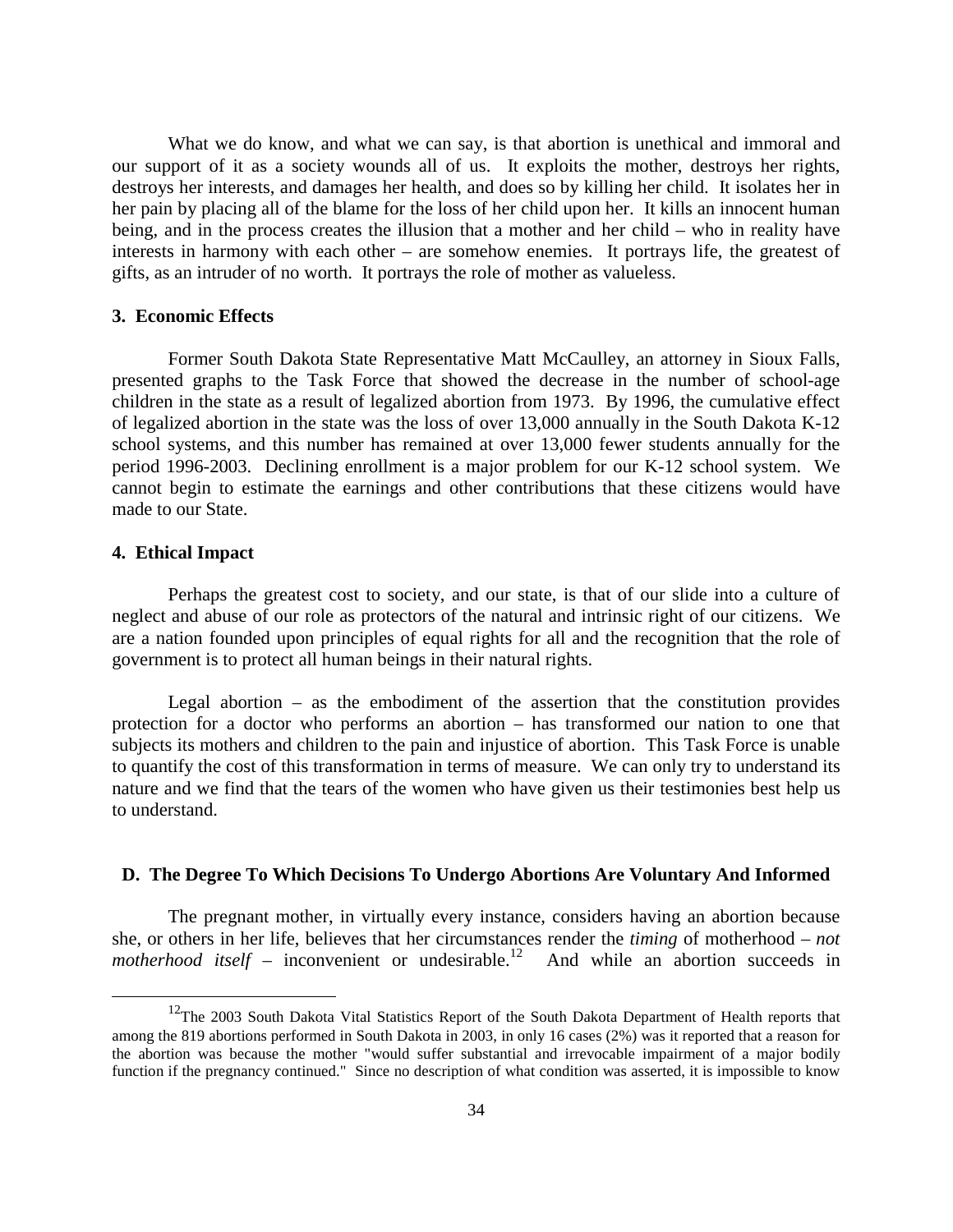What we do know, and what we can say, is that abortion is unethical and immoral and our support of it as a society wounds all of us. It exploits the mother, destroys her rights, destroys her interests, and damages her health, and does so by killing her child. It isolates her in her pain by placing all of the blame for the loss of her child upon her. It kills an innocent human being, and in the process creates the illusion that a mother and her child – who in reality have interests in harmony with each other – are somehow enemies. It portrays life, the greatest of gifts, as an intruder of no worth. It portrays the role of mother as valueless.

**3. Economic Effects**

Former South Dakota State Representative Matt McCaulley, an attorney in Sioux Falls, presented graphs to the Task Force that showed the decrease in the number of school-age children in the state as a result of legalized abortion from 1973. By 1996, the cumulative effect of legalized abortion in the state was the loss of over 13,000 annually in the South Dakota K-12 school systems, and this number has remained at over 13,000 fewer students annually for the period 1996-2003. Declining enrollment is a major problem for our K-12 school system. We cannot begin to estimate the earnings and other contributions that these citizens would have made to our State.

**4. Ethical Impact**

Perhaps the greatest cost to society, and our state, is that of our slide into a culture of neglect and abuse of our role as protectors of the natural and intrinsic right of our citizens. We are a nation founded upon principles of equal rights for all and the recognition that the role of government is to protect all human beings in their natural rights.

Legal abortion – as the embodiment of the assertion that the constitution provides protection for a doctor who performs an abortion – has transformed our nation to one that subjects its mothers and children to the pain and injustice of abortion. This Task Force is unable to quantify the cost of this transformation in terms of measure. We can only try to understand its nature and we find that the tears of the women who have given us their testimonies best help us to understand.

**D. The Degree To Which Decisions To Undergo Abortions Are Voluntary And Informed**

The pregnant mother, in virtually every instance, considers having an abortion because she, or others in her life, believes that her circumstances render the *timing* of motherhood – *not motherhood itself* – inconvenient or undesirable.[12] And while an abortion succeeds in

[12] The 2003 South Dakota Vital Statistics Report of the South Dakota Department of Health reports that among the 819 abortions performed in South Dakota in 2003, in only 16 cases (2%) was it reported that a reason for the abortion was because the mother "would suffer substantial and irrevocable impairment of a major bodily function if the pregnancy continued." Since no description of what condition was asserted, it is impossible to know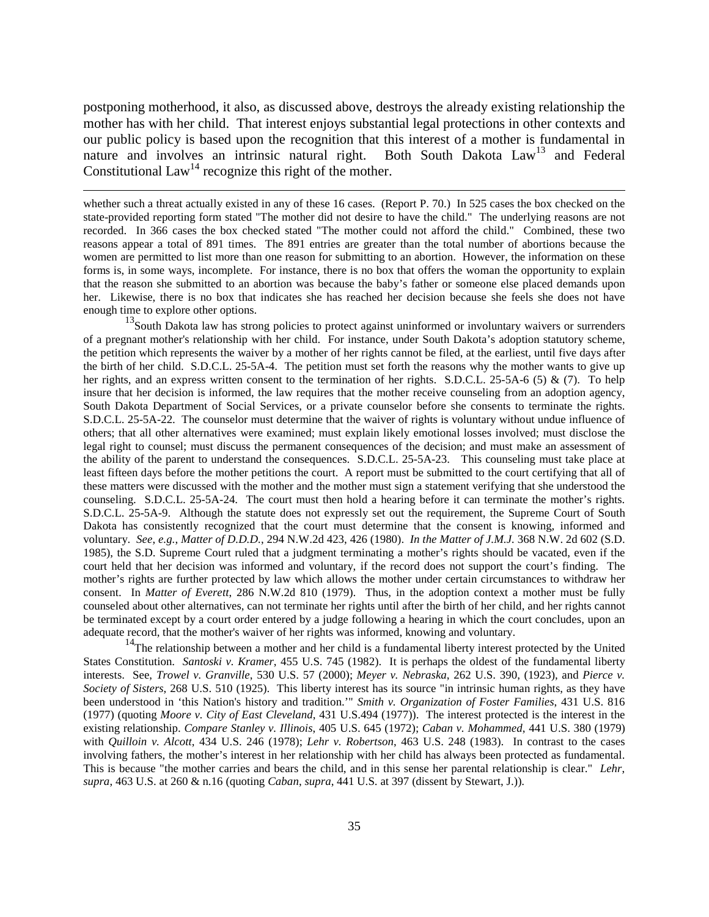postponing motherhood, it also, as discussed above, destroys the already existing relationship the mother has with her child. That interest enjoys substantial legal protections in other contexts and our public policy is based upon the recognition that this interest of a mother is fundamental in nature and involves an intrinsic natural right. Both South Dakota Law[13] and Federal Constitutional Law[14] recognize this right of the mother.

---

whether such a threat actually existed in any of these 16 cases. (Report P. 70.) In 525 cases the box checked on the state-provided reporting form stated "The mother did not desire to have the child." The underlying reasons are not recorded. In 366 cases the box checked stated "The mother could not afford the child." Combined, these two reasons appear a total of 891 times. The 891 entries are greater than the total number of abortions because the women are permitted to list more than one reason for submitting to an abortion. However, the information on these forms is, in some ways, incomplete. For instance, there is no box that offers the woman the opportunity to explain that the reason she submitted to an abortion was because the baby's father or someone else placed demands upon her. Likewise, there is no box that indicates she has reached her decision because she feels she does not have enough time to explore other options.

[13] South Dakota law has strong policies to protect against uninformed or involuntary waivers or surrenders of a pregnant mother's relationship with her child. For instance, under South Dakota's adoption statutory scheme, the petition which represents the waiver by a mother of her rights cannot be filed, at the earliest, until five days after the birth of her child. S.D.C.L. 25-5A-4. The petition must set forth the reasons why the mother wants to give up her rights, and an express written consent to the termination of her rights. S.D.C.L. 25-5A-6 (5) & (7). To help insure that her decision is informed, the law requires that the mother receive counseling from an adoption agency, South Dakota Department of Social Services, or a private counselor before she consents to terminate the rights. S.D.C.L. 25-5A-22. The counselor must determine that the waiver of rights is voluntary without undue influence of others; that all other alternatives were examined; must explain likely emotional losses involved; must disclose the legal right to counsel; must discuss the permanent consequences of the decision; and must make an assessment of the ability of the parent to understand the consequences. S.D.C.L. 25-5A-23. This counseling must take place at least fifteen days before the mother petitions the court. A report must be submitted to the court certifying that all of these matters were discussed with the mother and the mother must sign a statement verifying that she understood the counseling. S.D.C.L. 25-5A-24. The court must then hold a hearing before it can terminate the mother's rights. S.D.C.L. 25-5A-9. Although the statute does not expressly set out the requirement, the Supreme Court of South Dakota has consistently recognized that the court must determine that the consent is knowing, informed and voluntary. *See, e.g., Matter of D.D.D.*, 294 N.W.2d 423, 426 (1980). *In the Matter of J.M.J.* 368 N.W. 2d 602 (S.D. 1985), the S.D. Supreme Court ruled that a judgment terminating a mother's rights should be vacated, even if the court held that her decision was informed and voluntary, if the record does not support the court's finding. The mother's rights are further protected by law which allows the mother under certain circumstances to withdraw her consent. In *Matter of Everett*, 286 N.W.2d 810 (1979). Thus, in the adoption context a mother must be fully counseled about other alternatives, can not terminate her rights until after the birth of her child, and her rights cannot be terminated except by a court order entered by a judge following a hearing in which the court concludes, upon an adequate record, that the mother's waiver of her rights was informed, knowing and voluntary.

[14] The relationship between a mother and her child is a fundamental liberty interest protected by the United States Constitution. *Santoski v. Kramer*, 455 U.S. 745 (1982). It is perhaps the oldest of the fundamental liberty interests. See, *Trowel v. Granville*, 530 U.S. 57 (2000); *Meyer v. Nebraska*, 262 U.S. 390, (1923), and *Pierce v. Society of Sisters*, 268 U.S. 510 (1925). This liberty interest has its source "in intrinsic human rights, as they have been understood in 'this Nation's history and tradition.'" *Smith v. Organization of Foster Families*, 431 U.S. 816 (1977) (quoting *Moore v. City of East Cleveland*, 431 U.S.494 (1977)). The interest protected is the interest in the existing relationship. *Compare Stanley v. Illinois*, 405 U.S. 645 (1972); *Caban v. Mohammed*, 441 U.S. 380 (1979) with *Quilloin v. Alcott*, 434 U.S. 246 (1978); *Lehr v. Robertson*, 463 U.S. 248 (1983). In contrast to the cases involving fathers, the mother's interest in her relationship with her child has always been protected as fundamental. This is because "the mother carries and bears the child, and in this sense her parental relationship is clear." *Lehr*, *supra*, 463 U.S. at 260 & n.16 (quoting *Caban*, *supra*, 441 U.S. at 397 (dissent by Stewart, J.)).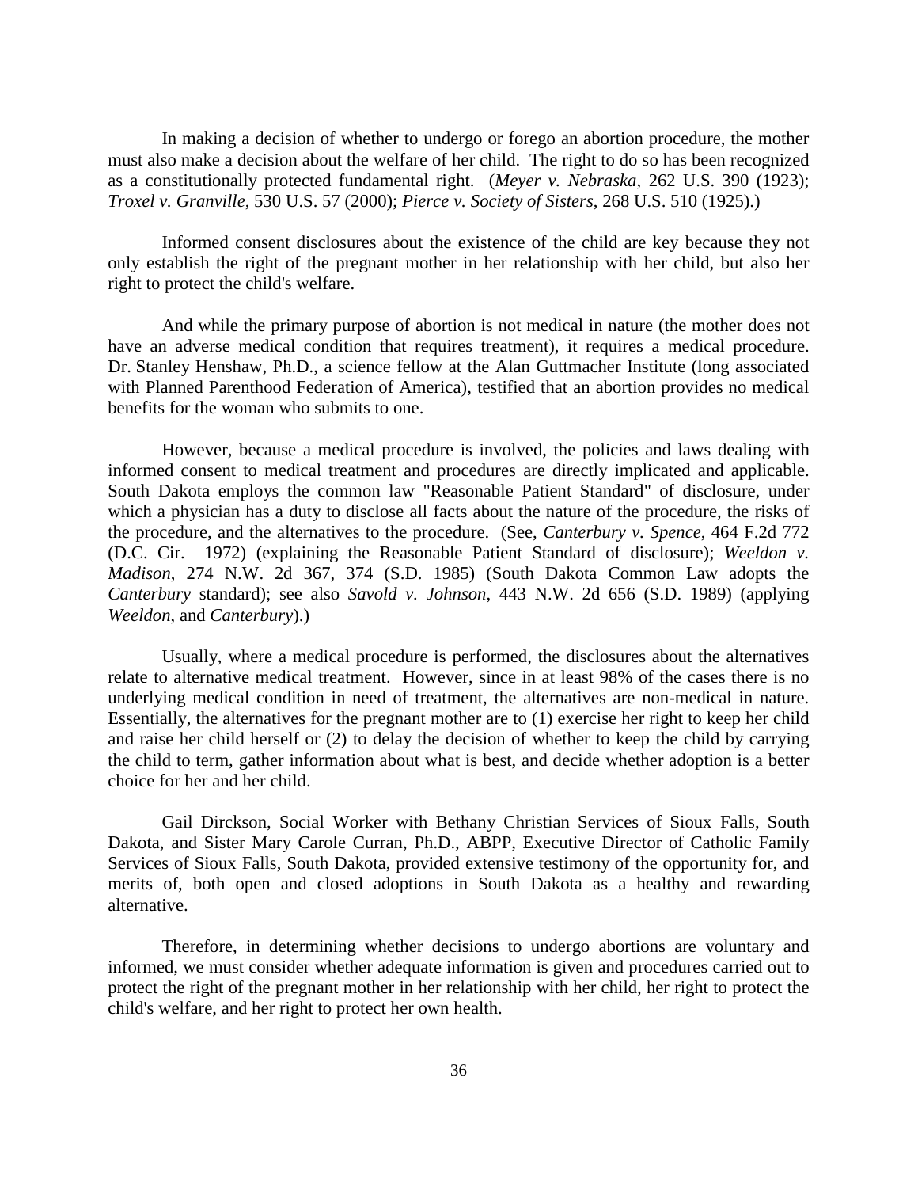In making a decision of whether to undergo or forego an abortion procedure, the mother must also make a decision about the welfare of her child. The right to do so has been recognized as a constitutionally protected fundamental right. (*Meyer v. Nebraska*, 262 U.S. 390 (1923); *Troxel v. Granville*, 530 U.S. 57 (2000); *Pierce v. Society of Sisters*, 268 U.S. 510 (1925).)

Informed consent disclosures about the existence of the child are key because they not only establish the right of the pregnant mother in her relationship with her child, but also her right to protect the child's welfare.

And while the primary purpose of abortion is not medical in nature (the mother does not have an adverse medical condition that requires treatment), it requires a medical procedure. Dr. Stanley Henshaw, Ph.D., a science fellow at the Alan Guttmacher Institute (long associated with Planned Parenthood Federation of America), testified that an abortion provides no medical benefits for the woman who submits to one.

However, because a medical procedure is involved, the policies and laws dealing with informed consent to medical treatment and procedures are directly implicated and applicable. South Dakota employs the common law "Reasonable Patient Standard" of disclosure, under which a physician has a duty to disclose all facts about the nature of the procedure, the risks of the procedure, and the alternatives to the procedure. (See, *Canterbury v. Spence*, 464 F.2d 772 (D.C. Cir. 1972) (explaining the Reasonable Patient Standard of disclosure); *Weeldon v. Madison*, 274 N.W. 2d 367, 374 (S.D. 1985) (South Dakota Common Law adopts the *Canterbury* standard); see also *Savold v. Johnson*, 443 N.W. 2d 656 (S.D. 1989) (applying *Weeldon*, and *Canterbury*).)

Usually, where a medical procedure is performed, the disclosures about the alternatives relate to alternative medical treatment. However, since in at least 98% of the cases there is no underlying medical condition in need of treatment, the alternatives are non-medical in nature. Essentially, the alternatives for the pregnant mother are to (1) exercise her right to keep her child and raise her child herself or (2) to delay the decision of whether to keep the child by carrying the child to term, gather information about what is best, and decide whether adoption is a better choice for her and her child.

Gail Dirckson, Social Worker with Bethany Christian Services of Sioux Falls, South Dakota, and Sister Mary Carole Curran, Ph.D., ABPP, Executive Director of Catholic Family Services of Sioux Falls, South Dakota, provided extensive testimony of the opportunity for, and merits of, both open and closed adoptions in South Dakota as a healthy and rewarding alternative.

Therefore, in determining whether decisions to undergo abortions are voluntary and informed, we must consider whether adequate information is given and procedures carried out to protect the right of the pregnant mother in her relationship with her child, her right to protect the child's welfare, and her right to protect her own health.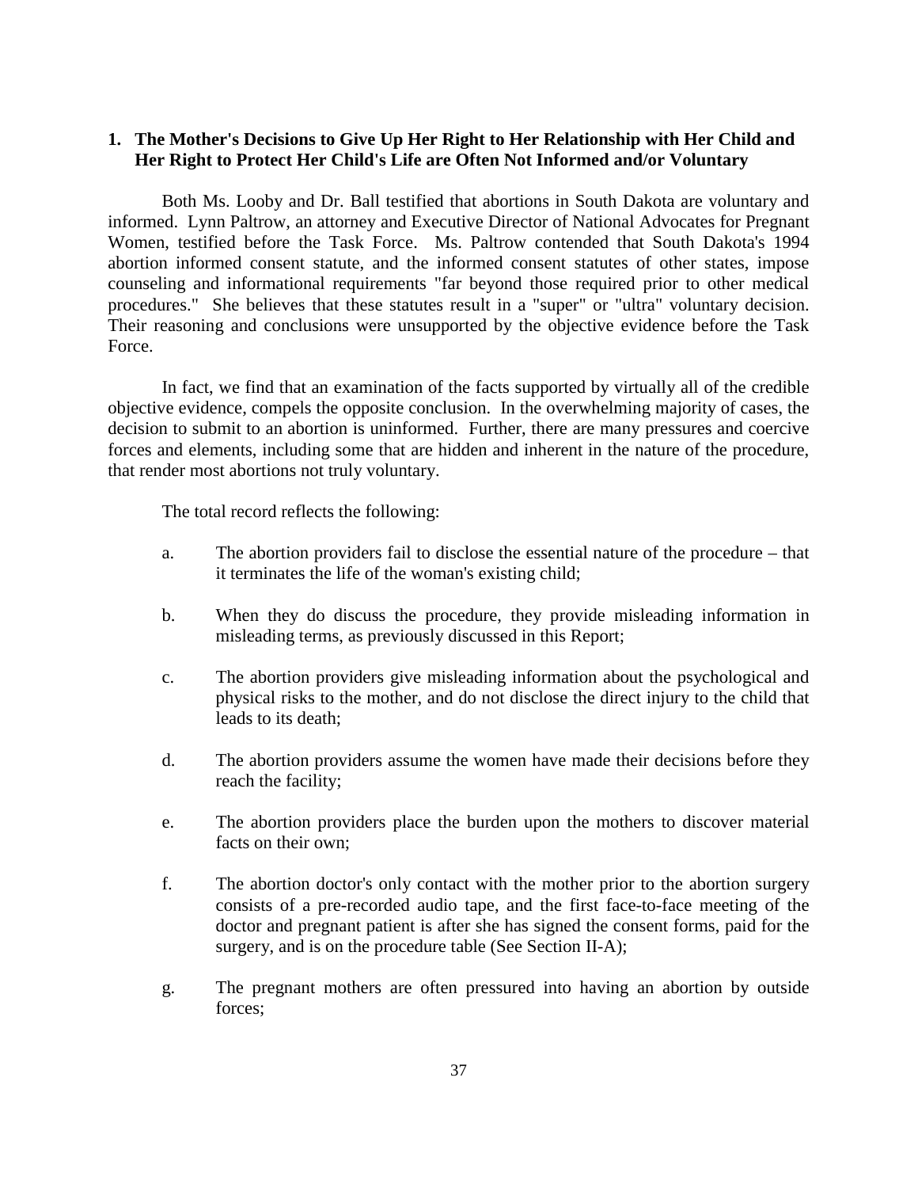### 1. The Mother's Decisions to Give Up Her Right to Her Relationship with Her Child and Her Right to Protect Her Child's Life are Often Not Informed and/or Voluntary

Both Ms. Looby and Dr. Ball testified that abortions in South Dakota are voluntary and informed. Lynn Paltrow, an attorney and Executive Director of National Advocates for Pregnant Women, testified before the Task Force. Ms. Paltrow contended that South Dakota's 1994 abortion informed consent statute, and the informed consent statutes of other states, impose counseling and informational requirements "far beyond those required prior to other medical procedures." She believes that these statutes result in a "super" or "ultra" voluntary decision. Their reasoning and conclusions were unsupported by the objective evidence before the Task Force.

In fact, we find that an examination of the facts supported by virtually all of the credible objective evidence, compels the opposite conclusion. In the overwhelming majority of cases, the decision to submit to an abortion is uninformed. Further, there are many pressures and coercive forces and elements, including some that are hidden and inherent in the nature of the procedure, that render most abortions not truly voluntary.

The total record reflects the following:

a. The abortion providers fail to disclose the essential nature of the procedure – that it terminates the life of the woman's existing child;

b. When they do discuss the procedure, they provide misleading information in misleading terms, as previously discussed in this Report;

c. The abortion providers give misleading information about the psychological and physical risks to the mother, and do not disclose the direct injury to the child that leads to its death;

d. The abortion providers assume the women have made their decisions before they reach the facility;

e. The abortion providers place the burden upon the mothers to discover material facts on their own;

f. The abortion doctor's only contact with the mother prior to the abortion surgery consists of a pre-recorded audio tape, and the first face-to-face meeting of the doctor and pregnant patient is after she has signed the consent forms, paid for the surgery, and is on the procedure table (See Section II-A);

g. The pregnant mothers are often pressured into having an abortion by outside forces;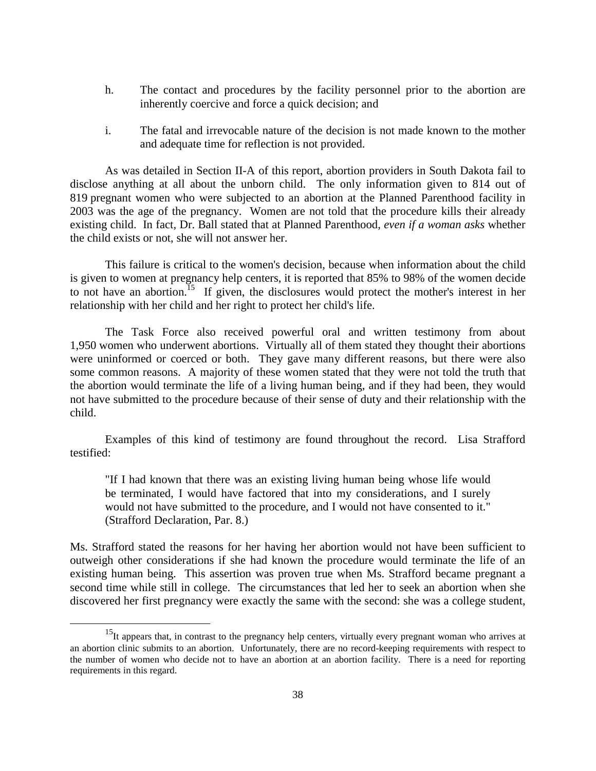h. The contact and procedures by the facility personnel prior to the abortion are inherently coercive and force a quick decision; and

i. The fatal and irrevocable nature of the decision is not made known to the mother and adequate time for reflection is not provided.

As was detailed in Section II-A of this report, abortion providers in South Dakota fail to disclose anything at all about the unborn child. The only information given to 814 out of 819 pregnant women who were subjected to an abortion at the Planned Parenthood facility in 2003 was the age of the pregnancy. Women are not told that the procedure kills their already existing child. In fact, Dr. Ball stated that at Planned Parenthood, *even if a woman asks* whether the child exists or not, she will not answer her.

This failure is critical to the women's decision, because when information about the child is given to women at pregnancy help centers, it is reported that 85% to 98% of the women decide to not have an abortion.[15] If given, the disclosures would protect the mother's interest in her relationship with her child and her right to protect her child's life.

The Task Force also received powerful oral and written testimony from about 1,950 women who underwent abortions. Virtually all of them stated they thought their abortions were uninformed or coerced or both. They gave many different reasons, but there were also some common reasons. A majority of these women stated that they were not told the truth that the abortion would terminate the life of a living human being, and if they had been, they would not have submitted to the procedure because of their sense of duty and their relationship with the child.

Examples of this kind of testimony are found throughout the record. Lisa Strafford testified:

> "If I had known that there was an existing living human being whose life would be terminated, I would have factored that into my considerations, and I surely would not have submitted to the procedure, and I would not have consented to it." (Strafford Declaration, Par. 8.)

Ms. Strafford stated the reasons for her having her abortion would not have been sufficient to outweigh other considerations if she had known the procedure would terminate the life of an existing human being. This assertion was proven true when Ms. Strafford became pregnant a second time while still in college. The circumstances that led her to seek an abortion when she discovered her first pregnancy were exactly the same with the second: she was a college student,

---

[15] It appears that, in contrast to the pregnancy help centers, virtually every pregnant woman who arrives at an abortion clinic submits to an abortion. Unfortunately, there are no record-keeping requirements with respect to the number of women who decide not to have an abortion at an abortion facility. There is a need for reporting requirements in this regard.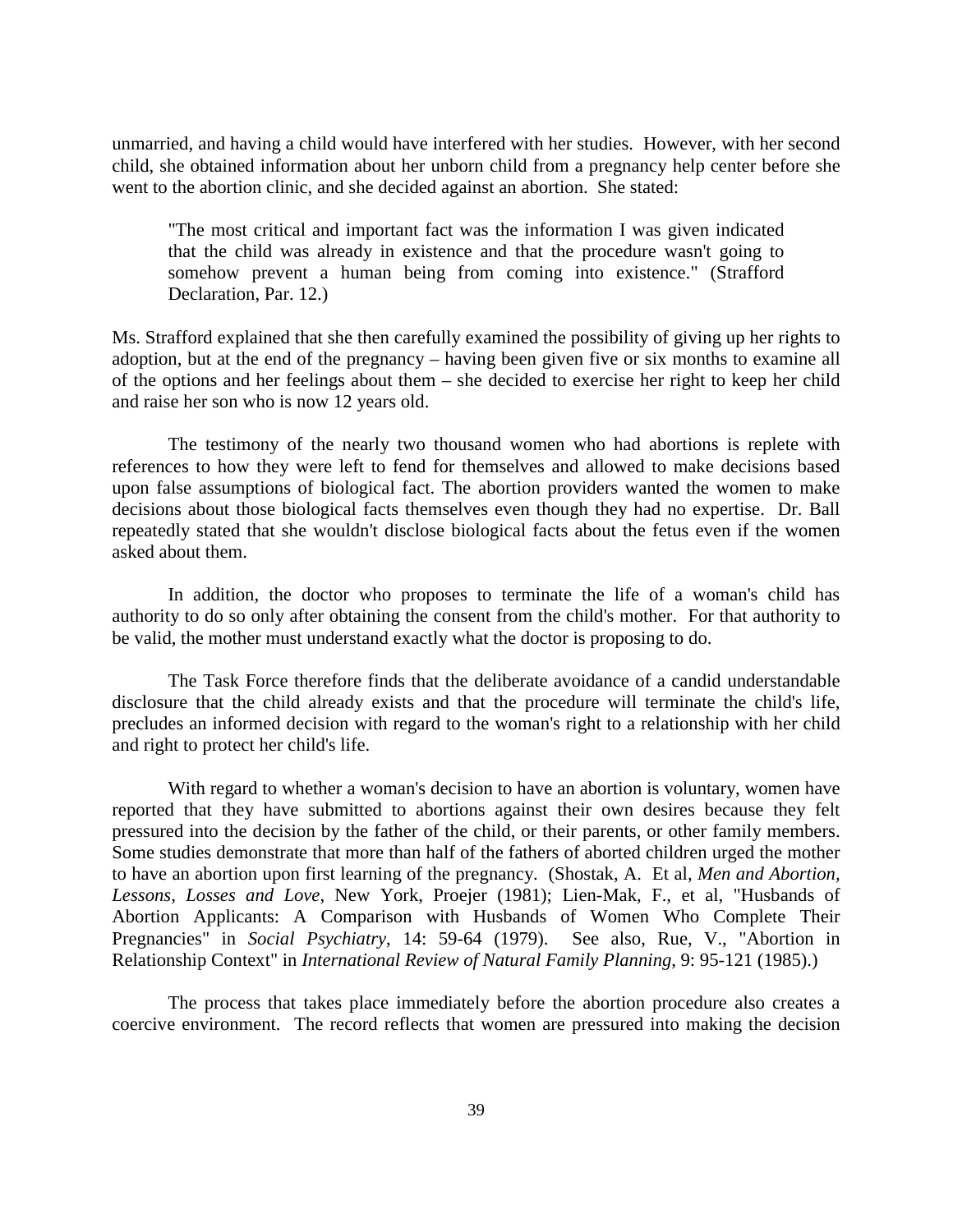unmarried, and having a child would have interfered with her studies. However, with her second child, she obtained information about her unborn child from a pregnancy help center before she went to the abortion clinic, and she decided against an abortion. She stated:

> "The most critical and important fact was the information I was given indicated that the child was already in existence and that the procedure wasn't going to somehow prevent a human being from coming into existence." (Strafford Declaration, Par. 12.)

Ms. Strafford explained that she then carefully examined the possibility of giving up her rights to adoption, but at the end of the pregnancy – having been given five or six months to examine all of the options and her feelings about them – she decided to exercise her right to keep her child and raise her son who is now 12 years old.

The testimony of the nearly two thousand women who had abortions is replete with references to how they were left to fend for themselves and allowed to make decisions based upon false assumptions of biological fact. The abortion providers wanted the women to make decisions about those biological facts themselves even though they had no expertise. Dr. Ball repeatedly stated that she wouldn't disclose biological facts about the fetus even if the women asked about them.

In addition, the doctor who proposes to terminate the life of a woman's child has authority to do so only after obtaining the consent from the child's mother. For that authority to be valid, the mother must understand exactly what the doctor is proposing to do.

The Task Force therefore finds that the deliberate avoidance of a candid understandable disclosure that the child already exists and that the procedure will terminate the child's life, precludes an informed decision with regard to the woman's right to a relationship with her child and right to protect her child's life.

With regard to whether a woman's decision to have an abortion is voluntary, women have reported that they have submitted to abortions against their own desires because they felt pressured into the decision by the father of the child, or their parents, or other family members. Some studies demonstrate that more than half of the fathers of aborted children urged the mother to have an abortion upon first learning of the pregnancy. (Shostak, A. Et al, *Men and Abortion, Lessons, Losses and Love,* New York, Proejer (1981); Lien-Mak, F., et al, "Husbands of Abortion Applicants: A Comparison with Husbands of Women Who Complete Their Pregnancies" in *Social Psychiatry*, 14: 59-64 (1979). See also, Rue, V., "Abortion in Relationship Context" in *International Review of Natural Family Planning,* 9: 95-121 (1985).)

The process that takes place immediately before the abortion procedure also creates a coercive environment. The record reflects that women are pressured into making the decision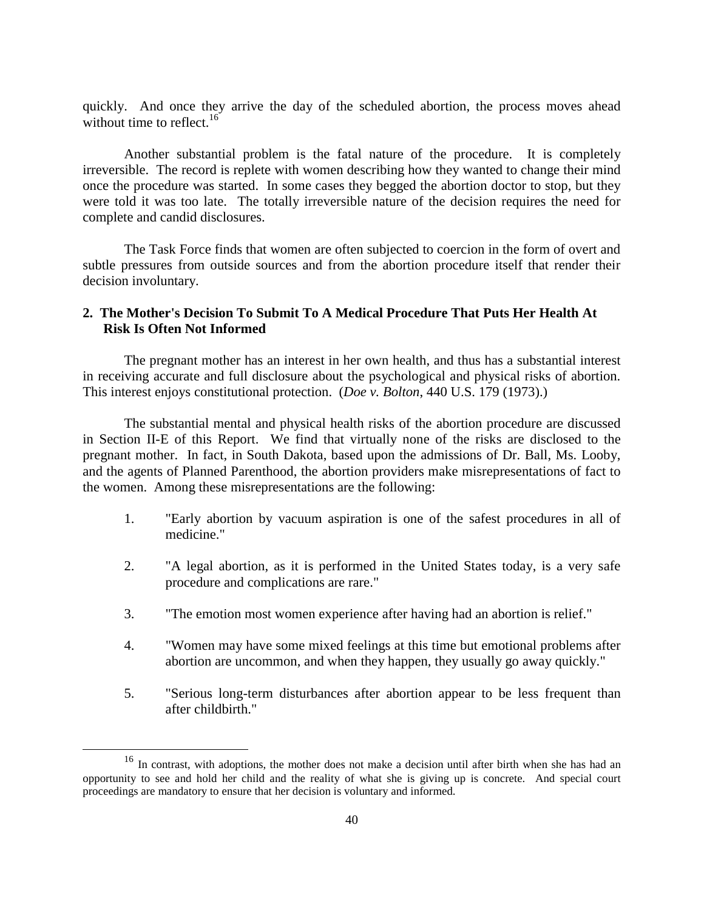quickly. And once they arrive the day of the scheduled abortion, the process moves ahead without time to reflect.[16]

Another substantial problem is the fatal nature of the procedure. It is completely irreversible. The record is replete with women describing how they wanted to change their mind once the procedure was started. In some cases they begged the abortion doctor to stop, but they were told it was too late. The totally irreversible nature of the decision requires the need for complete and candid disclosures.

The Task Force finds that women are often subjected to coercion in the form of overt and subtle pressures from outside sources and from the abortion procedure itself that render their decision involuntary.

### 2. The Mother's Decision To Submit To A Medical Procedure That Puts Her Health At Risk Is Often Not Informed

The pregnant mother has an interest in her own health, and thus has a substantial interest in receiving accurate and full disclosure about the psychological and physical risks of abortion. This interest enjoys constitutional protection. (*Doe v. Bolton*, 440 U.S. 179 (1973).)

The substantial mental and physical health risks of the abortion procedure are discussed in Section II-E of this Report. We find that virtually none of the risks are disclosed to the pregnant mother. In fact, in South Dakota, based upon the admissions of Dr. Ball, Ms. Looby, and the agents of Planned Parenthood, the abortion providers make misrepresentations of fact to the women. Among these misrepresentations are the following:

1. "Early abortion by vacuum aspiration is one of the safest procedures in all of medicine."

2. "A legal abortion, as it is performed in the United States today, is a very safe procedure and complications are rare."

3. "The emotion most women experience after having had an abortion is relief."

4. "Women may have some mixed feelings at this time but emotional problems after abortion are uncommon, and when they happen, they usually go away quickly."

5. "Serious long-term disturbances after abortion appear to be less frequent than after childbirth."

---

[16] In contrast, with adoptions, the mother does not make a decision until after birth when she has had an opportunity to see and hold her child and the reality of what she is giving up is concrete. And special court proceedings are mandatory to ensure that her decision is voluntary and informed.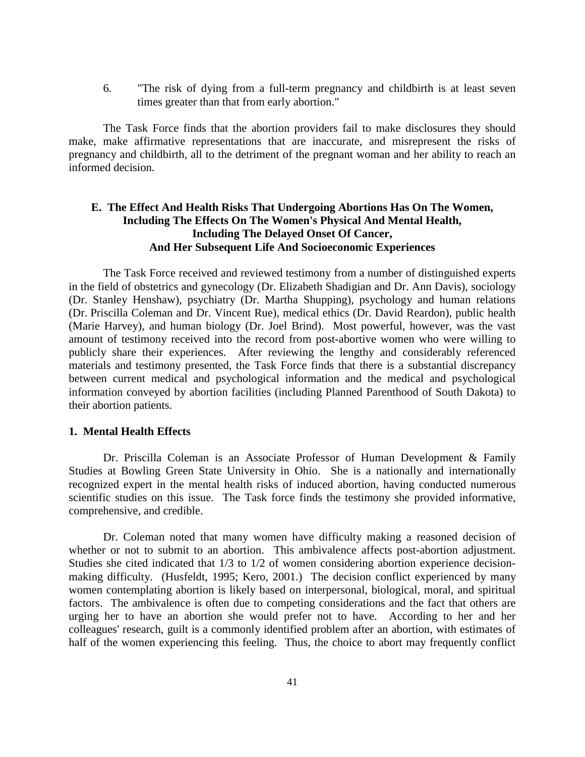6. "The risk of dying from a full-term pregnancy and childbirth is at least seven times greater than that from early abortion."

The Task Force finds that the abortion providers fail to make disclosures they should make, make affirmative representations that are inaccurate, and misrepresent the risks of pregnancy and childbirth, all to the detriment of the pregnant woman and her ability to reach an informed decision.

## E. The Effect And Health Risks That Undergoing Abortions Has On The Women, Including The Effects On The Women's Physical And Mental Health, Including The Delayed Onset Of Cancer, And Her Subsequent Life And Socioeconomic Experiences

The Task Force received and reviewed testimony from a number of distinguished experts in the field of obstetrics and gynecology (Dr. Elizabeth Shadigian and Dr. Ann Davis), sociology (Dr. Stanley Henshaw), psychiatry (Dr. Martha Shupping), psychology and human relations (Dr. Priscilla Coleman and Dr. Vincent Rue), medical ethics (Dr. David Reardon), public health (Marie Harvey), and human biology (Dr. Joel Brind). Most powerful, however, was the vast amount of testimony received into the record from post-abortive women who were willing to publicly share their experiences. After reviewing the lengthy and considerably referenced materials and testimony presented, the Task Force finds that there is a substantial discrepancy between current medical and psychological information and the medical and psychological information conveyed by abortion facilities (including Planned Parenthood of South Dakota) to their abortion patients.

### 1. Mental Health Effects

Dr. Priscilla Coleman is an Associate Professor of Human Development & Family Studies at Bowling Green State University in Ohio. She is a nationally and internationally recognized expert in the mental health risks of induced abortion, having conducted numerous scientific studies on this issue. The Task force finds the testimony she provided informative, comprehensive, and credible.

Dr. Coleman noted that many women have difficulty making a reasoned decision of whether or not to submit to an abortion. This ambivalence affects post-abortion adjustment. Studies she cited indicated that 1/3 to 1/2 of women considering abortion experience decision-making difficulty. (Husfeldt, 1995; Kero, 2001.) The decision conflict experienced by many women contemplating abortion is likely based on interpersonal, biological, moral, and spiritual factors. The ambivalence is often due to competing considerations and the fact that others are urging her to have an abortion she would prefer not to have. According to her and her colleagues' research, guilt is a commonly identified problem after an abortion, with estimates of half of the women experiencing this feeling. Thus, the choice to abort may frequently conflict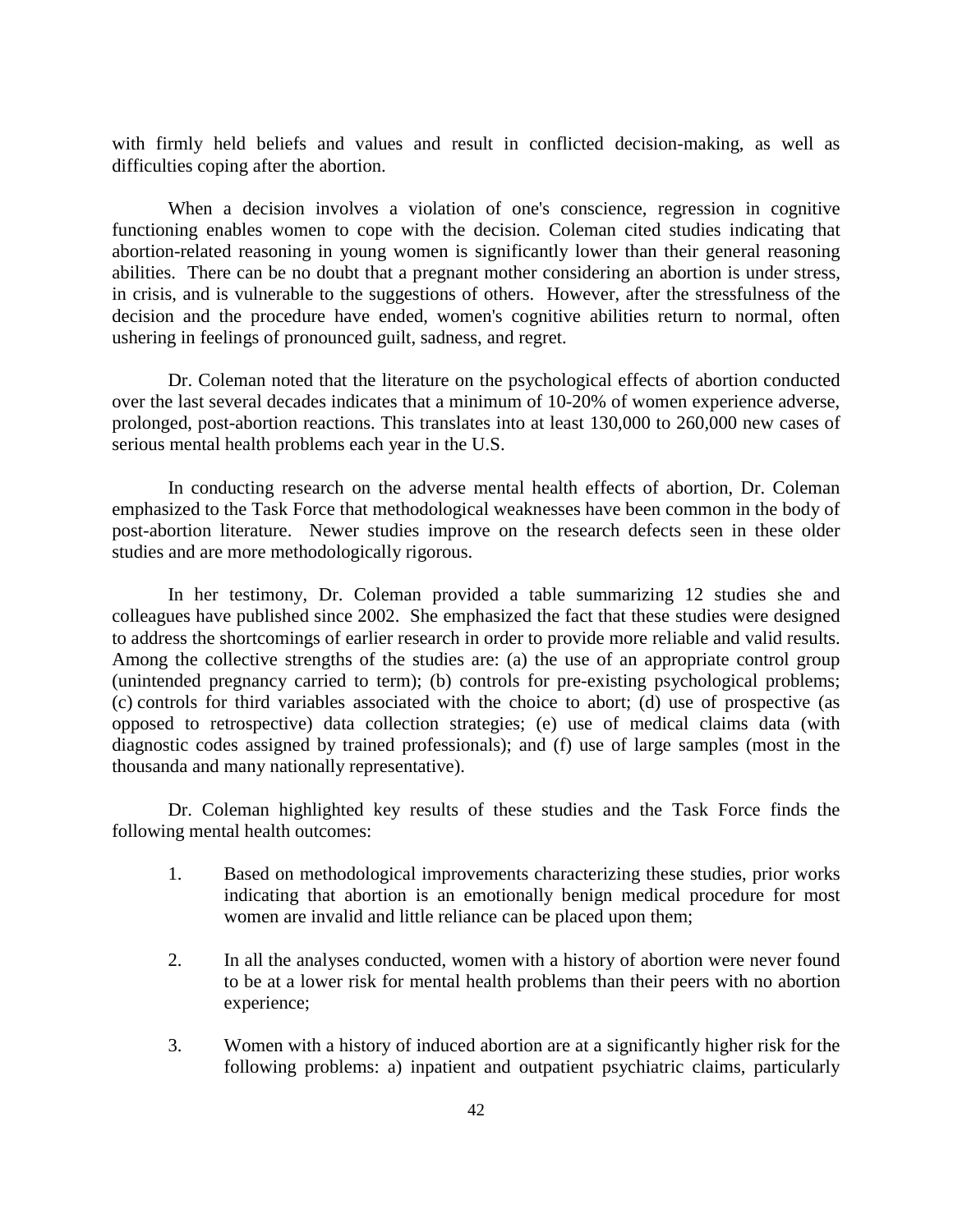with firmly held beliefs and values and result in conflicted decision-making, as well as difficulties coping after the abortion.

When a decision involves a violation of one's conscience, regression in cognitive functioning enables women to cope with the decision. Coleman cited studies indicating that abortion-related reasoning in young women is significantly lower than their general reasoning abilities. There can be no doubt that a pregnant mother considering an abortion is under stress, in crisis, and is vulnerable to the suggestions of others. However, after the stressfulness of the decision and the procedure have ended, women's cognitive abilities return to normal, often ushering in feelings of pronounced guilt, sadness, and regret.

Dr. Coleman noted that the literature on the psychological effects of abortion conducted over the last several decades indicates that a minimum of 10-20% of women experience adverse, prolonged, post-abortion reactions. This translates into at least 130,000 to 260,000 new cases of serious mental health problems each year in the U.S.

In conducting research on the adverse mental health effects of abortion, Dr. Coleman emphasized to the Task Force that methodological weaknesses have been common in the body of post-abortion literature. Newer studies improve on the research defects seen in these older studies and are more methodologically rigorous.

In her testimony, Dr. Coleman provided a table summarizing 12 studies she and colleagues have published since 2002. She emphasized the fact that these studies were designed to address the shortcomings of earlier research in order to provide more reliable and valid results. Among the collective strengths of the studies are: (a) the use of an appropriate control group (unintended pregnancy carried to term); (b) controls for pre-existing psychological problems; (c) controls for third variables associated with the choice to abort; (d) use of prospective (as opposed to retrospective) data collection strategies; (e) use of medical claims data (with diagnostic codes assigned by trained professionals); and (f) use of large samples (most in the thousanda and many nationally representative).

Dr. Coleman highlighted key results of these studies and the Task Force finds the following mental health outcomes:

1. Based on methodological improvements characterizing these studies, prior works indicating that abortion is an emotionally benign medical procedure for most women are invalid and little reliance can be placed upon them;

2. In all the analyses conducted, women with a history of abortion were never found to be at a lower risk for mental health problems than their peers with no abortion experience;

3. Women with a history of induced abortion are at a significantly higher risk for the following problems: a) inpatient and outpatient psychiatric claims, particularly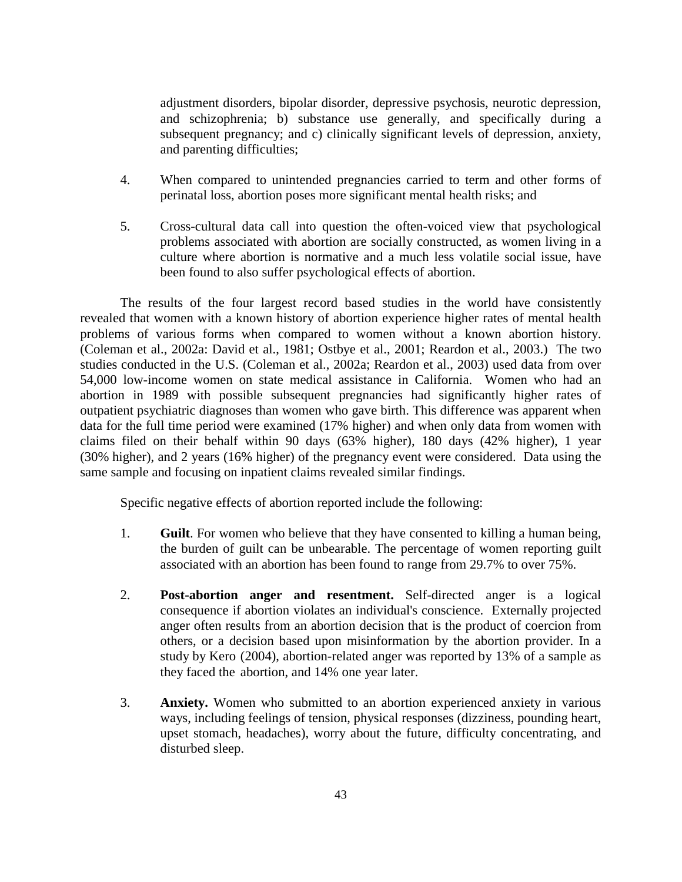adjustment disorders, bipolar disorder, depressive psychosis, neurotic depression, and schizophrenia; b) substance use generally, and specifically during a subsequent pregnancy; and c) clinically significant levels of depression, anxiety, and parenting difficulties;

4. When compared to unintended pregnancies carried to term and other forms of perinatal loss, abortion poses more significant mental health risks; and

5. Cross-cultural data call into question the often-voiced view that psychological problems associated with abortion are socially constructed, as women living in a culture where abortion is normative and a much less volatile social issue, have been found to also suffer psychological effects of abortion.

The results of the four largest record based studies in the world have consistently revealed that women with a known history of abortion experience higher rates of mental health problems of various forms when compared to women without a known abortion history. (Coleman et al., 2002a: David et al., 1981; Ostbye et al., 2001; Reardon et al., 2003.) The two studies conducted in the U.S. (Coleman et al., 2002a; Reardon et al., 2003) used data from over 54,000 low-income women on state medical assistance in California. Women who had an abortion in 1989 with possible subsequent pregnancies had significantly higher rates of outpatient psychiatric diagnoses than women who gave birth. This difference was apparent when data for the full time period were examined (17% higher) and when only data from women with claims filed on their behalf within 90 days (63% higher), 180 days (42% higher), 1 year (30% higher), and 2 years (16% higher) of the pregnancy event were considered. Data using the same sample and focusing on inpatient claims revealed similar findings.

Specific negative effects of abortion reported include the following:

1. **Guilt**. For women who believe that they have consented to killing a human being, the burden of guilt can be unbearable. The percentage of women reporting guilt associated with an abortion has been found to range from 29.7% to over 75%.

2. **Post-abortion anger and resentment.** Self-directed anger is a logical consequence if abortion violates an individual's conscience. Externally projected anger often results from an abortion decision that is the product of coercion from others, or a decision based upon misinformation by the abortion provider. In a study by Kero (2004), abortion-related anger was reported by 13% of a sample as they faced the abortion, and 14% one year later.

3. **Anxiety.** Women who submitted to an abortion experienced anxiety in various ways, including feelings of tension, physical responses (dizziness, pounding heart, upset stomach, headaches), worry about the future, difficulty concentrating, and disturbed sleep.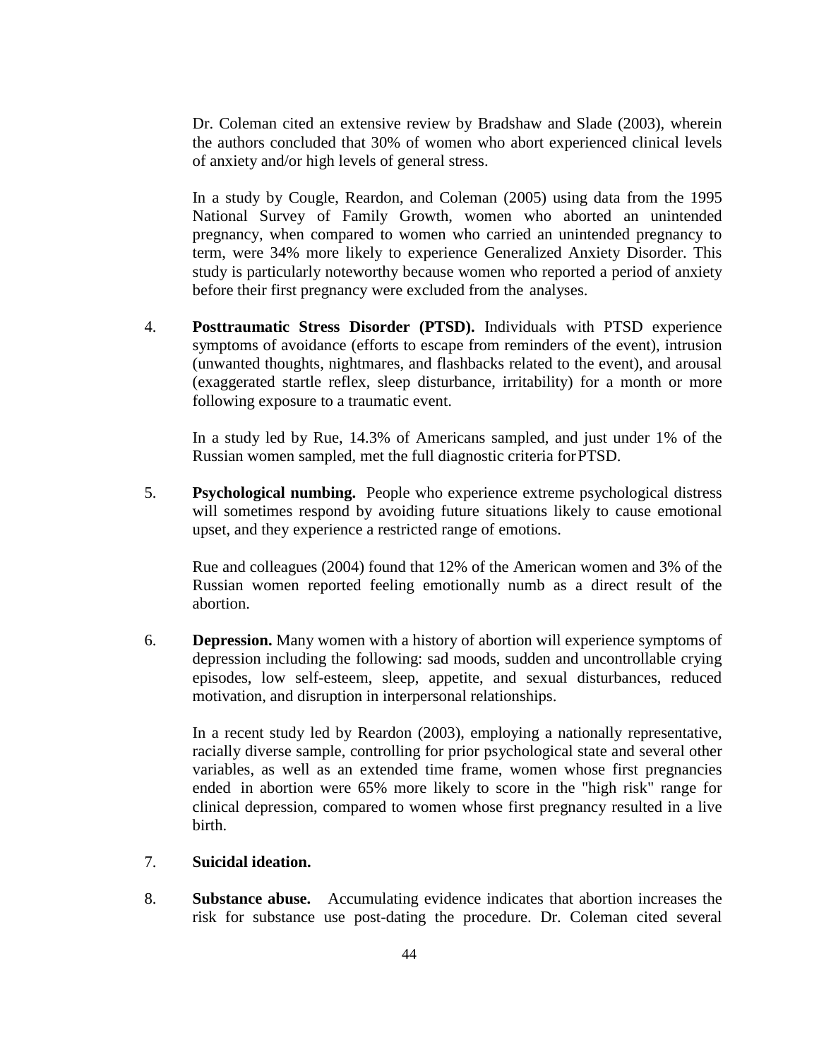Dr. Coleman cited an extensive review by Bradshaw and Slade (2003), wherein the authors concluded that 30% of women who abort experienced clinical levels of anxiety and/or high levels of general stress.

In a study by Cougle, Reardon, and Coleman (2005) using data from the 1995 National Survey of Family Growth, women who aborted an unintended pregnancy, when compared to women who carried an unintended pregnancy to term, were 34% more likely to experience Generalized Anxiety Disorder. This study is particularly noteworthy because women who reported a period of anxiety before their first pregnancy were excluded from the analyses.

4. **Posttraumatic Stress Disorder (PTSD).** Individuals with PTSD experience symptoms of avoidance (efforts to escape from reminders of the event), intrusion (unwanted thoughts, nightmares, and flashbacks related to the event), and arousal (exaggerated startle reflex, sleep disturbance, irritability) for a month or more following exposure to a traumatic event.

   In a study led by Rue, 14.3% of Americans sampled, and just under 1% of the Russian women sampled, met the full diagnostic criteria for PTSD.

5. **Psychological numbing.** People who experience extreme psychological distress will sometimes respond by avoiding future situations likely to cause emotional upset, and they experience a restricted range of emotions.

   Rue and colleagues (2004) found that 12% of the American women and 3% of the Russian women reported feeling emotionally numb as a direct result of the abortion.

6. **Depression.** Many women with a history of abortion will experience symptoms of depression including the following: sad moods, sudden and uncontrollable crying episodes, low self-esteem, sleep, appetite, and sexual disturbances, reduced motivation, and disruption in interpersonal relationships.

   In a recent study led by Reardon (2003), employing a nationally representative, racially diverse sample, controlling for prior psychological state and several other variables, as well as an extended time frame, women whose first pregnancies ended in abortion were 65% more likely to score in the "high risk" range for clinical depression, compared to women whose first pregnancy resulted in a live birth.

7. **Suicidal ideation.**

8. **Substance abuse.** Accumulating evidence indicates that abortion increases the risk for substance use post-dating the procedure. Dr. Coleman cited several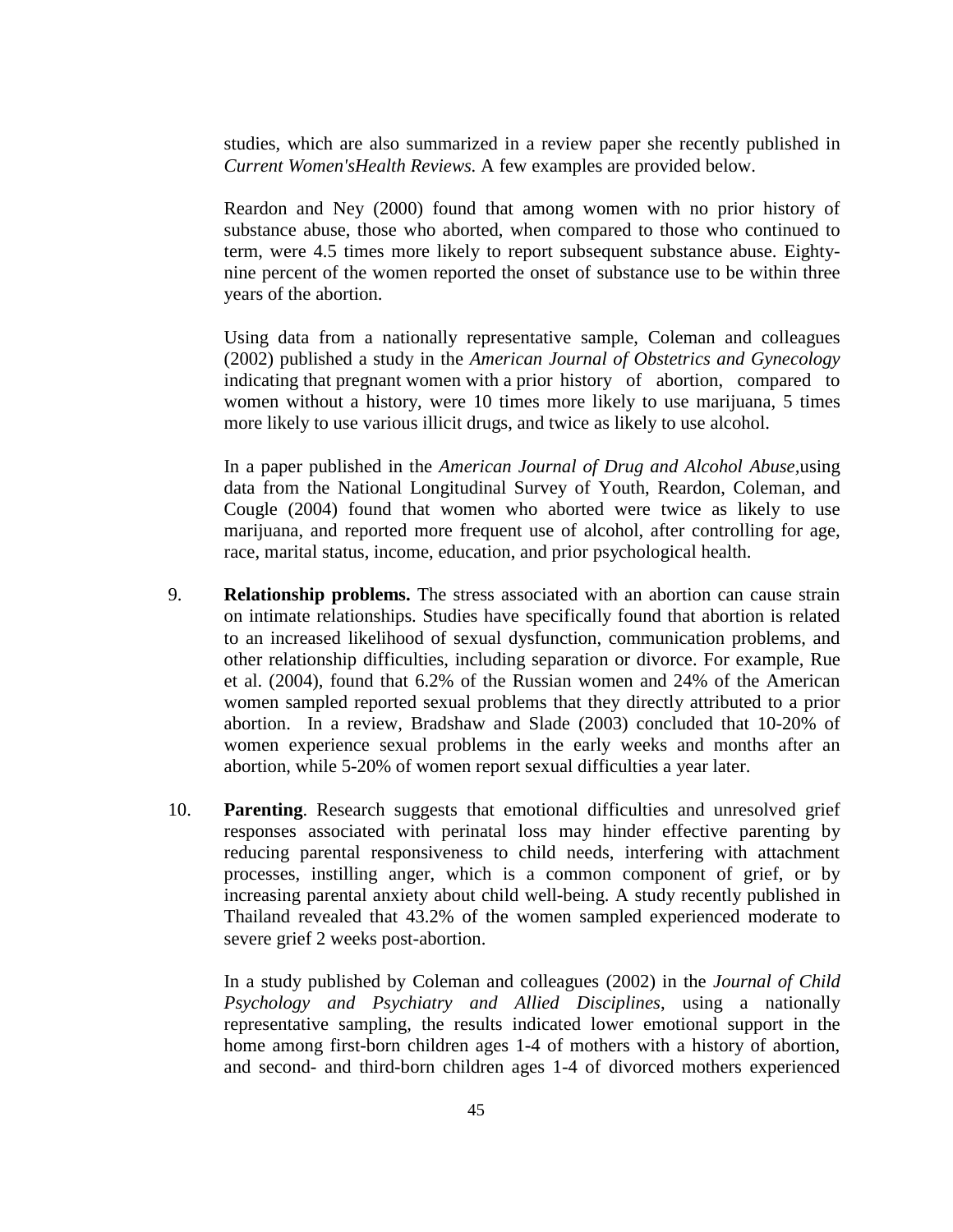studies, which are also summarized in a review paper she recently published in *Current Women'sHealth Reviews.* A few examples are provided below.

Reardon and Ney (2000) found that among women with no prior history of substance abuse, those who aborted, when compared to those who continued to term, were 4.5 times more likely to report subsequent substance abuse. Eighty-nine percent of the women reported the onset of substance use to be within three years of the abortion.

Using data from a nationally representative sample, Coleman and colleagues (2002) published a study in the *American Journal of Obstetrics and Gynecology* indicating that pregnant women with a prior history of abortion, compared to women without a history, were 10 times more likely to use marijuana, 5 times more likely to use various illicit drugs, and twice as likely to use alcohol.

In a paper published in the *American Journal of Drug and Alcohol Abuse*,using data from the National Longitudinal Survey of Youth, Reardon, Coleman, and Cougle (2004) found that women who aborted were twice as likely to use marijuana, and reported more frequent use of alcohol, after controlling for age, race, marital status, income, education, and prior psychological health.

9. **Relationship problems.** The stress associated with an abortion can cause strain on intimate relationships. Studies have specifically found that abortion is related to an increased likelihood of sexual dysfunction, communication problems, and other relationship difficulties, including separation or divorce. For example, Rue et al. (2004), found that 6.2% of the Russian women and 24% of the American women sampled reported sexual problems that they directly attributed to a prior abortion. In a review, Bradshaw and Slade (2003) concluded that 10-20% of women experience sexual problems in the early weeks and months after an abortion, while 5-20% of women report sexual difficulties a year later.

10. **Parenting**. Research suggests that emotional difficulties and unresolved grief responses associated with perinatal loss may hinder effective parenting by reducing parental responsiveness to child needs, interfering with attachment processes, instilling anger, which is a common component of grief, or by increasing parental anxiety about child well-being. A study recently published in Thailand revealed that 43.2% of the women sampled experienced moderate to severe grief 2 weeks post-abortion.

    In a study published by Coleman and colleagues (2002) in the *Journal of Child Psychology and Psychiatry and Allied Disciplines*, using a nationally representative sampling, the results indicated lower emotional support in the home among first-born children ages 1-4 of mothers with a history of abortion, and second- and third-born children ages 1-4 of divorced mothers experienced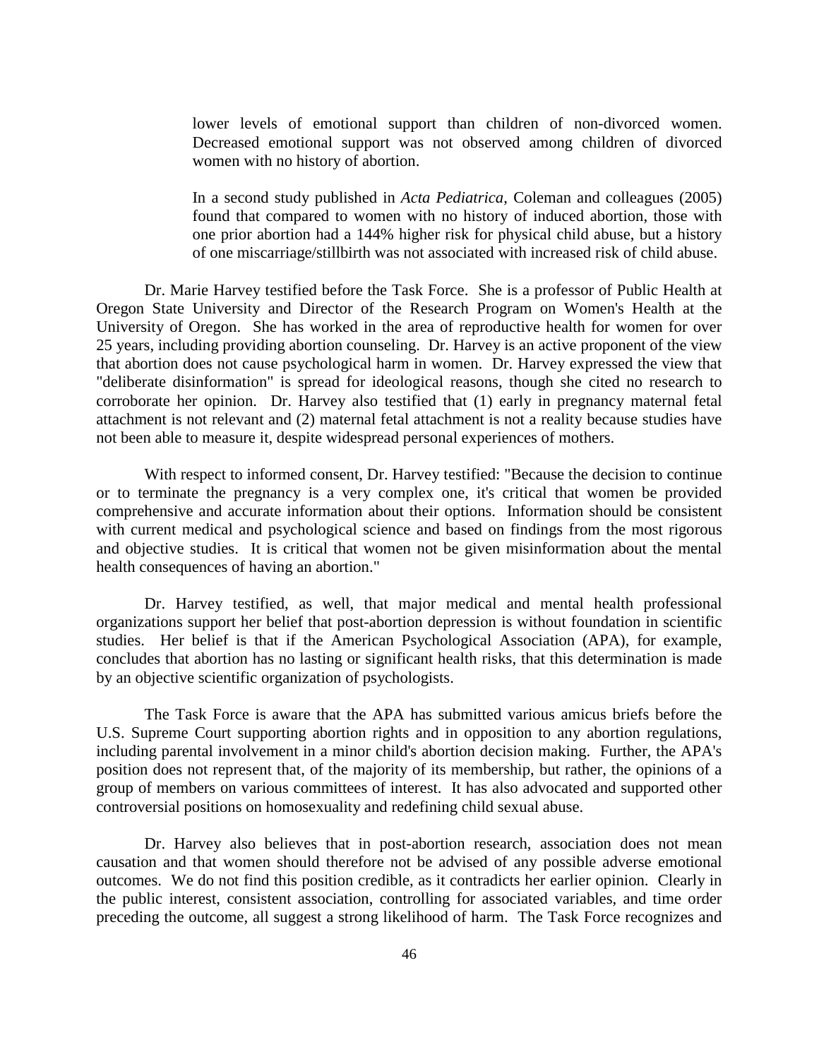> lower levels of emotional support than children of non-divorced women. Decreased emotional support was not observed among children of divorced women with no history of abortion.
>
> In a second study published in *Acta Pediatrica*, Coleman and colleagues (2005) found that compared to women with no history of induced abortion, those with one prior abortion had a 144% higher risk for physical child abuse, but a history of one miscarriage/stillbirth was not associated with increased risk of child abuse.

Dr. Marie Harvey testified before the Task Force. She is a professor of Public Health at Oregon State University and Director of the Research Program on Women's Health at the University of Oregon. She has worked in the area of reproductive health for women for over 25 years, including providing abortion counseling. Dr. Harvey is an active proponent of the view that abortion does not cause psychological harm in women. Dr. Harvey expressed the view that "deliberate disinformation" is spread for ideological reasons, though she cited no research to corroborate her opinion. Dr. Harvey also testified that (1) early in pregnancy maternal fetal attachment is not relevant and (2) maternal fetal attachment is not a reality because studies have not been able to measure it, despite widespread personal experiences of mothers.

With respect to informed consent, Dr. Harvey testified: "Because the decision to continue or to terminate the pregnancy is a very complex one, it's critical that women be provided comprehensive and accurate information about their options. Information should be consistent with current medical and psychological science and based on findings from the most rigorous and objective studies. It is critical that women not be given misinformation about the mental health consequences of having an abortion."

Dr. Harvey testified, as well, that major medical and mental health professional organizations support her belief that post-abortion depression is without foundation in scientific studies. Her belief is that if the American Psychological Association (APA), for example, concludes that abortion has no lasting or significant health risks, that this determination is made by an objective scientific organization of psychologists.

The Task Force is aware that the APA has submitted various amicus briefs before the U.S. Supreme Court supporting abortion rights and in opposition to any abortion regulations, including parental involvement in a minor child's abortion decision making. Further, the APA's position does not represent that, of the majority of its membership, but rather, the opinions of a group of members on various committees of interest. It has also advocated and supported other controversial positions on homosexuality and redefining child sexual abuse.

Dr. Harvey also believes that in post-abortion research, association does not mean causation and that women should therefore not be advised of any possible adverse emotional outcomes. We do not find this position credible, as it contradicts her earlier opinion. Clearly in the public interest, consistent association, controlling for associated variables, and time order preceding the outcome, all suggest a strong likelihood of harm. The Task Force recognizes and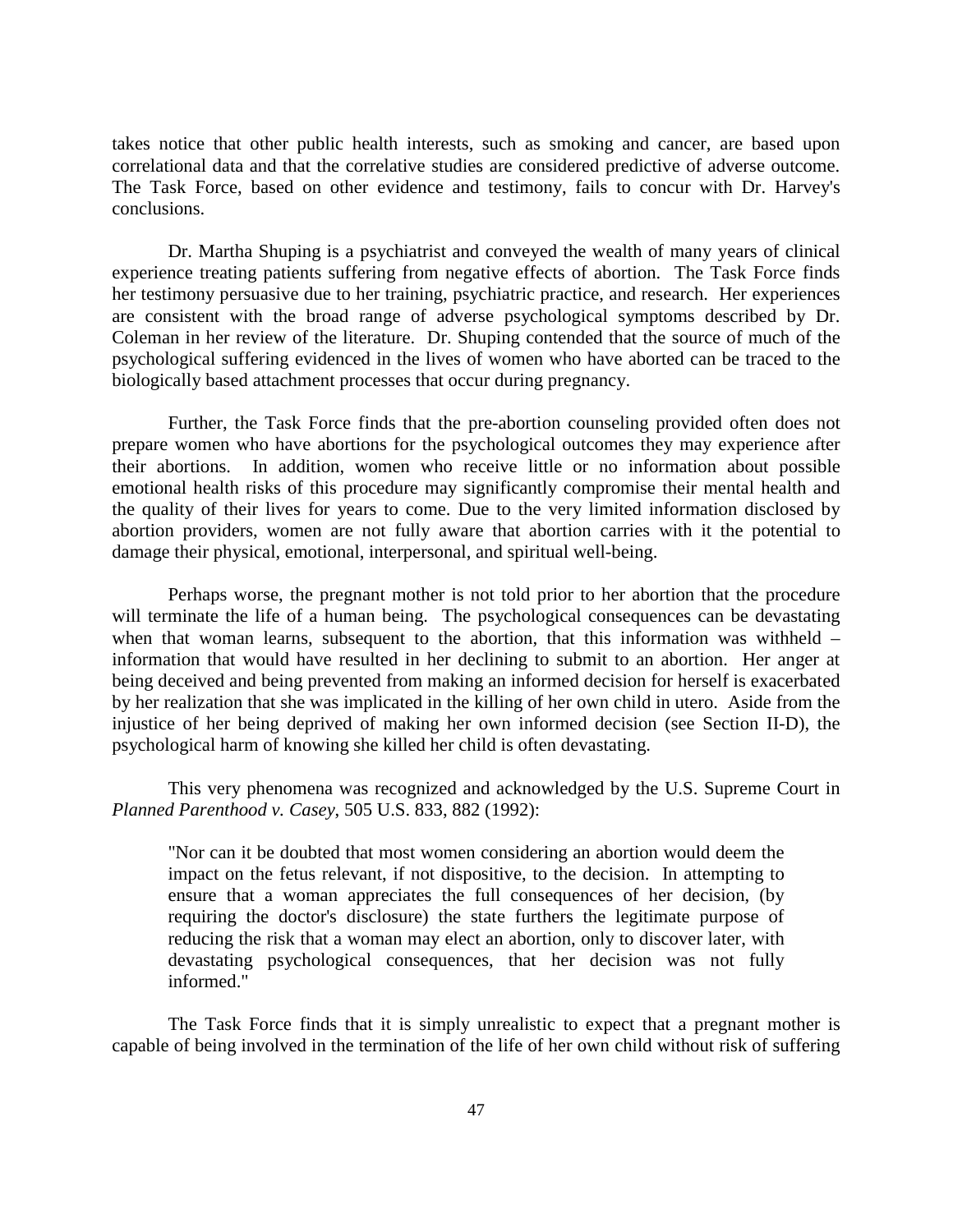takes notice that other public health interests, such as smoking and cancer, are based upon correlational data and that the correlative studies are considered predictive of adverse outcome. The Task Force, based on other evidence and testimony, fails to concur with Dr. Harvey's conclusions.

Dr. Martha Shuping is a psychiatrist and conveyed the wealth of many years of clinical experience treating patients suffering from negative effects of abortion. The Task Force finds her testimony persuasive due to her training, psychiatric practice, and research. Her experiences are consistent with the broad range of adverse psychological symptoms described by Dr. Coleman in her review of the literature. Dr. Shuping contended that the source of much of the psychological suffering evidenced in the lives of women who have aborted can be traced to the biologically based attachment processes that occur during pregnancy.

Further, the Task Force finds that the pre-abortion counseling provided often does not prepare women who have abortions for the psychological outcomes they may experience after their abortions. In addition, women who receive little or no information about possible emotional health risks of this procedure may significantly compromise their mental health and the quality of their lives for years to come. Due to the very limited information disclosed by abortion providers, women are not fully aware that abortion carries with it the potential to damage their physical, emotional, interpersonal, and spiritual well-being.

Perhaps worse, the pregnant mother is not told prior to her abortion that the procedure will terminate the life of a human being. The psychological consequences can be devastating when that woman learns, subsequent to the abortion, that this information was withheld – information that would have resulted in her declining to submit to an abortion. Her anger at being deceived and being prevented from making an informed decision for herself is exacerbated by her realization that she was implicated in the killing of her own child in utero. Aside from the injustice of her being deprived of making her own informed decision (see Section II-D), the psychological harm of knowing she killed her child is often devastating.

This very phenomena was recognized and acknowledged by the U.S. Supreme Court in *Planned Parenthood v. Casey*, 505 U.S. 833, 882 (1992):

> "Nor can it be doubted that most women considering an abortion would deem the impact on the fetus relevant, if not dispositive, to the decision. In attempting to ensure that a woman appreciates the full consequences of her decision, (by requiring the doctor's disclosure) the state furthers the legitimate purpose of reducing the risk that a woman may elect an abortion, only to discover later, with devastating psychological consequences, that her decision was not fully informed."

The Task Force finds that it is simply unrealistic to expect that a pregnant mother is capable of being involved in the termination of the life of her own child without risk of suffering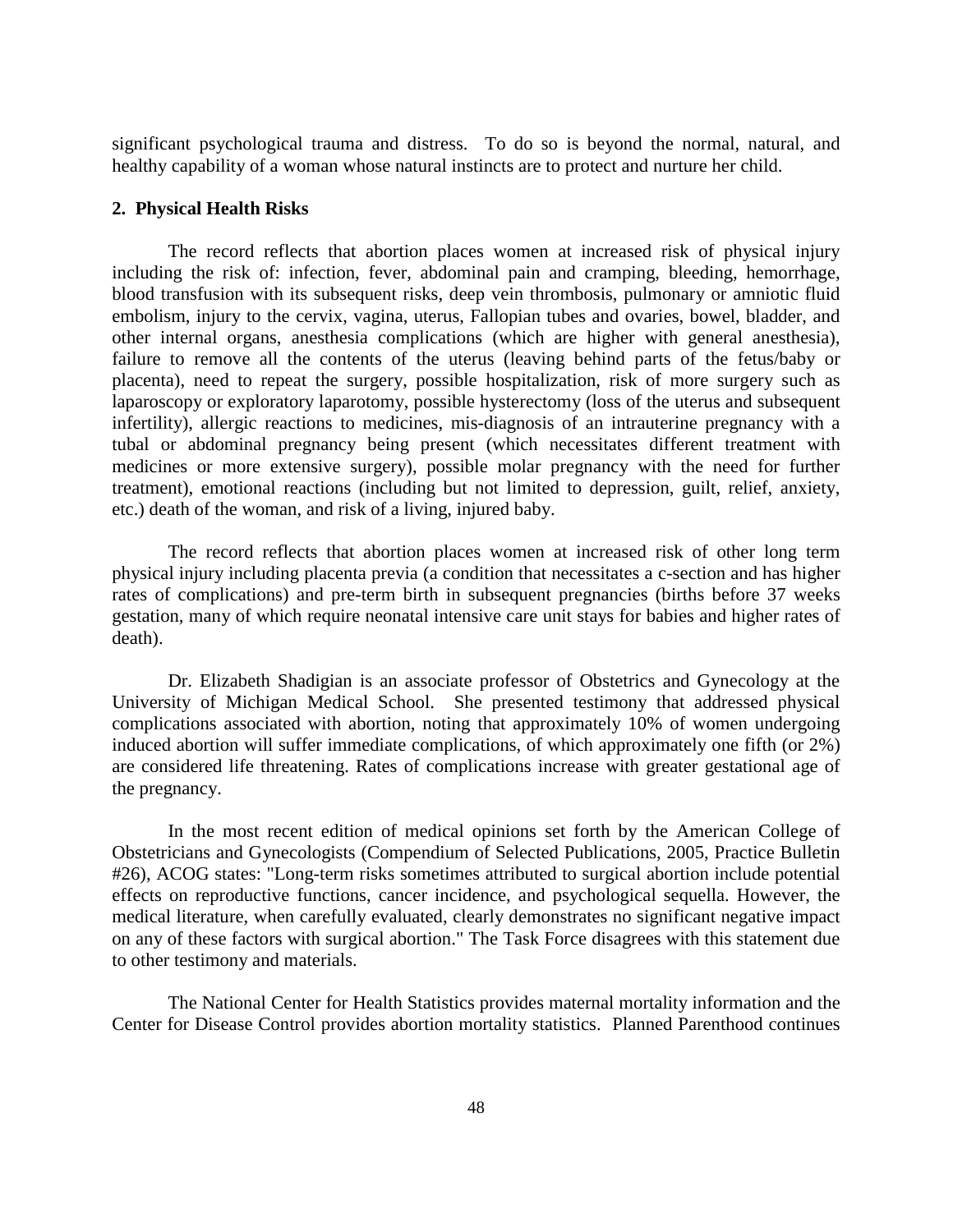significant psychological trauma and distress. To do so is beyond the normal, natural, and healthy capability of a woman whose natural instincts are to protect and nurture her child.

**2. Physical Health Risks**

The record reflects that abortion places women at increased risk of physical injury including the risk of: infection, fever, abdominal pain and cramping, bleeding, hemorrhage, blood transfusion with its subsequent risks, deep vein thrombosis, pulmonary or amniotic fluid embolism, injury to the cervix, vagina, uterus, Fallopian tubes and ovaries, bowel, bladder, and other internal organs, anesthesia complications (which are higher with general anesthesia), failure to remove all the contents of the uterus (leaving behind parts of the fetus/baby or placenta), need to repeat the surgery, possible hospitalization, risk of more surgery such as laparoscopy or exploratory laparotomy, possible hysterectomy (loss of the uterus and subsequent infertility), allergic reactions to medicines, mis-diagnosis of an intrauterine pregnancy with a tubal or abdominal pregnancy being present (which necessitates different treatment with medicines or more extensive surgery), possible molar pregnancy with the need for further treatment), emotional reactions (including but not limited to depression, guilt, relief, anxiety, etc.) death of the woman, and risk of a living, injured baby.

The record reflects that abortion places women at increased risk of other long term physical injury including placenta previa (a condition that necessitates a c-section and has higher rates of complications) and pre-term birth in subsequent pregnancies (births before 37 weeks gestation, many of which require neonatal intensive care unit stays for babies and higher rates of death).

Dr. Elizabeth Shadigian is an associate professor of Obstetrics and Gynecology at the University of Michigan Medical School. She presented testimony that addressed physical complications associated with abortion, noting that approximately 10% of women undergoing induced abortion will suffer immediate complications, of which approximately one fifth (or 2%) are considered life threatening. Rates of complications increase with greater gestational age of the pregnancy.

In the most recent edition of medical opinions set forth by the American College of Obstetricians and Gynecologists (Compendium of Selected Publications, 2005, Practice Bulletin #26), ACOG states: "Long-term risks sometimes attributed to surgical abortion include potential effects on reproductive functions, cancer incidence, and psychological sequella. However, the medical literature, when carefully evaluated, clearly demonstrates no significant negative impact on any of these factors with surgical abortion." The Task Force disagrees with this statement due to other testimony and materials.

The National Center for Health Statistics provides maternal mortality information and the Center for Disease Control provides abortion mortality statistics. Planned Parenthood continues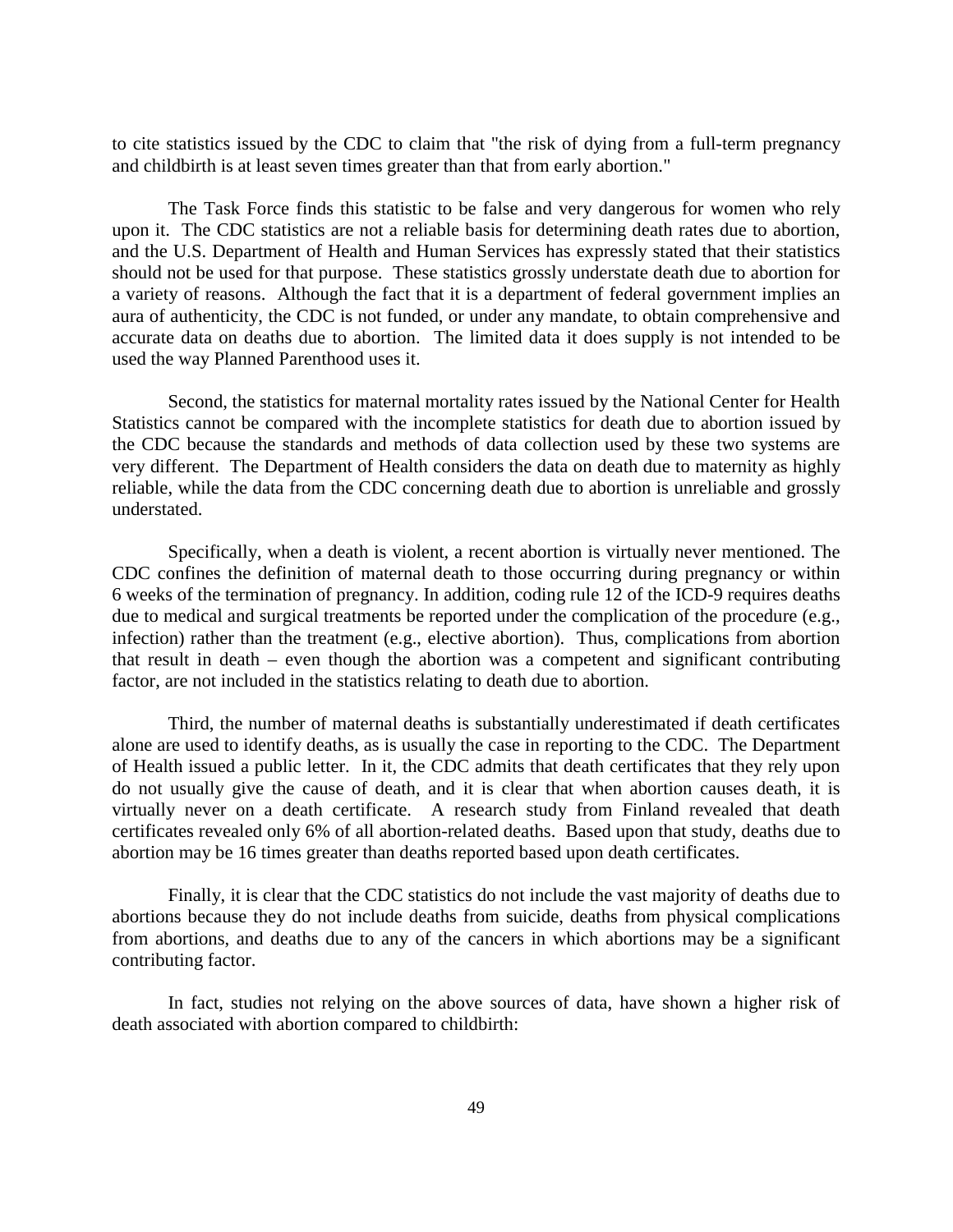to cite statistics issued by the CDC to claim that "the risk of dying from a full-term pregnancy and childbirth is at least seven times greater than that from early abortion."

The Task Force finds this statistic to be false and very dangerous for women who rely upon it. The CDC statistics are not a reliable basis for determining death rates due to abortion, and the U.S. Department of Health and Human Services has expressly stated that their statistics should not be used for that purpose. These statistics grossly understate death due to abortion for a variety of reasons. Although the fact that it is a department of federal government implies an aura of authenticity, the CDC is not funded, or under any mandate, to obtain comprehensive and accurate data on deaths due to abortion. The limited data it does supply is not intended to be used the way Planned Parenthood uses it.

Second, the statistics for maternal mortality rates issued by the National Center for Health Statistics cannot be compared with the incomplete statistics for death due to abortion issued by the CDC because the standards and methods of data collection used by these two systems are very different. The Department of Health considers the data on death due to maternity as highly reliable, while the data from the CDC concerning death due to abortion is unreliable and grossly understated.

Specifically, when a death is violent, a recent abortion is virtually never mentioned. The CDC confines the definition of maternal death to those occurring during pregnancy or within 6 weeks of the termination of pregnancy. In addition, coding rule 12 of the ICD-9 requires deaths due to medical and surgical treatments be reported under the complication of the procedure (e.g., infection) rather than the treatment (e.g., elective abortion). Thus, complications from abortion that result in death – even though the abortion was a competent and significant contributing factor, are not included in the statistics relating to death due to abortion.

Third, the number of maternal deaths is substantially underestimated if death certificates alone are used to identify deaths, as is usually the case in reporting to the CDC. The Department of Health issued a public letter. In it, the CDC admits that death certificates that they rely upon do not usually give the cause of death, and it is clear that when abortion causes death, it is virtually never on a death certificate. A research study from Finland revealed that death certificates revealed only 6% of all abortion-related deaths. Based upon that study, deaths due to abortion may be 16 times greater than deaths reported based upon death certificates.

Finally, it is clear that the CDC statistics do not include the vast majority of deaths due to abortions because they do not include deaths from suicide, deaths from physical complications from abortions, and deaths due to any of the cancers in which abortions may be a significant contributing factor.

In fact, studies not relying on the above sources of data, have shown a higher risk of death associated with abortion compared to childbirth: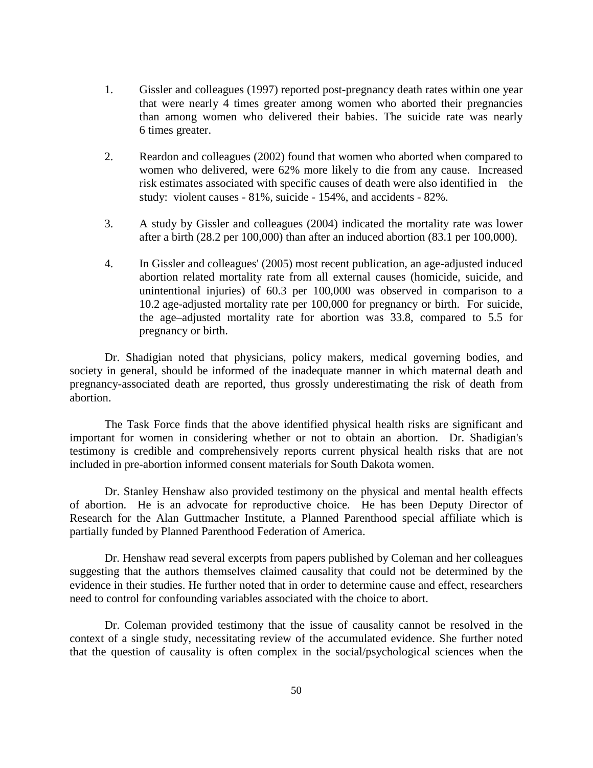1. Gissler and colleagues (1997) reported post-pregnancy death rates within one year that were nearly 4 times greater among women who aborted their pregnancies than among women who delivered their babies. The suicide rate was nearly 6 times greater.

2. Reardon and colleagues (2002) found that women who aborted when compared to women who delivered, were 62% more likely to die from any cause. Increased risk estimates associated with specific causes of death were also identified in the study: violent causes - 81%, suicide - 154%, and accidents - 82%.

3. A study by Gissler and colleagues (2004) indicated the mortality rate was lower after a birth (28.2 per 100,000) than after an induced abortion (83.1 per 100,000).

4. In Gissler and colleagues' (2005) most recent publication, an age-adjusted induced abortion related mortality rate from all external causes (homicide, suicide, and unintentional injuries) of 60.3 per 100,000 was observed in comparison to a 10.2 age-adjusted mortality rate per 100,000 for pregnancy or birth. For suicide, the age–adjusted mortality rate for abortion was 33.8, compared to 5.5 for pregnancy or birth.

Dr. Shadigian noted that physicians, policy makers, medical governing bodies, and society in general, should be informed of the inadequate manner in which maternal death and pregnancy-associated death are reported, thus grossly underestimating the risk of death from abortion.

The Task Force finds that the above identified physical health risks are significant and important for women in considering whether or not to obtain an abortion. Dr. Shadigian's testimony is credible and comprehensively reports current physical health risks that are not included in pre-abortion informed consent materials for South Dakota women.

Dr. Stanley Henshaw also provided testimony on the physical and mental health effects of abortion. He is an advocate for reproductive choice. He has been Deputy Director of Research for the Alan Guttmacher Institute, a Planned Parenthood special affiliate which is partially funded by Planned Parenthood Federation of America.

Dr. Henshaw read several excerpts from papers published by Coleman and her colleagues suggesting that the authors themselves claimed causality that could not be determined by the evidence in their studies. He further noted that in order to determine cause and effect, researchers need to control for confounding variables associated with the choice to abort.

Dr. Coleman provided testimony that the issue of causality cannot be resolved in the context of a single study, necessitating review of the accumulated evidence. She further noted that the question of causality is often complex in the social/psychological sciences when the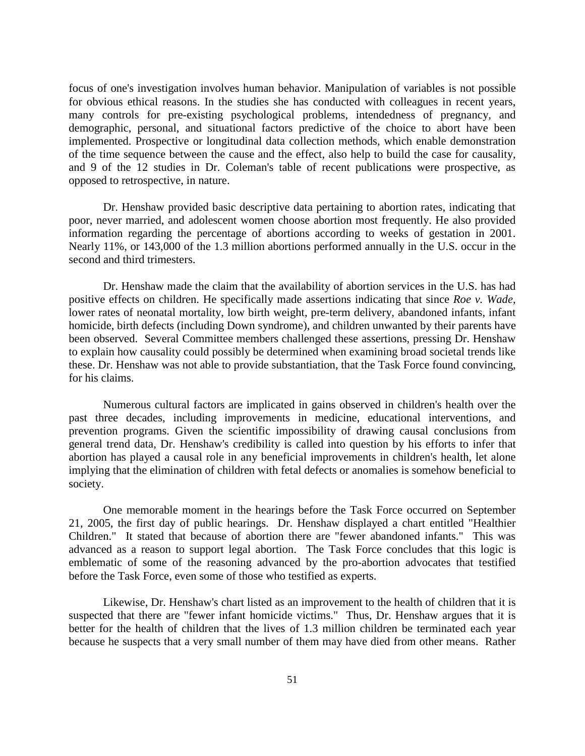focus of one's investigation involves human behavior. Manipulation of variables is not possible for obvious ethical reasons. In the studies she has conducted with colleagues in recent years, many controls for pre-existing psychological problems, intendedness of pregnancy, and demographic, personal, and situational factors predictive of the choice to abort have been implemented. Prospective or longitudinal data collection methods, which enable demonstration of the time sequence between the cause and the effect, also help to build the case for causality, and 9 of the 12 studies in Dr. Coleman's table of recent publications were prospective, as opposed to retrospective, in nature.

Dr. Henshaw provided basic descriptive data pertaining to abortion rates, indicating that poor, never married, and adolescent women choose abortion most frequently. He also provided information regarding the percentage of abortions according to weeks of gestation in 2001. Nearly 11%, or 143,000 of the 1.3 million abortions performed annually in the U.S. occur in the second and third trimesters.

Dr. Henshaw made the claim that the availability of abortion services in the U.S. has had positive effects on children. He specifically made assertions indicating that since *Roe v. Wade*, lower rates of neonatal mortality, low birth weight, pre-term delivery, abandoned infants, infant homicide, birth defects (including Down syndrome), and children unwanted by their parents have been observed. Several Committee members challenged these assertions, pressing Dr. Henshaw to explain how causality could possibly be determined when examining broad societal trends like these. Dr. Henshaw was not able to provide substantiation, that the Task Force found convincing, for his claims.

Numerous cultural factors are implicated in gains observed in children's health over the past three decades, including improvements in medicine, educational interventions, and prevention programs. Given the scientific impossibility of drawing causal conclusions from general trend data, Dr. Henshaw's credibility is called into question by his efforts to infer that abortion has played a causal role in any beneficial improvements in children's health, let alone implying that the elimination of children with fetal defects or anomalies is somehow beneficial to society.

One memorable moment in the hearings before the Task Force occurred on September 21, 2005, the first day of public hearings. Dr. Henshaw displayed a chart entitled "Healthier Children." It stated that because of abortion there are "fewer abandoned infants." This was advanced as a reason to support legal abortion. The Task Force concludes that this logic is emblematic of some of the reasoning advanced by the pro-abortion advocates that testified before the Task Force, even some of those who testified as experts.

Likewise, Dr. Henshaw's chart listed as an improvement to the health of children that it is suspected that there are "fewer infant homicide victims." Thus, Dr. Henshaw argues that it is better for the health of children that the lives of 1.3 million children be terminated each year because he suspects that a very small number of them may have died from other means. Rather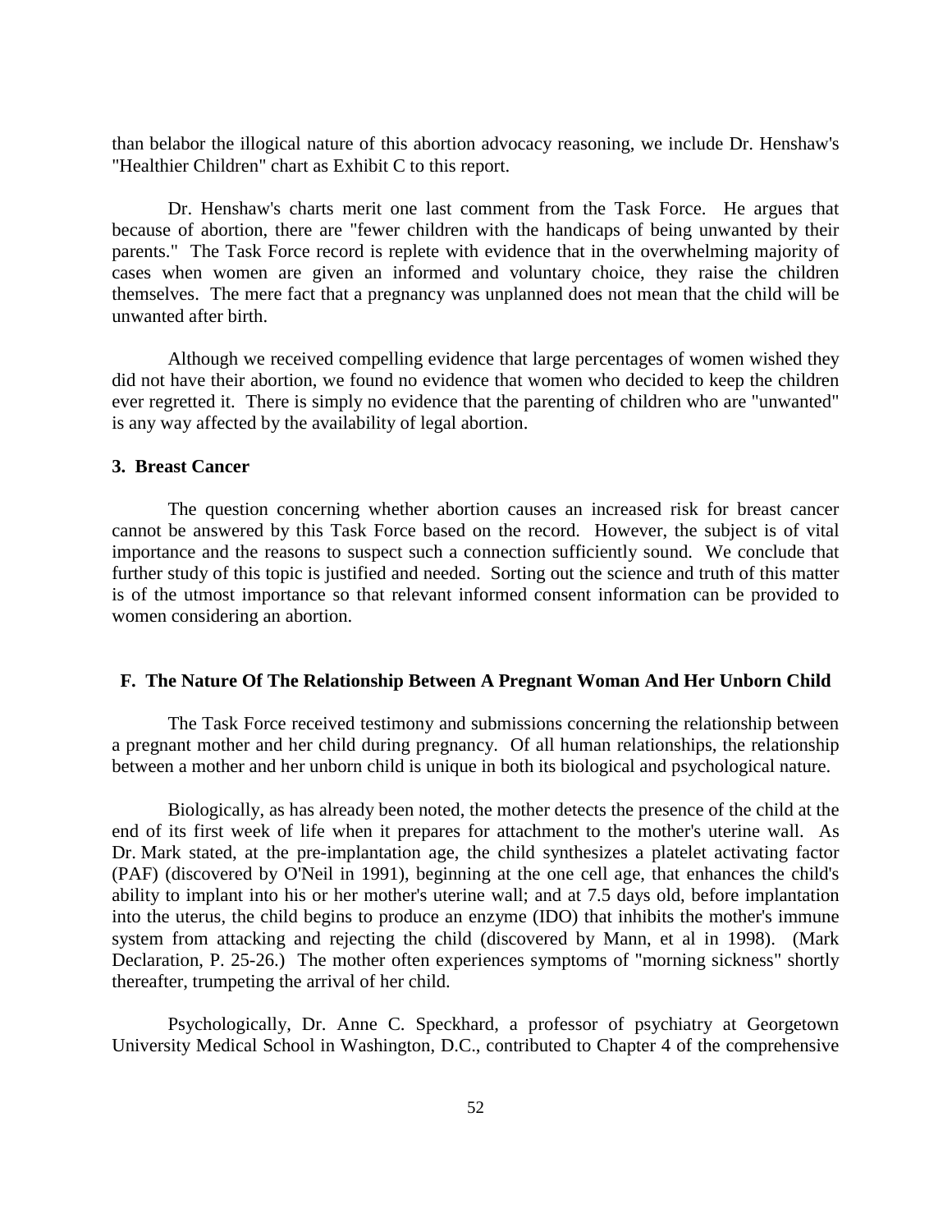than belabor the illogical nature of this abortion advocacy reasoning, we include Dr. Henshaw's "Healthier Children" chart as Exhibit C to this report.

Dr. Henshaw's charts merit one last comment from the Task Force. He argues that because of abortion, there are "fewer children with the handicaps of being unwanted by their parents." The Task Force record is replete with evidence that in the overwhelming majority of cases when women are given an informed and voluntary choice, they raise the children themselves. The mere fact that a pregnancy was unplanned does not mean that the child will be unwanted after birth.

Although we received compelling evidence that large percentages of women wished they did not have their abortion, we found no evidence that women who decided to keep the children ever regretted it. There is simply no evidence that the parenting of children who are "unwanted" is any way affected by the availability of legal abortion.

### 3. Breast Cancer

The question concerning whether abortion causes an increased risk for breast cancer cannot be answered by this Task Force based on the record. However, the subject is of vital importance and the reasons to suspect such a connection sufficiently sound. We conclude that further study of this topic is justified and needed. Sorting out the science and truth of this matter is of the utmost importance so that relevant informed consent information can be provided to women considering an abortion.

## F. The Nature Of The Relationship Between A Pregnant Woman And Her Unborn Child

The Task Force received testimony and submissions concerning the relationship between a pregnant mother and her child during pregnancy. Of all human relationships, the relationship between a mother and her unborn child is unique in both its biological and psychological nature.

Biologically, as has already been noted, the mother detects the presence of the child at the end of its first week of life when it prepares for attachment to the mother's uterine wall. As Dr. Mark stated, at the pre-implantation age, the child synthesizes a platelet activating factor (PAF) (discovered by O'Neil in 1991), beginning at the one cell age, that enhances the child's ability to implant into his or her mother's uterine wall; and at 7.5 days old, before implantation into the uterus, the child begins to produce an enzyme (IDO) that inhibits the mother's immune system from attacking and rejecting the child (discovered by Mann, et al in 1998). (Mark Declaration, P. 25-26.) The mother often experiences symptoms of "morning sickness" shortly thereafter, trumpeting the arrival of her child.

Psychologically, Dr. Anne C. Speckhard, a professor of psychiatry at Georgetown University Medical School in Washington, D.C., contributed to Chapter 4 of the comprehensive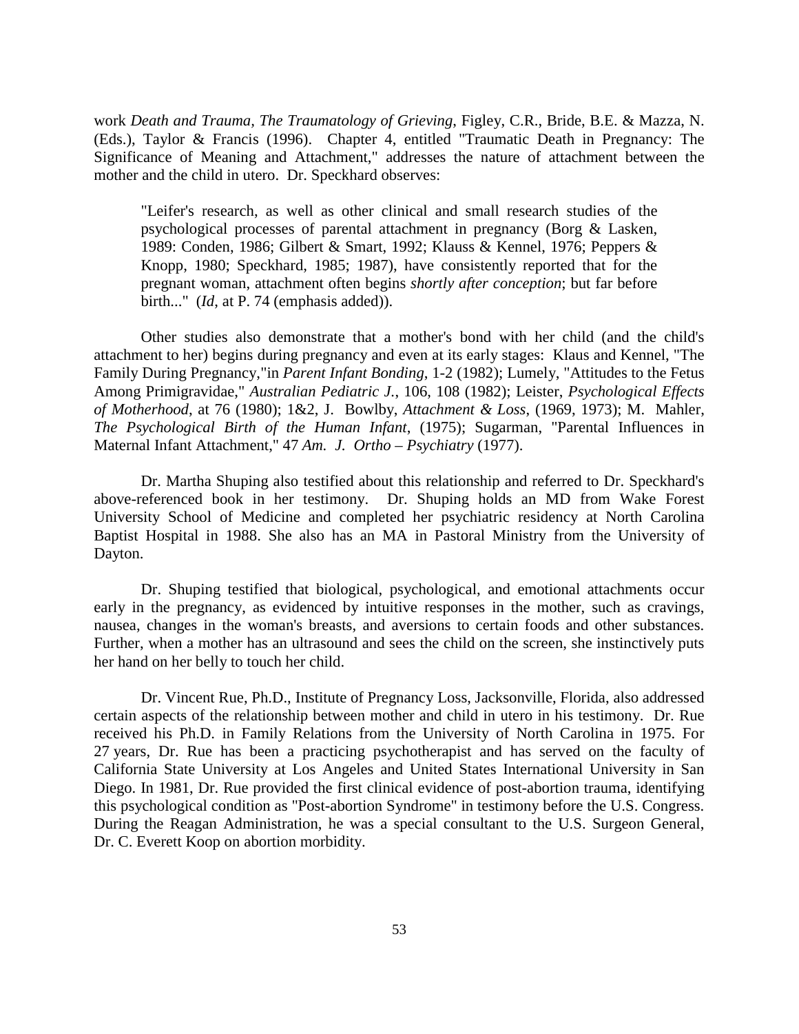work *Death and Trauma*, *The Traumatology of Grieving*, Figley, C.R., Bride, B.E. & Mazza, N. (Eds.), Taylor & Francis (1996). Chapter 4, entitled "Traumatic Death in Pregnancy: The Significance of Meaning and Attachment," addresses the nature of attachment between the mother and the child in utero. Dr. Speckhard observes:

> "Leifer's research, as well as other clinical and small research studies of the psychological processes of parental attachment in pregnancy (Borg & Lasken, 1989: Conden, 1986; Gilbert & Smart, 1992; Klauss & Kennel, 1976; Peppers & Knopp, 1980; Speckhard, 1985; 1987), have consistently reported that for the pregnant woman, attachment often begins *shortly after conception*; but far before birth..." (*Id*, at P. 74 (emphasis added)).

Other studies also demonstrate that a mother's bond with her child (and the child's attachment to her) begins during pregnancy and even at its early stages: Klaus and Kennel, "The Family During Pregnancy,"in *Parent Infant Bonding*, 1-2 (1982); Lumely, "Attitudes to the Fetus Among Primigravidae," *Australian Pediatric J.*, 106, 108 (1982); Leister, *Psychological Effects of Motherhood*, at 76 (1980); 1&2, J. Bowlby, *Attachment & Loss*, (1969, 1973); M. Mahler, *The Psychological Birth of the Human Infant*, (1975); Sugarman, "Parental Influences in Maternal Infant Attachment," 47 *Am. J. Ortho – Psychiatry* (1977).

Dr. Martha Shuping also testified about this relationship and referred to Dr. Speckhard's above-referenced book in her testimony. Dr. Shuping holds an MD from Wake Forest University School of Medicine and completed her psychiatric residency at North Carolina Baptist Hospital in 1988. She also has an MA in Pastoral Ministry from the University of Dayton.

Dr. Shuping testified that biological, psychological, and emotional attachments occur early in the pregnancy, as evidenced by intuitive responses in the mother, such as cravings, nausea, changes in the woman's breasts, and aversions to certain foods and other substances. Further, when a mother has an ultrasound and sees the child on the screen, she instinctively puts her hand on her belly to touch her child.

Dr. Vincent Rue, Ph.D., Institute of Pregnancy Loss, Jacksonville, Florida, also addressed certain aspects of the relationship between mother and child in utero in his testimony. Dr. Rue received his Ph.D. in Family Relations from the University of North Carolina in 1975. For 27 years, Dr. Rue has been a practicing psychotherapist and has served on the faculty of California State University at Los Angeles and United States International University in San Diego. In 1981, Dr. Rue provided the first clinical evidence of post-abortion trauma, identifying this psychological condition as "Post-abortion Syndrome" in testimony before the U.S. Congress. During the Reagan Administration, he was a special consultant to the U.S. Surgeon General, Dr. C. Everett Koop on abortion morbidity.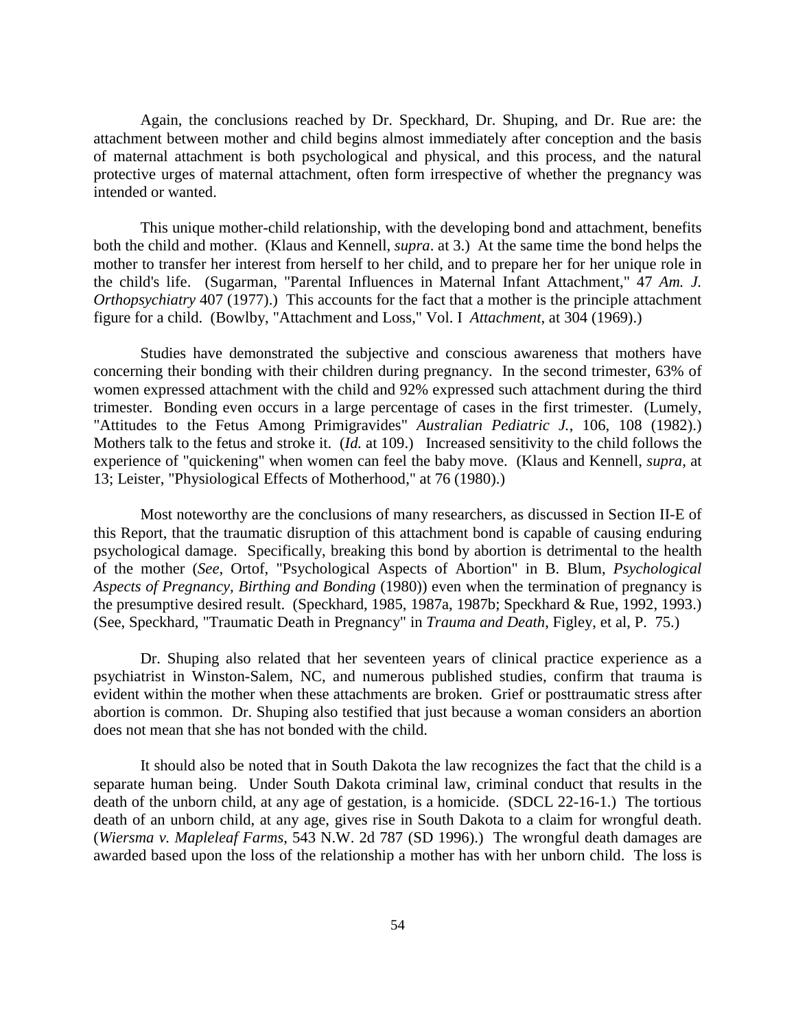Again, the conclusions reached by Dr. Speckhard, Dr. Shuping, and Dr. Rue are: the attachment between mother and child begins almost immediately after conception and the basis of maternal attachment is both psychological and physical, and this process, and the natural protective urges of maternal attachment, often form irrespective of whether the pregnancy was intended or wanted.

This unique mother-child relationship, with the developing bond and attachment, benefits both the child and mother. (Klaus and Kennell, *supra*. at 3.) At the same time the bond helps the mother to transfer her interest from herself to her child, and to prepare her for her unique role in the child's life. (Sugarman, "Parental Influences in Maternal Infant Attachment," 47 *Am. J. Orthopsychiatry* 407 (1977).) This accounts for the fact that a mother is the principle attachment figure for a child. (Bowlby, "Attachment and Loss," Vol. I *Attachment*, at 304 (1969).)

Studies have demonstrated the subjective and conscious awareness that mothers have concerning their bonding with their children during pregnancy. In the second trimester, 63% of women expressed attachment with the child and 92% expressed such attachment during the third trimester. Bonding even occurs in a large percentage of cases in the first trimester. (Lumely, "Attitudes to the Fetus Among Primigravides" *Australian Pediatric J.*, 106, 108 (1982).) Mothers talk to the fetus and stroke it. (*Id.* at 109.) Increased sensitivity to the child follows the experience of "quickening" when women can feel the baby move. (Klaus and Kennell, *supra,* at 13; Leister, "Physiological Effects of Motherhood," at 76 (1980).)

Most noteworthy are the conclusions of many researchers, as discussed in Section II-E of this Report, that the traumatic disruption of this attachment bond is capable of causing enduring psychological damage. Specifically, breaking this bond by abortion is detrimental to the health of the mother (*See*, Ortof, "Psychological Aspects of Abortion" in B. Blum, *Psychological Aspects of Pregnancy, Birthing and Bonding* (1980)) even when the termination of pregnancy is the presumptive desired result. (Speckhard, 1985, 1987a, 1987b; Speckhard & Rue, 1992, 1993.) (See, Speckhard, "Traumatic Death in Pregnancy" in *Trauma and Death*, Figley, et al, P. 75.)

Dr. Shuping also related that her seventeen years of clinical practice experience as a psychiatrist in Winston-Salem, NC, and numerous published studies, confirm that trauma is evident within the mother when these attachments are broken. Grief or posttraumatic stress after abortion is common. Dr. Shuping also testified that just because a woman considers an abortion does not mean that she has not bonded with the child.

It should also be noted that in South Dakota the law recognizes the fact that the child is a separate human being. Under South Dakota criminal law, criminal conduct that results in the death of the unborn child, at any age of gestation, is a homicide. (SDCL 22-16-1.) The tortious death of an unborn child, at any age, gives rise in South Dakota to a claim for wrongful death. (*Wiersma v. Mapleleaf Farms*, 543 N.W. 2d 787 (SD 1996).) The wrongful death damages are awarded based upon the loss of the relationship a mother has with her unborn child. The loss is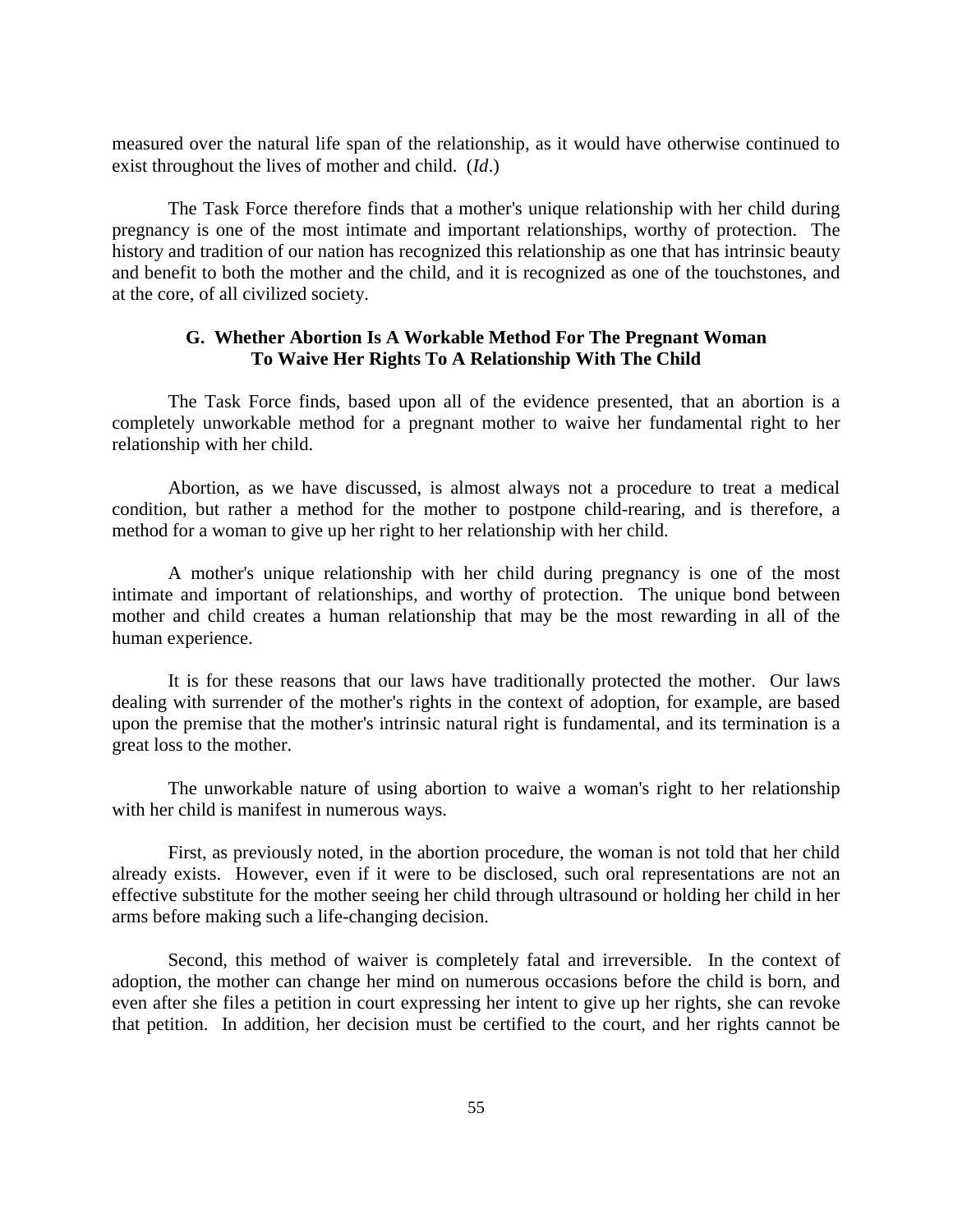measured over the natural life span of the relationship, as it would have otherwise continued to exist throughout the lives of mother and child. (*Id*.)

The Task Force therefore finds that a mother's unique relationship with her child during pregnancy is one of the most intimate and important relationships, worthy of protection. The history and tradition of our nation has recognized this relationship as one that has intrinsic beauty and benefit to both the mother and the child, and it is recognized as one of the touchstones, and at the core, of all civilized society.

### G. Whether Abortion Is A Workable Method For The Pregnant Woman To Waive Her Rights To A Relationship With The Child

The Task Force finds, based upon all of the evidence presented, that an abortion is a completely unworkable method for a pregnant mother to waive her fundamental right to her relationship with her child.

Abortion, as we have discussed, is almost always not a procedure to treat a medical condition, but rather a method for the mother to postpone child-rearing, and is therefore, a method for a woman to give up her right to her relationship with her child.

A mother's unique relationship with her child during pregnancy is one of the most intimate and important of relationships, and worthy of protection. The unique bond between mother and child creates a human relationship that may be the most rewarding in all of the human experience.

It is for these reasons that our laws have traditionally protected the mother. Our laws dealing with surrender of the mother's rights in the context of adoption, for example, are based upon the premise that the mother's intrinsic natural right is fundamental, and its termination is a great loss to the mother.

The unworkable nature of using abortion to waive a woman's right to her relationship with her child is manifest in numerous ways.

First, as previously noted, in the abortion procedure, the woman is not told that her child already exists. However, even if it were to be disclosed, such oral representations are not an effective substitute for the mother seeing her child through ultrasound or holding her child in her arms before making such a life-changing decision.

Second, this method of waiver is completely fatal and irreversible. In the context of adoption, the mother can change her mind on numerous occasions before the child is born, and even after she files a petition in court expressing her intent to give up her rights, she can revoke that petition. In addition, her decision must be certified to the court, and her rights cannot be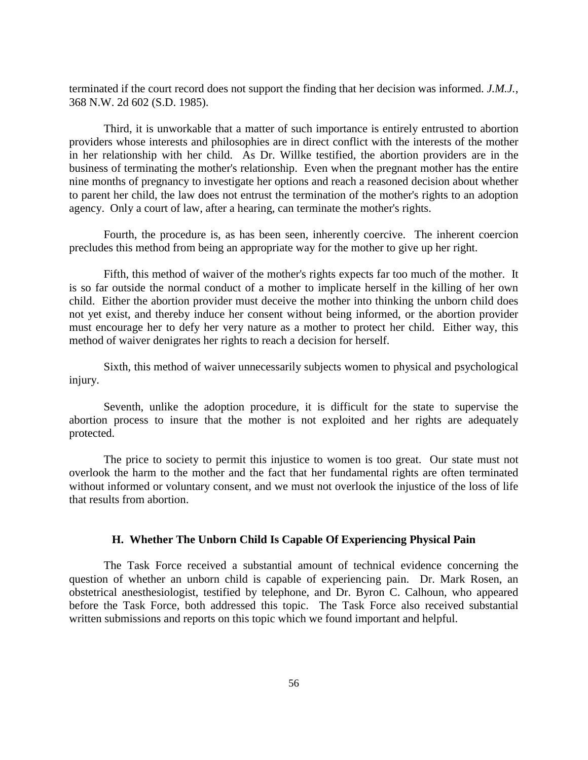terminated if the court record does not support the finding that her decision was informed. *J.M.J.*, 368 N.W. 2d 602 (S.D. 1985).

Third, it is unworkable that a matter of such importance is entirely entrusted to abortion providers whose interests and philosophies are in direct conflict with the interests of the mother in her relationship with her child. As Dr. Willke testified, the abortion providers are in the business of terminating the mother's relationship. Even when the pregnant mother has the entire nine months of pregnancy to investigate her options and reach a reasoned decision about whether to parent her child, the law does not entrust the termination of the mother's rights to an adoption agency. Only a court of law, after a hearing, can terminate the mother's rights.

Fourth, the procedure is, as has been seen, inherently coercive. The inherent coercion precludes this method from being an appropriate way for the mother to give up her right.

Fifth, this method of waiver of the mother's rights expects far too much of the mother. It is so far outside the normal conduct of a mother to implicate herself in the killing of her own child. Either the abortion provider must deceive the mother into thinking the unborn child does not yet exist, and thereby induce her consent without being informed, or the abortion provider must encourage her to defy her very nature as a mother to protect her child. Either way, this method of waiver denigrates her rights to reach a decision for herself.

Sixth, this method of waiver unnecessarily subjects women to physical and psychological injury.

Seventh, unlike the adoption procedure, it is difficult for the state to supervise the abortion process to insure that the mother is not exploited and her rights are adequately protected.

The price to society to permit this injustice to women is too great. Our state must not overlook the harm to the mother and the fact that her fundamental rights are often terminated without informed or voluntary consent, and we must not overlook the injustice of the loss of life that results from abortion.

### H. Whether The Unborn Child Is Capable Of Experiencing Physical Pain

The Task Force received a substantial amount of technical evidence concerning the question of whether an unborn child is capable of experiencing pain. Dr. Mark Rosen, an obstetrical anesthesiologist, testified by telephone, and Dr. Byron C. Calhoun, who appeared before the Task Force, both addressed this topic. The Task Force also received substantial written submissions and reports on this topic which we found important and helpful.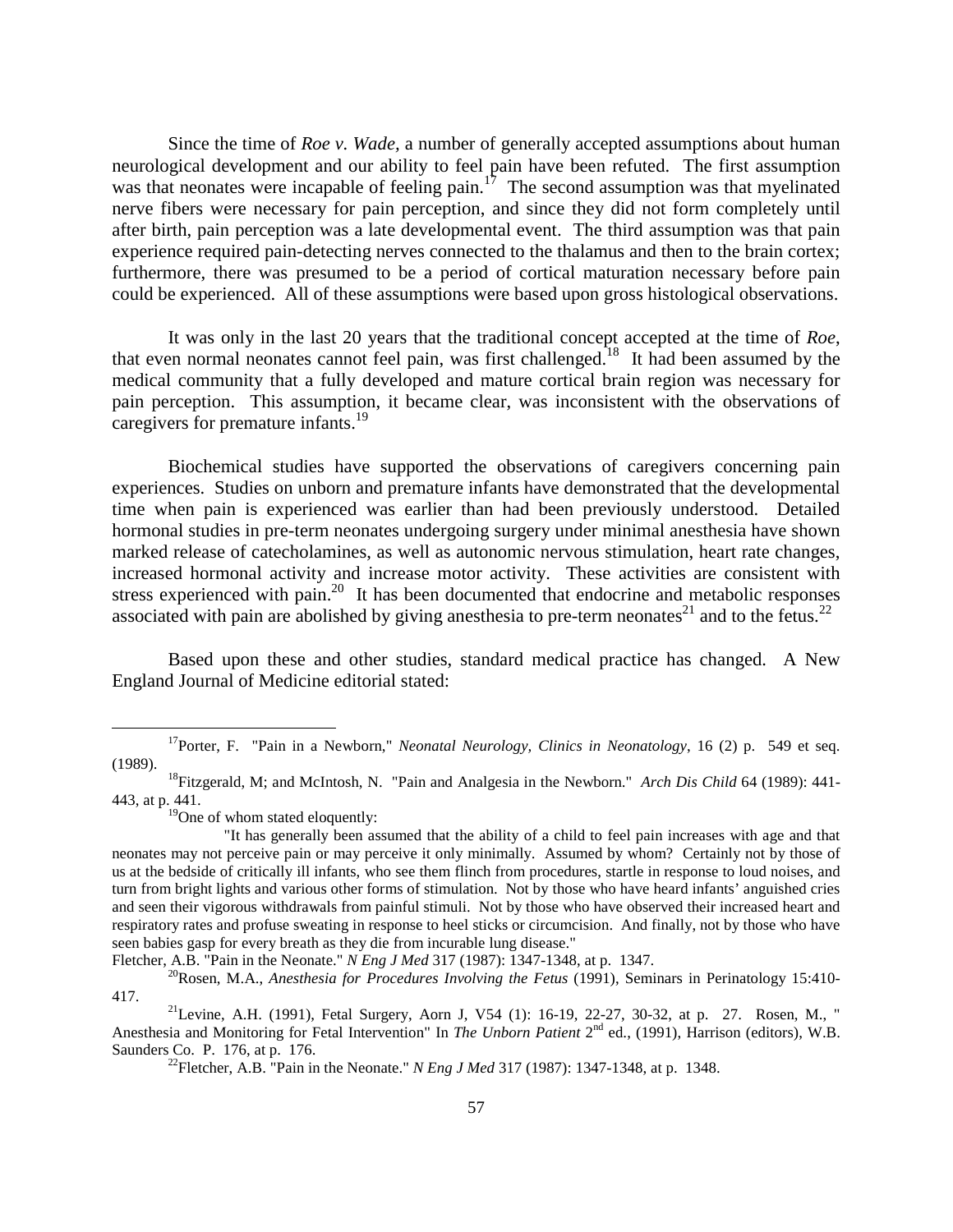Since the time of *Roe v. Wade*, a number of generally accepted assumptions about human neurological development and our ability to feel pain have been refuted. The first assumption was that neonates were incapable of feeling pain.[17] The second assumption was that myelinated nerve fibers were necessary for pain perception, and since they did not form completely until after birth, pain perception was a late developmental event. The third assumption was that pain experience required pain-detecting nerves connected to the thalamus and then to the brain cortex; furthermore, there was presumed to be a period of cortical maturation necessary before pain could be experienced. All of these assumptions were based upon gross histological observations.

It was only in the last 20 years that the traditional concept accepted at the time of *Roe*, that even normal neonates cannot feel pain, was first challenged.[18] It had been assumed by the medical community that a fully developed and mature cortical brain region was necessary for pain perception. This assumption, it became clear, was inconsistent with the observations of caregivers for premature infants.[19]

Biochemical studies have supported the observations of caregivers concerning pain experiences. Studies on unborn and premature infants have demonstrated that the developmental time when pain is experienced was earlier than had been previously understood. Detailed hormonal studies in pre-term neonates undergoing surgery under minimal anesthesia have shown marked release of catecholamines, as well as autonomic nervous stimulation, heart rate changes, increased hormonal activity and increase motor activity. These activities are consistent with stress experienced with pain.[20] It has been documented that endocrine and metabolic responses associated with pain are abolished by giving anesthesia to pre-term neonates[21] and to the fetus.[22]

Based upon these and other studies, standard medical practice has changed. A New England Journal of Medicine editorial stated:

---

[17] Porter, F. "Pain in a Newborn," *Neonatal Neurology, Clinics in Neonatology*, 16 (2) p. 549 et seq. (1989).

[18] Fitzgerald, M; and McIntosh, N. "Pain and Analgesia in the Newborn." *Arch Dis Child* 64 (1989): 441-443, at p. 441.

[19] One of whom stated eloquently:

> "It has generally been assumed that the ability of a child to feel pain increases with age and that neonates may not perceive pain or may perceive it only minimally. Assumed by whom? Certainly not by those of us at the bedside of critically ill infants, who see them flinch from procedures, startle in response to loud noises, and turn from bright lights and various other forms of stimulation. Not by those who have heard infants' anguished cries and seen their vigorous withdrawals from painful stimuli. Not by those who have observed their increased heart and respiratory rates and profuse sweating in response to heel sticks or circumcision. And finally, not by those who have seen babies gasp for every breath as they die from incurable lung disease."

Fletcher, A.B. "Pain in the Neonate." *N Eng J Med* 317 (1987): 1347-1348, at p. 1347.

[20] Rosen, M.A., *Anesthesia for Procedures Involving the Fetus* (1991), Seminars in Perinatology 15:410-417.

[21] Levine, A.H. (1991), Fetal Surgery, Aorn J, V54 (1): 16-19, 22-27, 30-32, at p. 27. Rosen, M., " Anesthesia and Monitoring for Fetal Intervention" In *The Unborn Patient* 2nd ed., (1991), Harrison (editors), W.B. Saunders Co. P. 176, at p. 176.

[22] Fletcher, A.B. "Pain in the Neonate." *N Eng J Med* 317 (1987): 1347-1348, at p. 1348.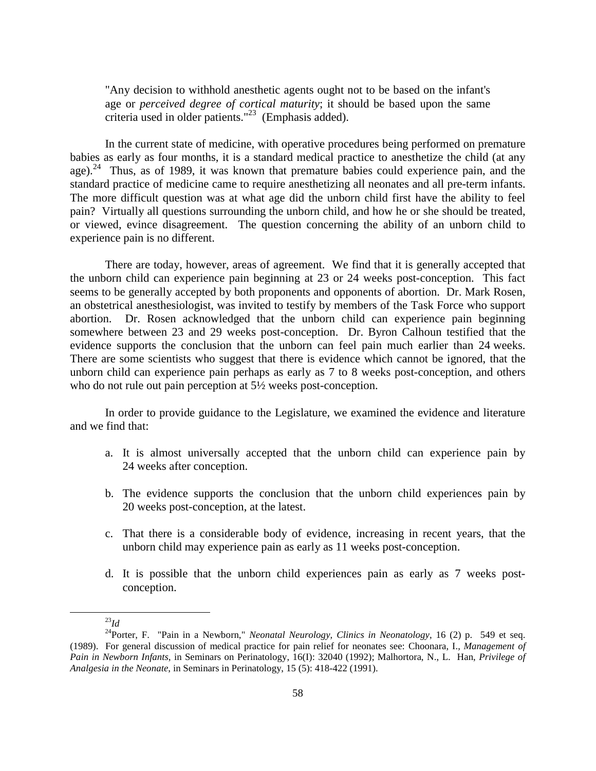> "Any decision to withhold anesthetic agents ought not to be based on the infant's age or *perceived degree of cortical maturity*; it should be based upon the same criteria used in older patients."[23] (Emphasis added).

In the current state of medicine, with operative procedures being performed on premature babies as early as four months, it is a standard medical practice to anesthetize the child (at any age).[24] Thus, as of 1989, it was known that premature babies could experience pain, and the standard practice of medicine came to require anesthetizing all neonates and all pre-term infants. The more difficult question was at what age did the unborn child first have the ability to feel pain? Virtually all questions surrounding the unborn child, and how he or she should be treated, or viewed, evince disagreement. The question concerning the ability of an unborn child to experience pain is no different.

There are today, however, areas of agreement. We find that it is generally accepted that the unborn child can experience pain beginning at 23 or 24 weeks post-conception. This fact seems to be generally accepted by both proponents and opponents of abortion. Dr. Mark Rosen, an obstetrical anesthesiologist, was invited to testify by members of the Task Force who support abortion. Dr. Rosen acknowledged that the unborn child can experience pain beginning somewhere between 23 and 29 weeks post-conception. Dr. Byron Calhoun testified that the evidence supports the conclusion that the unborn can feel pain much earlier than 24 weeks. There are some scientists who suggest that there is evidence which cannot be ignored, that the unborn child can experience pain perhaps as early as 7 to 8 weeks post-conception, and others who do not rule out pain perception at 5½ weeks post-conception.

In order to provide guidance to the Legislature, we examined the evidence and literature and we find that:

a. It is almost universally accepted that the unborn child can experience pain by 24 weeks after conception.

b. The evidence supports the conclusion that the unborn child experiences pain by 20 weeks post-conception, at the latest.

c. That there is a considerable body of evidence, increasing in recent years, that the unborn child may experience pain as early as 11 weeks post-conception.

d. It is possible that the unborn child experiences pain as early as 7 weeks post-conception.

---

[23] *Id*

[24] Porter, F. "Pain in a Newborn," *Neonatal Neurology, Clinics in Neonatology*, 16 (2) p. 549 et seq. (1989). For general discussion of medical practice for pain relief for neonates see: Choonara, I., *Management of Pain in Newborn Infants*, in Seminars on Perinatology, 16(I): 32040 (1992); Malhortora, N., L. Han, *Privilege of Analgesia in the Neonate*, in Seminars in Perinatology, 15 (5): 418-422 (1991).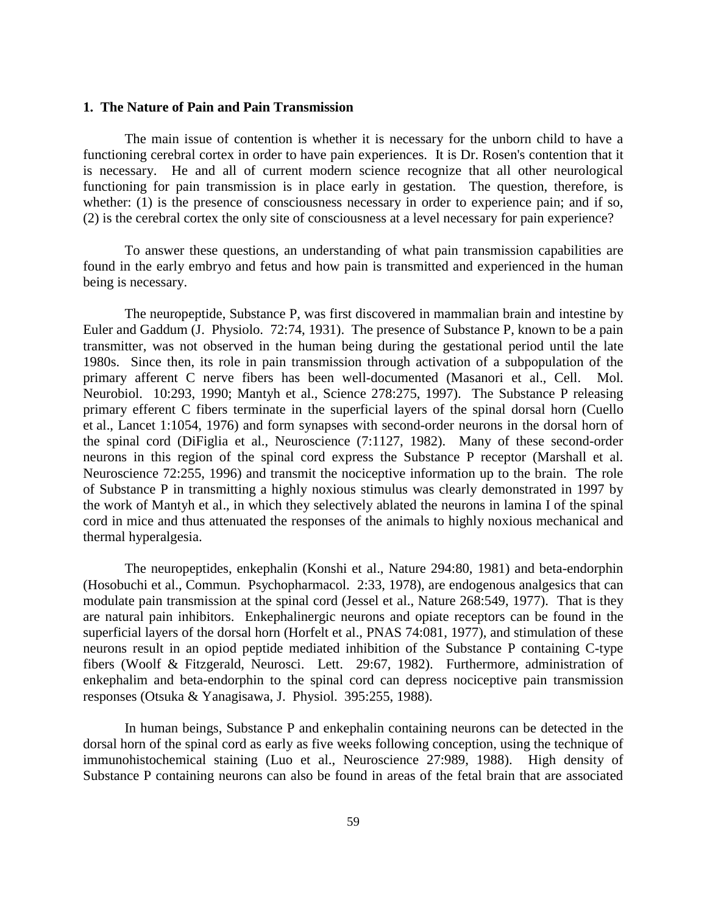**1. The Nature of Pain and Pain Transmission**

The main issue of contention is whether it is necessary for the unborn child to have a functioning cerebral cortex in order to have pain experiences. It is Dr. Rosen's contention that it is necessary. He and all of current modern science recognize that all other neurological functioning for pain transmission is in place early in gestation. The question, therefore, is whether: (1) is the presence of consciousness necessary in order to experience pain; and if so, (2) is the cerebral cortex the only site of consciousness at a level necessary for pain experience?

To answer these questions, an understanding of what pain transmission capabilities are found in the early embryo and fetus and how pain is transmitted and experienced in the human being is necessary.

The neuropeptide, Substance P, was first discovered in mammalian brain and intestine by Euler and Gaddum (J. Physiolo. 72:74, 1931). The presence of Substance P, known to be a pain transmitter, was not observed in the human being during the gestational period until the late 1980s. Since then, its role in pain transmission through activation of a subpopulation of the primary afferent C nerve fibers has been well-documented (Masanori et al., Cell. Mol. Neurobiol. 10:293, 1990; Mantyh et al., Science 278:275, 1997). The Substance P releasing primary efferent C fibers terminate in the superficial layers of the spinal dorsal horn (Cuello et al., Lancet 1:1054, 1976) and form synapses with second-order neurons in the dorsal horn of the spinal cord (DiFiglia et al., Neuroscience (7:1127, 1982). Many of these second-order neurons in this region of the spinal cord express the Substance P receptor (Marshall et al. Neuroscience 72:255, 1996) and transmit the nociceptive information up to the brain. The role of Substance P in transmitting a highly noxious stimulus was clearly demonstrated in 1997 by the work of Mantyh et al., in which they selectively ablated the neurons in lamina I of the spinal cord in mice and thus attenuated the responses of the animals to highly noxious mechanical and thermal hyperalgesia.

The neuropeptides, enkephalin (Konshi et al., Nature 294:80, 1981) and beta-endorphin (Hosobuchi et al., Commun. Psychopharmacol. 2:33, 1978), are endogenous analgesics that can modulate pain transmission at the spinal cord (Jessel et al., Nature 268:549, 1977). That is they are natural pain inhibitors. Enkephalinergic neurons and opiate receptors can be found in the superficial layers of the dorsal horn (Horfelt et al., PNAS 74:081, 1977), and stimulation of these neurons result in an opiod peptide mediated inhibition of the Substance P containing C-type fibers (Woolf & Fitzgerald, Neurosci. Lett. 29:67, 1982). Furthermore, administration of enkephalim and beta-endorphin to the spinal cord can depress nociceptive pain transmission responses (Otsuka & Yanagisawa, J. Physiol. 395:255, 1988).

In human beings, Substance P and enkephalin containing neurons can be detected in the dorsal horn of the spinal cord as early as five weeks following conception, using the technique of immunohistochemical staining (Luo et al., Neuroscience 27:989, 1988). High density of Substance P containing neurons can also be found in areas of the fetal brain that are associated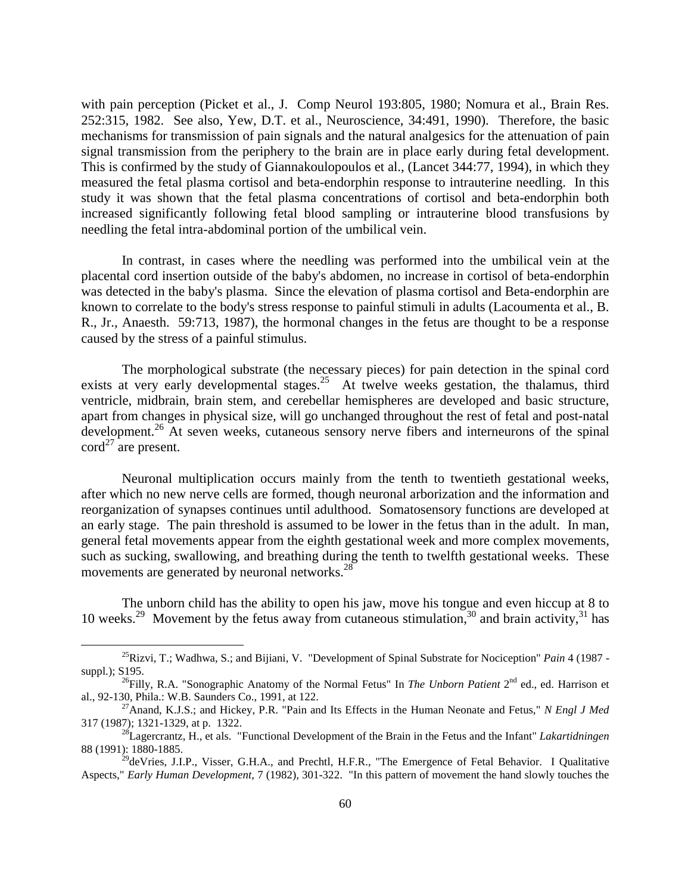with pain perception (Picket et al., J. Comp Neurol 193:805, 1980; Nomura et al., Brain Res. 252:315, 1982. See also, Yew, D.T. et al., Neuroscience, 34:491, 1990). Therefore, the basic mechanisms for transmission of pain signals and the natural analgesics for the attenuation of pain signal transmission from the periphery to the brain are in place early during fetal development. This is confirmed by the study of Giannakoulopoulos et al., (Lancet 344:77, 1994), in which they measured the fetal plasma cortisol and beta-endorphin response to intrauterine needling. In this study it was shown that the fetal plasma concentrations of cortisol and beta-endorphin both increased significantly following fetal blood sampling or intrauterine blood transfusions by needling the fetal intra-abdominal portion of the umbilical vein.

In contrast, in cases where the needling was performed into the umbilical vein at the placental cord insertion outside of the baby's abdomen, no increase in cortisol of beta-endorphin was detected in the baby's plasma. Since the elevation of plasma cortisol and Beta-endorphin are known to correlate to the body's stress response to painful stimuli in adults (Lacoumenta et al., B. R., Jr., Anaesth. 59:713, 1987), the hormonal changes in the fetus are thought to be a response caused by the stress of a painful stimulus.

The morphological substrate (the necessary pieces) for pain detection in the spinal cord exists at very early developmental stages.[25] At twelve weeks gestation, the thalamus, third ventricle, midbrain, brain stem, and cerebellar hemispheres are developed and basic structure, apart from changes in physical size, will go unchanged throughout the rest of fetal and post-natal development.[26] At seven weeks, cutaneous sensory nerve fibers and interneurons of the spinal cord[27] are present.

Neuronal multiplication occurs mainly from the tenth to twentieth gestational weeks, after which no new nerve cells are formed, though neuronal arborization and the information and reorganization of synapses continues until adulthood. Somatosensory functions are developed at an early stage. The pain threshold is assumed to be lower in the fetus than in the adult. In man, general fetal movements appear from the eighth gestational week and more complex movements, such as sucking, swallowing, and breathing during the tenth to twelfth gestational weeks. These movements are generated by neuronal networks.[28]

The unborn child has the ability to open his jaw, move his tongue and even hiccup at 8 to 10 weeks.[29] Movement by the fetus away from cutaneous stimulation,[30] and brain activity,[31] has

---

[25] Rizvi, T.; Wadhwa, S.; and Bijiani, V. "Development of Spinal Substrate for Nociception" *Pain* 4 (1987 - suppl.); S195.

[26] Filly, R.A. "Sonographic Anatomy of the Normal Fetus" In *The Unborn Patient* 2nd ed., ed. Harrison et al., 92-130, Phila.: W.B. Saunders Co., 1991, at 122.

[27] Anand, K.J.S.; and Hickey, P.R. "Pain and Its Effects in the Human Neonate and Fetus," *N Engl J Med* 317 (1987); 1321-1329, at p. 1322.

[28] Lagercrantz, H., et als. "Functional Development of the Brain in the Fetus and the Infant" *Lakartidningen* 88 (1991): 1880-1885.

[29] deVries, J.I.P., Visser, G.H.A., and Prechtl, H.F.R., "The Emergence of Fetal Behavior. I Qualitative Aspects," *Early Human Development*, 7 (1982), 301-322. "In this pattern of movement the hand slowly touches the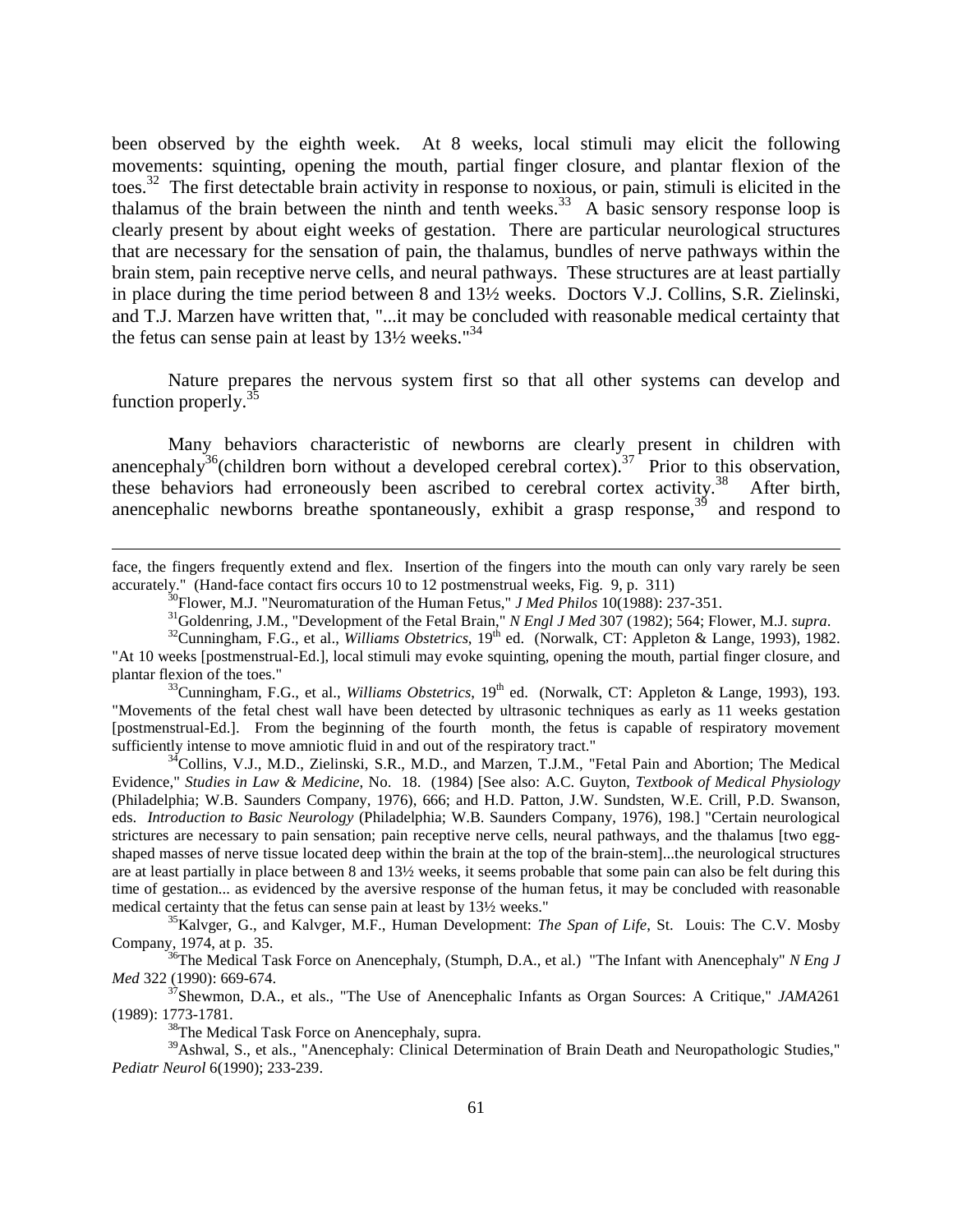been observed by the eighth week. At 8 weeks, local stimuli may elicit the following movements: squinting, opening the mouth, partial finger closure, and plantar flexion of the toes.[32] The first detectable brain activity in response to noxious, or pain, stimuli is elicited in the thalamus of the brain between the ninth and tenth weeks.[33] A basic sensory response loop is clearly present by about eight weeks of gestation. There are particular neurological structures that are necessary for the sensation of pain, the thalamus, bundles of nerve pathways within the brain stem, pain receptive nerve cells, and neural pathways. These structures are at least partially in place during the time period between 8 and 13½ weeks. Doctors V.J. Collins, S.R. Zielinski, and T.J. Marzen have written that, "...it may be concluded with reasonable medical certainty that the fetus can sense pain at least by 13½ weeks."[34]

Nature prepares the nervous system first so that all other systems can develop and function properly.[35]

Many behaviors characteristic of newborns are clearly present in children with anencephaly[36](children born without a developed cerebral cortex).[37] Prior to this observation, these behaviors had erroneously been ascribed to cerebral cortex activity.[38] After birth, anencephalic newborns breathe spontaneously, exhibit a grasp response,[39] and respond to

---

face, the fingers frequently extend and flex. Insertion of the fingers into the mouth can only vary rarely be seen accurately." (Hand-face contact firs occurs 10 to 12 postmenstrual weeks, Fig. 9, p. 311)

[30]Flower, M.J. "Neuromaturation of the Human Fetus," *J Med Philos* 10(1988): 237-351.

[31]Goldenring, J.M., "Development of the Fetal Brain," *N Engl J Med* 307 (1982); 564; Flower, M.J. *supra*.

[32]Cunningham, F.G., et al., *Williams Obstetrics*, 19th ed. (Norwalk, CT: Appleton & Lange, 1993), 1982. "At 10 weeks [postmenstrual-Ed.], local stimuli may evoke squinting, opening the mouth, partial finger closure, and plantar flexion of the toes."

[33]Cunningham, F.G., et al., *Williams Obstetrics*, 19th ed. (Norwalk, CT: Appleton & Lange, 1993), 193. "Movements of the fetal chest wall have been detected by ultrasonic techniques as early as 11 weeks gestation [postmenstrual-Ed.]. From the beginning of the fourth month, the fetus is capable of respiratory movement sufficiently intense to move amniotic fluid in and out of the respiratory tract."

[34]Collins, V.J., M.D., Zielinski, S.R., M.D., and Marzen, T.J.M., "Fetal Pain and Abortion; The Medical Evidence," *Studies in Law & Medicine,* No. 18. (1984) [See also: A.C. Guyton, *Textbook of Medical Physiology* (Philadelphia; W.B. Saunders Company, 1976), 666; and H.D. Patton, J.W. Sundsten, W.E. Crill, P.D. Swanson, eds. *Introduction to Basic Neurology* (Philadelphia; W.B. Saunders Company, 1976), 198.] "Certain neurological strictures are necessary to pain sensation; pain receptive nerve cells, neural pathways, and the thalamus [two egg-shaped masses of nerve tissue located deep within the brain at the top of the brain-stem]...the neurological structures are at least partially in place between 8 and 13½ weeks, it seems probable that some pain can also be felt during this time of gestation... as evidenced by the aversive response of the human fetus, it may be concluded with reasonable medical certainty that the fetus can sense pain at least by 13½ weeks."

[35]Kalvger, G., and Kalvger, M.F., Human Development: *The Span of Life*, St. Louis: The C.V. Mosby Company, 1974, at p. 35.

[36]The Medical Task Force on Anencephaly, (Stumph, D.A., et al.) "The Infant with Anencephaly" *N Eng J Med* 322 (1990): 669-674.

[37]Shewmon, D.A., et als., "The Use of Anencephalic Infants as Organ Sources: A Critique," *JAMA*261 (1989): 1773-1781.

[38]The Medical Task Force on Anencephaly, supra.

[39]Ashwal, S., et als., "Anencephaly: Clinical Determination of Brain Death and Neuropathologic Studies," *Pediatr Neurol* 6(1990); 233-239.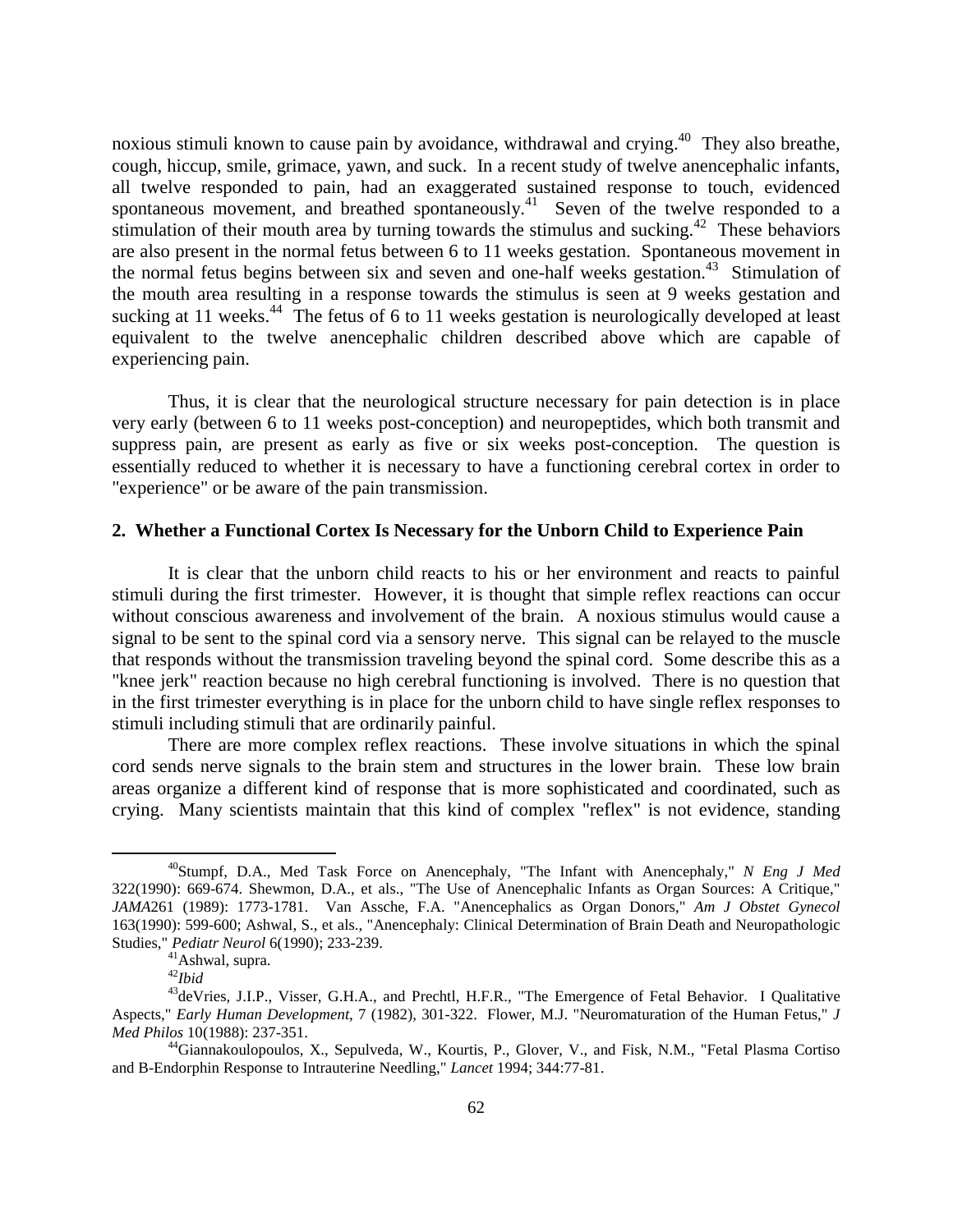noxious stimuli known to cause pain by avoidance, withdrawal and crying.[40] They also breathe, cough, hiccup, smile, grimace, yawn, and suck. In a recent study of twelve anencephalic infants, all twelve responded to pain, had an exaggerated sustained response to touch, evidenced spontaneous movement, and breathed spontaneously.[41] Seven of the twelve responded to a stimulation of their mouth area by turning towards the stimulus and sucking.[42] These behaviors are also present in the normal fetus between 6 to 11 weeks gestation. Spontaneous movement in the normal fetus begins between six and seven and one-half weeks gestation.[43] Stimulation of the mouth area resulting in a response towards the stimulus is seen at 9 weeks gestation and sucking at 11 weeks.[44] The fetus of 6 to 11 weeks gestation is neurologically developed at least equivalent to the twelve anencephalic children described above which are capable of experiencing pain.

Thus, it is clear that the neurological structure necessary for pain detection is in place very early (between 6 to 11 weeks post-conception) and neuropeptides, which both transmit and suppress pain, are present as early as five or six weeks post-conception. The question is essentially reduced to whether it is necessary to have a functioning cerebral cortex in order to "experience" or be aware of the pain transmission.

### 2. Whether a Functional Cortex Is Necessary for the Unborn Child to Experience Pain

It is clear that the unborn child reacts to his or her environment and reacts to painful stimuli during the first trimester. However, it is thought that simple reflex reactions can occur without conscious awareness and involvement of the brain. A noxious stimulus would cause a signal to be sent to the spinal cord via a sensory nerve. This signal can be relayed to the muscle that responds without the transmission traveling beyond the spinal cord. Some describe this as a "knee jerk" reaction because no high cerebral functioning is involved. There is no question that in the first trimester everything is in place for the unborn child to have single reflex responses to stimuli including stimuli that are ordinarily painful.

There are more complex reflex reactions. These involve situations in which the spinal cord sends nerve signals to the brain stem and structures in the lower brain. These low brain areas organize a different kind of response that is more sophisticated and coordinated, such as crying. Many scientists maintain that this kind of complex "reflex" is not evidence, standing

---

[40] Stumpf, D.A., Med Task Force on Anencephaly, "The Infant with Anencephaly," *N Eng J Med* 322(1990): 669-674. Shewmon, D.A., et als., "The Use of Anencephalic Infants as Organ Sources: A Critique," *JAMA*261 (1989): 1773-1781. Van Assche, F.A. "Anencephalics as Organ Donors," *Am J Obstet Gynecol* 163(1990): 599-600; Ashwal, S., et als., "Anencephaly: Clinical Determination of Brain Death and Neuropathologic Studies," *Pediatr Neurol* 6(1990); 233-239.

[41] Ashwal, supra.

[42] *Ibid*

[43] deVries, J.I.P., Visser, G.H.A., and Prechtl, H.F.R., "The Emergence of Fetal Behavior. I Qualitative Aspects," *Early Human Development*, 7 (1982), 301-322. Flower, M.J. "Neuromaturation of the Human Fetus," *J Med Philos* 10(1988): 237-351.

[44] Giannakoulopoulos, X., Sepulveda, W., Kourtis, P., Glover, V., and Fisk, N.M., "Fetal Plasma Cortiso and B-Endorphin Response to Intrauterine Needling," *Lancet* 1994; 344:77-81.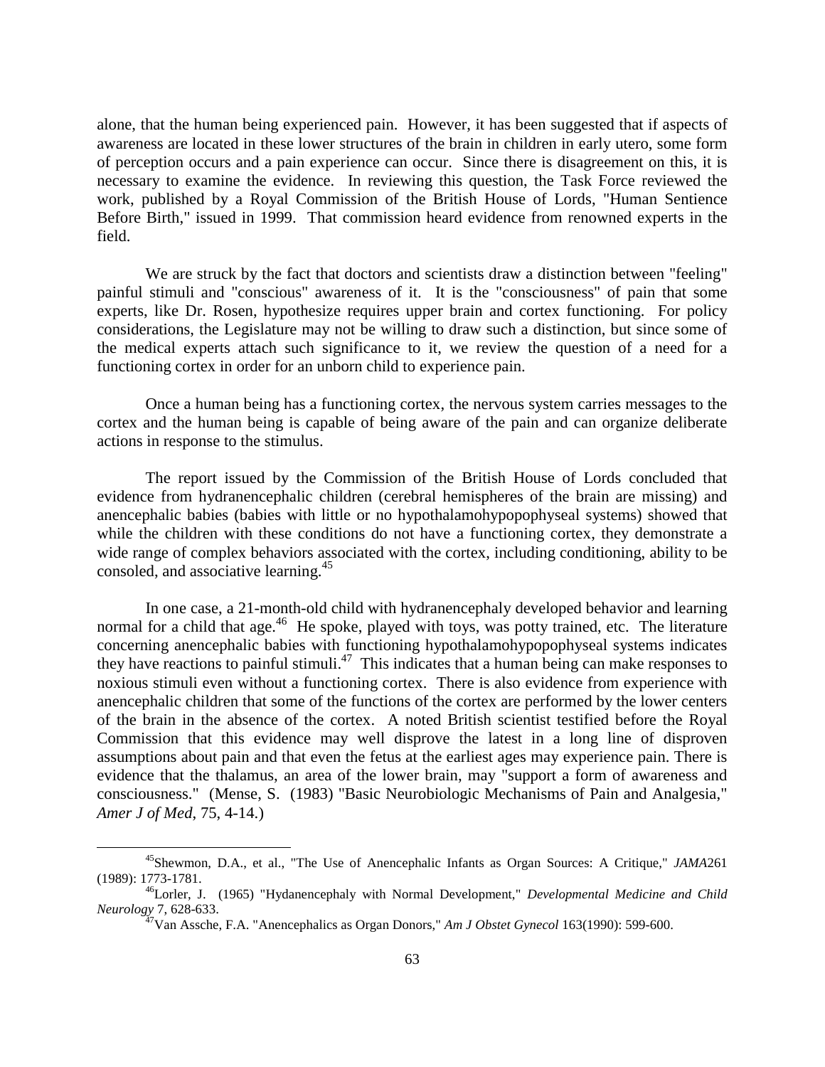alone, that the human being experienced pain. However, it has been suggested that if aspects of awareness are located in these lower structures of the brain in children in early utero, some form of perception occurs and a pain experience can occur. Since there is disagreement on this, it is necessary to examine the evidence. In reviewing this question, the Task Force reviewed the work, published by a Royal Commission of the British House of Lords, "Human Sentience Before Birth," issued in 1999. That commission heard evidence from renowned experts in the field.

We are struck by the fact that doctors and scientists draw a distinction between "feeling" painful stimuli and "conscious" awareness of it. It is the "consciousness" of pain that some experts, like Dr. Rosen, hypothesize requires upper brain and cortex functioning. For policy considerations, the Legislature may not be willing to draw such a distinction, but since some of the medical experts attach such significance to it, we review the question of a need for a functioning cortex in order for an unborn child to experience pain.

Once a human being has a functioning cortex, the nervous system carries messages to the cortex and the human being is capable of being aware of the pain and can organize deliberate actions in response to the stimulus.

The report issued by the Commission of the British House of Lords concluded that evidence from hydranencephalic children (cerebral hemispheres of the brain are missing) and anencephalic babies (babies with little or no hypothalamohypopophyseal systems) showed that while the children with these conditions do not have a functioning cortex, they demonstrate a wide range of complex behaviors associated with the cortex, including conditioning, ability to be consoled, and associative learning.[45]

In one case, a 21-month-old child with hydranencephaly developed behavior and learning normal for a child that age.[46] He spoke, played with toys, was potty trained, etc. The literature concerning anencephalic babies with functioning hypothalamohypopophyseal systems indicates they have reactions to painful stimuli.[47] This indicates that a human being can make responses to noxious stimuli even without a functioning cortex. There is also evidence from experience with anencephalic children that some of the functions of the cortex are performed by the lower centers of the brain in the absence of the cortex. A noted British scientist testified before the Royal Commission that this evidence may well disprove the latest in a long line of disproven assumptions about pain and that even the fetus at the earliest ages may experience pain. There is evidence that the thalamus, an area of the lower brain, may "support a form of awareness and consciousness." (Mense, S. (1983) "Basic Neurobiologic Mechanisms of Pain and Analgesia," *Amer J of Med*, 75, 4-14.)

---

[45] Shewmon, D.A., et al., "The Use of Anencephalic Infants as Organ Sources: A Critique," *JAMA* 261 (1989): 1773-1781.

[46] Lorler, J. (1965) "Hydanencephaly with Normal Development," *Developmental Medicine and Child Neurology* 7, 628-633.

[47] Van Assche, F.A. "Anencephalics as Organ Donors," *Am J Obstet Gynecol* 163(1990): 599-600.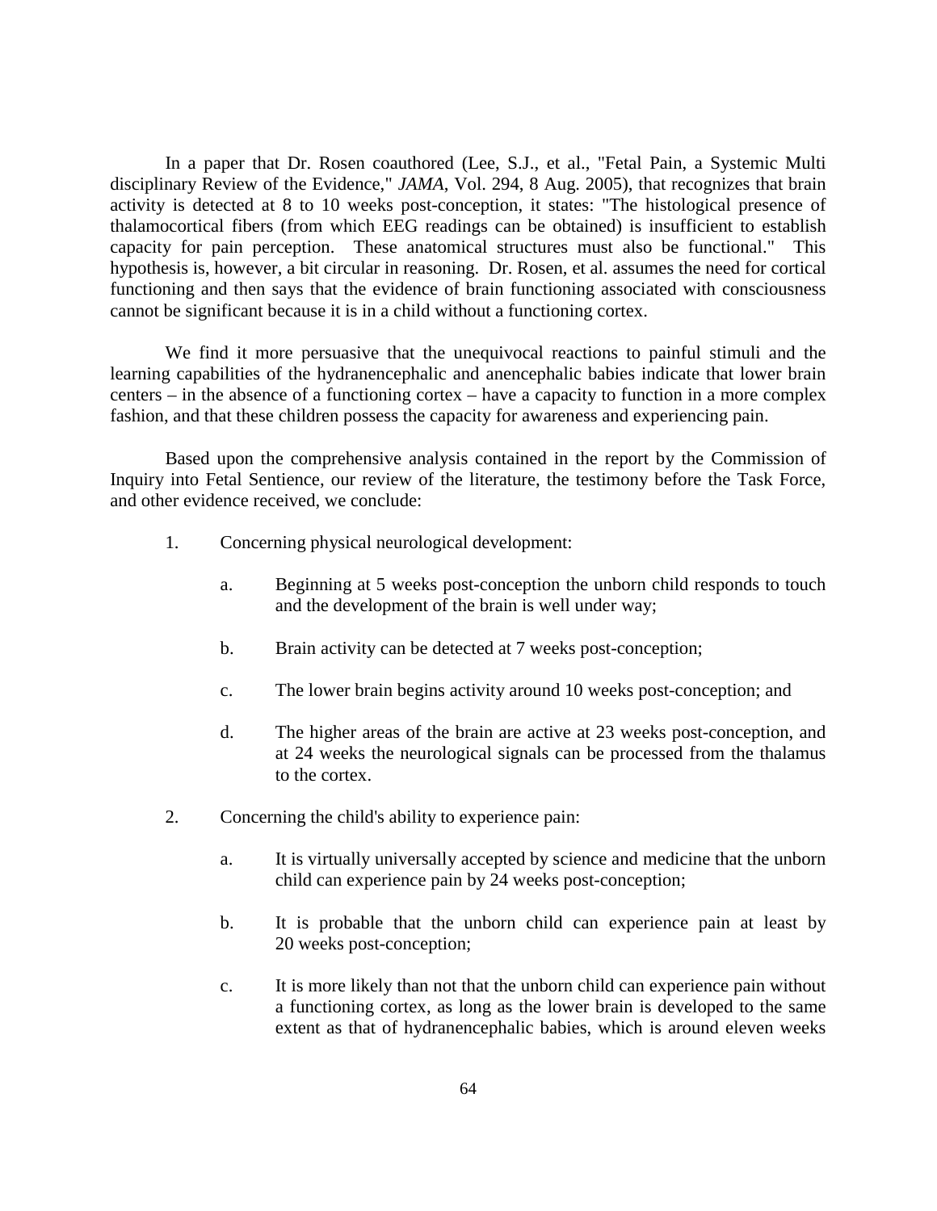In a paper that Dr. Rosen coauthored (Lee, S.J., et al., "Fetal Pain, a Systemic Multi disciplinary Review of the Evidence," *JAMA*, Vol. 294, 8 Aug. 2005), that recognizes that brain activity is detected at 8 to 10 weeks post-conception, it states: "The histological presence of thalamocortical fibers (from which EEG readings can be obtained) is insufficient to establish capacity for pain perception. These anatomical structures must also be functional." This hypothesis is, however, a bit circular in reasoning. Dr. Rosen, et al. assumes the need for cortical functioning and then says that the evidence of brain functioning associated with consciousness cannot be significant because it is in a child without a functioning cortex.

We find it more persuasive that the unequivocal reactions to painful stimuli and the learning capabilities of the hydranencephalic and anencephalic babies indicate that lower brain centers – in the absence of a functioning cortex – have a capacity to function in a more complex fashion, and that these children possess the capacity for awareness and experiencing pain.

Based upon the comprehensive analysis contained in the report by the Commission of Inquiry into Fetal Sentience, our review of the literature, the testimony before the Task Force, and other evidence received, we conclude:

1. Concerning physical neurological development:

    a. Beginning at 5 weeks post-conception the unborn child responds to touch and the development of the brain is well under way;

    b. Brain activity can be detected at 7 weeks post-conception;

    c. The lower brain begins activity around 10 weeks post-conception; and

    d. The higher areas of the brain are active at 23 weeks post-conception, and at 24 weeks the neurological signals can be processed from the thalamus to the cortex.

2. Concerning the child's ability to experience pain:

    a. It is virtually universally accepted by science and medicine that the unborn child can experience pain by 24 weeks post-conception;

    b. It is probable that the unborn child can experience pain at least by 20 weeks post-conception;

    c. It is more likely than not that the unborn child can experience pain without a functioning cortex, as long as the lower brain is developed to the same extent as that of hydranencephalic babies, which is around eleven weeks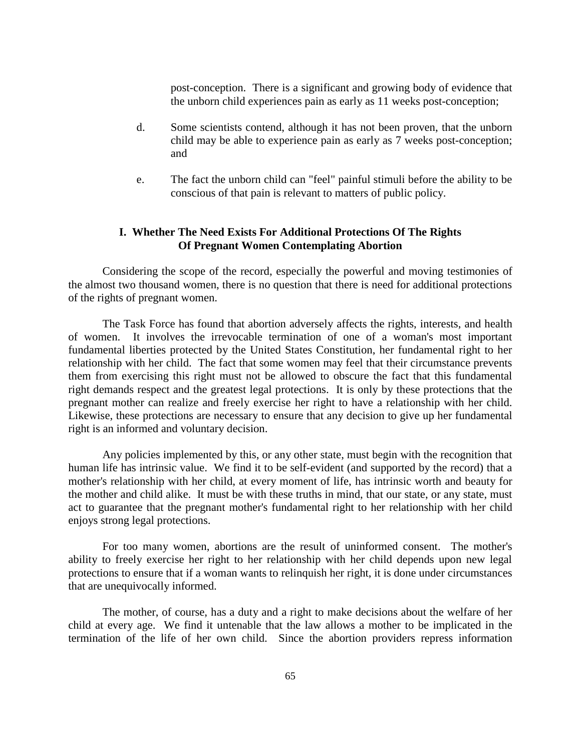post-conception. There is a significant and growing body of evidence that the unborn child experiences pain as early as 11 weeks post-conception;

d. Some scientists contend, although it has not been proven, that the unborn child may be able to experience pain as early as 7 weeks post-conception; and

e. The fact the unborn child can "feel" painful stimuli before the ability to be conscious of that pain is relevant to matters of public policy.

## I. Whether The Need Exists For Additional Protections Of The Rights Of Pregnant Women Contemplating Abortion

Considering the scope of the record, especially the powerful and moving testimonies of the almost two thousand women, there is no question that there is need for additional protections of the rights of pregnant women.

The Task Force has found that abortion adversely affects the rights, interests, and health of women. It involves the irrevocable termination of one of a woman's most important fundamental liberties protected by the United States Constitution, her fundamental right to her relationship with her child. The fact that some women may feel that their circumstance prevents them from exercising this right must not be allowed to obscure the fact that this fundamental right demands respect and the greatest legal protections. It is only by these protections that the pregnant mother can realize and freely exercise her right to have a relationship with her child. Likewise, these protections are necessary to ensure that any decision to give up her fundamental right is an informed and voluntary decision.

Any policies implemented by this, or any other state, must begin with the recognition that human life has intrinsic value. We find it to be self-evident (and supported by the record) that a mother's relationship with her child, at every moment of life, has intrinsic worth and beauty for the mother and child alike. It must be with these truths in mind, that our state, or any state, must act to guarantee that the pregnant mother's fundamental right to her relationship with her child enjoys strong legal protections.

For too many women, abortions are the result of uninformed consent. The mother's ability to freely exercise her right to her relationship with her child depends upon new legal protections to ensure that if a woman wants to relinquish her right, it is done under circumstances that are unequivocally informed.

The mother, of course, has a duty and a right to make decisions about the welfare of her child at every age. We find it untenable that the law allows a mother to be implicated in the termination of the life of her own child. Since the abortion providers repress information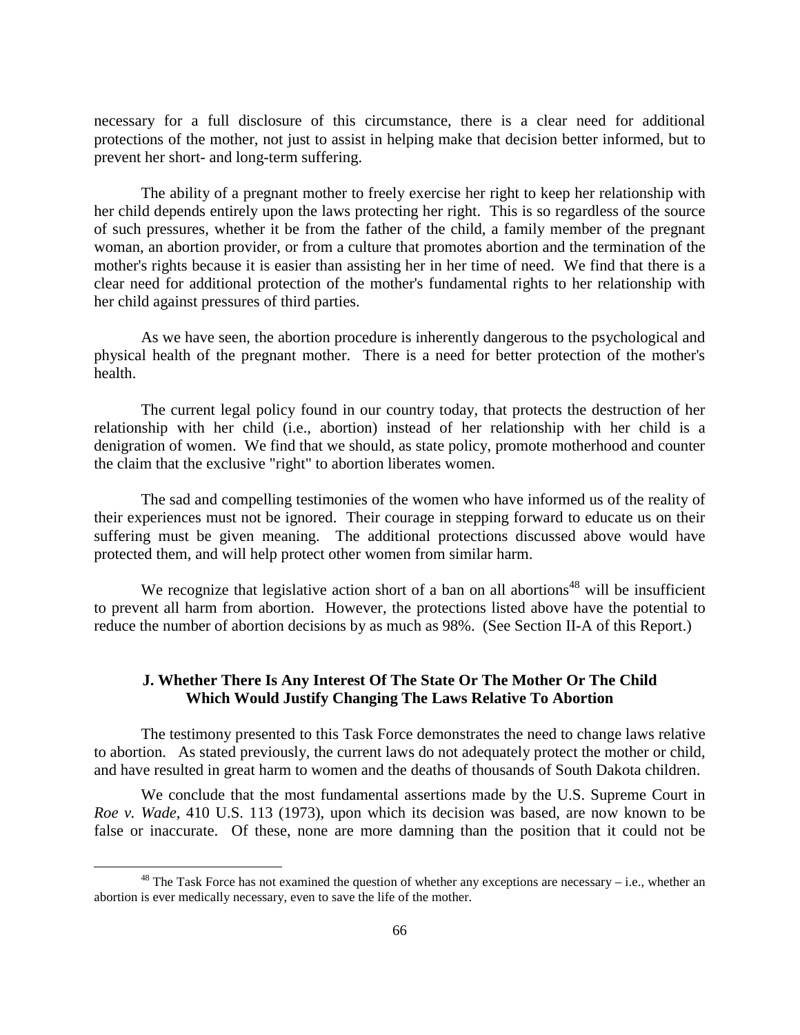necessary for a full disclosure of this circumstance, there is a clear need for additional protections of the mother, not just to assist in helping make that decision better informed, but to prevent her short- and long-term suffering.

The ability of a pregnant mother to freely exercise her right to keep her relationship with her child depends entirely upon the laws protecting her right. This is so regardless of the source of such pressures, whether it be from the father of the child, a family member of the pregnant woman, an abortion provider, or from a culture that promotes abortion and the termination of the mother's rights because it is easier than assisting her in her time of need. We find that there is a clear need for additional protection of the mother's fundamental rights to her relationship with her child against pressures of third parties.

As we have seen, the abortion procedure is inherently dangerous to the psychological and physical health of the pregnant mother. There is a need for better protection of the mother's health.

The current legal policy found in our country today, that protects the destruction of her relationship with her child (i.e., abortion) instead of her relationship with her child is a denigration of women. We find that we should, as state policy, promote motherhood and counter the claim that the exclusive "right" to abortion liberates women.

The sad and compelling testimonies of the women who have informed us of the reality of their experiences must not be ignored. Their courage in stepping forward to educate us on their suffering must be given meaning. The additional protections discussed above would have protected them, and will help protect other women from similar harm.

We recognize that legislative action short of a ban on all abortions[48] will be insufficient to prevent all harm from abortion. However, the protections listed above have the potential to reduce the number of abortion decisions by as much as 98%. (See Section II-A of this Report.)

### J. Whether There Is Any Interest Of The State Or The Mother Or The Child Which Would Justify Changing The Laws Relative To Abortion

The testimony presented to this Task Force demonstrates the need to change laws relative to abortion. As stated previously, the current laws do not adequately protect the mother or child, and have resulted in great harm to women and the deaths of thousands of South Dakota children.

We conclude that the most fundamental assertions made by the U.S. Supreme Court in *Roe v. Wade*, 410 U.S. 113 (1973), upon which its decision was based, are now known to be false or inaccurate. Of these, none are more damning than the position that it could not be

[48] The Task Force has not examined the question of whether any exceptions are necessary – i.e., whether an abortion is ever medically necessary, even to save the life of the mother.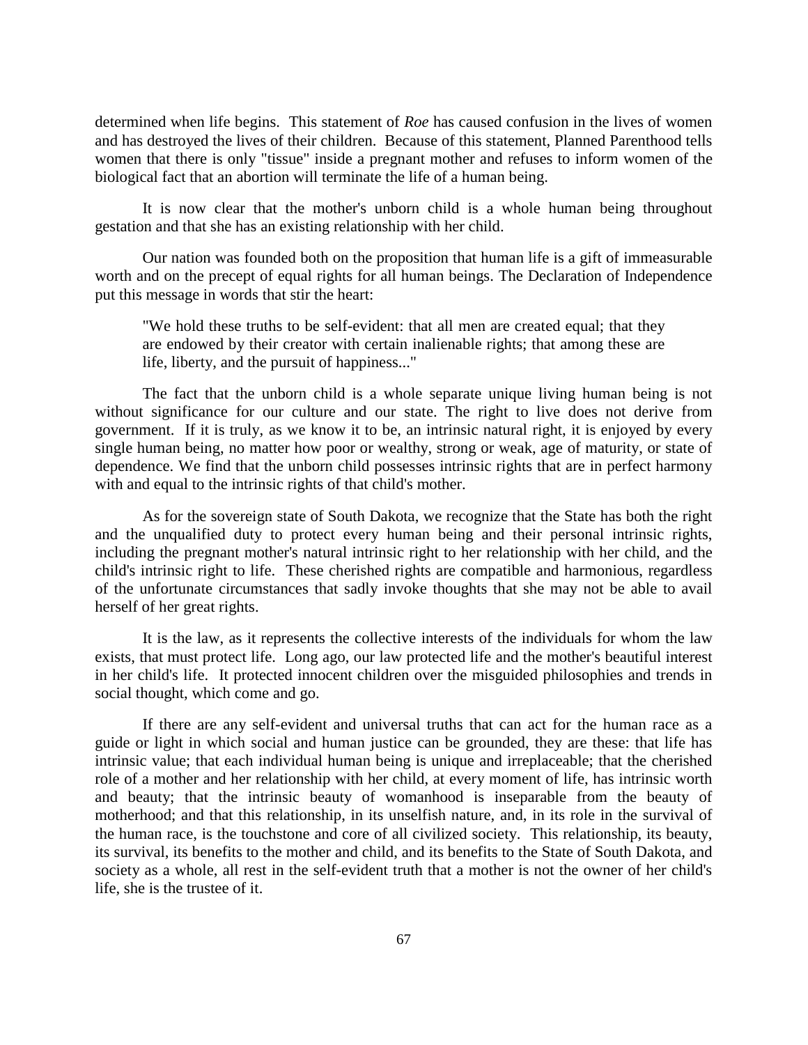determined when life begins. This statement of *Roe* has caused confusion in the lives of women and has destroyed the lives of their children. Because of this statement, Planned Parenthood tells women that there is only "tissue" inside a pregnant mother and refuses to inform women of the biological fact that an abortion will terminate the life of a human being.

It is now clear that the mother's unborn child is a whole human being throughout gestation and that she has an existing relationship with her child.

Our nation was founded both on the proposition that human life is a gift of immeasurable worth and on the precept of equal rights for all human beings. The Declaration of Independence put this message in words that stir the heart:

> "We hold these truths to be self-evident: that all men are created equal; that they are endowed by their creator with certain inalienable rights; that among these are life, liberty, and the pursuit of happiness..."

The fact that the unborn child is a whole separate unique living human being is not without significance for our culture and our state. The right to live does not derive from government. If it is truly, as we know it to be, an intrinsic natural right, it is enjoyed by every single human being, no matter how poor or wealthy, strong or weak, age of maturity, or state of dependence. We find that the unborn child possesses intrinsic rights that are in perfect harmony with and equal to the intrinsic rights of that child's mother.

As for the sovereign state of South Dakota, we recognize that the State has both the right and the unqualified duty to protect every human being and their personal intrinsic rights, including the pregnant mother's natural intrinsic right to her relationship with her child, and the child's intrinsic right to life. These cherished rights are compatible and harmonious, regardless of the unfortunate circumstances that sadly invoke thoughts that she may not be able to avail herself of her great rights.

It is the law, as it represents the collective interests of the individuals for whom the law exists, that must protect life. Long ago, our law protected life and the mother's beautiful interest in her child's life. It protected innocent children over the misguided philosophies and trends in social thought, which come and go.

If there are any self-evident and universal truths that can act for the human race as a guide or light in which social and human justice can be grounded, they are these: that life has intrinsic value; that each individual human being is unique and irreplaceable; that the cherished role of a mother and her relationship with her child, at every moment of life, has intrinsic worth and beauty; that the intrinsic beauty of womanhood is inseparable from the beauty of motherhood; and that this relationship, in its unselfish nature, and, in its role in the survival of the human race, is the touchstone and core of all civilized society. This relationship, its beauty, its survival, its benefits to the mother and child, and its benefits to the State of South Dakota, and society as a whole, all rest in the self-evident truth that a mother is not the owner of her child's life, she is the trustee of it.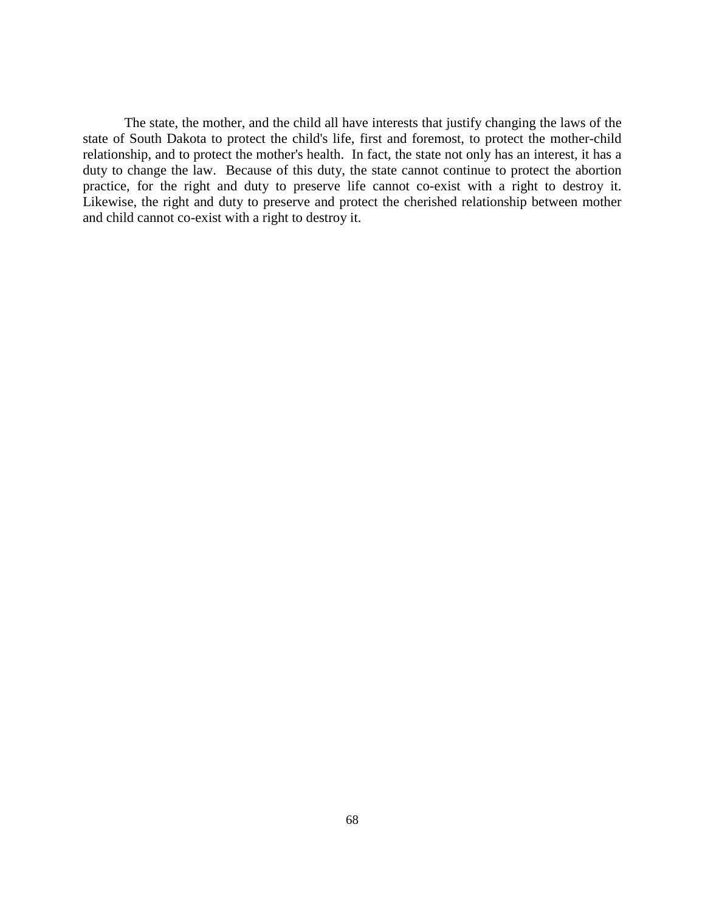The state, the mother, and the child all have interests that justify changing the laws of the state of South Dakota to protect the child's life, first and foremost, to protect the mother-child relationship, and to protect the mother's health. In fact, the state not only has an interest, it has a duty to change the law. Because of this duty, the state cannot continue to protect the abortion practice, for the right and duty to preserve life cannot co-exist with a right to destroy it. Likewise, the right and duty to preserve and protect the cherished relationship between mother and child cannot co-exist with a right to destroy it.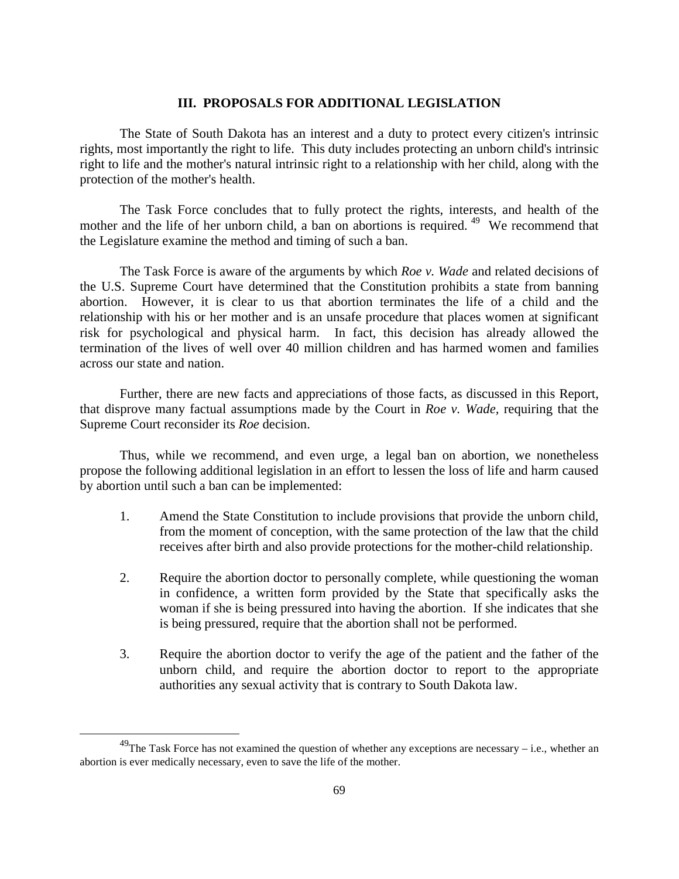## III. PROPOSALS FOR ADDITIONAL LEGISLATION

The State of South Dakota has an interest and a duty to protect every citizen's intrinsic rights, most importantly the right to life. This duty includes protecting an unborn child's intrinsic right to life and the mother's natural intrinsic right to a relationship with her child, along with the protection of the mother's health.

The Task Force concludes that to fully protect the rights, interests, and health of the mother and the life of her unborn child, a ban on abortions is required.[49] We recommend that the Legislature examine the method and timing of such a ban.

The Task Force is aware of the arguments by which *Roe v. Wade* and related decisions of the U.S. Supreme Court have determined that the Constitution prohibits a state from banning abortion. However, it is clear to us that abortion terminates the life of a child and the relationship with his or her mother and is an unsafe procedure that places women at significant risk for psychological and physical harm. In fact, this decision has already allowed the termination of the lives of well over 40 million children and has harmed women and families across our state and nation.

Further, there are new facts and appreciations of those facts, as discussed in this Report, that disprove many factual assumptions made by the Court in *Roe v. Wade,* requiring that the Supreme Court reconsider its *Roe* decision.

Thus, while we recommend, and even urge, a legal ban on abortion, we nonetheless propose the following additional legislation in an effort to lessen the loss of life and harm caused by abortion until such a ban can be implemented:

1. Amend the State Constitution to include provisions that provide the unborn child, from the moment of conception, with the same protection of the law that the child receives after birth and also provide protections for the mother-child relationship.

2. Require the abortion doctor to personally complete, while questioning the woman in confidence, a written form provided by the State that specifically asks the woman if she is being pressured into having the abortion. If she indicates that she is being pressured, require that the abortion shall not be performed.

3. Require the abortion doctor to verify the age of the patient and the father of the unborn child, and require the abortion doctor to report to the appropriate authorities any sexual activity that is contrary to South Dakota law.

---

[49] The Task Force has not examined the question of whether any exceptions are necessary – i.e., whether an abortion is ever medically necessary, even to save the life of the mother.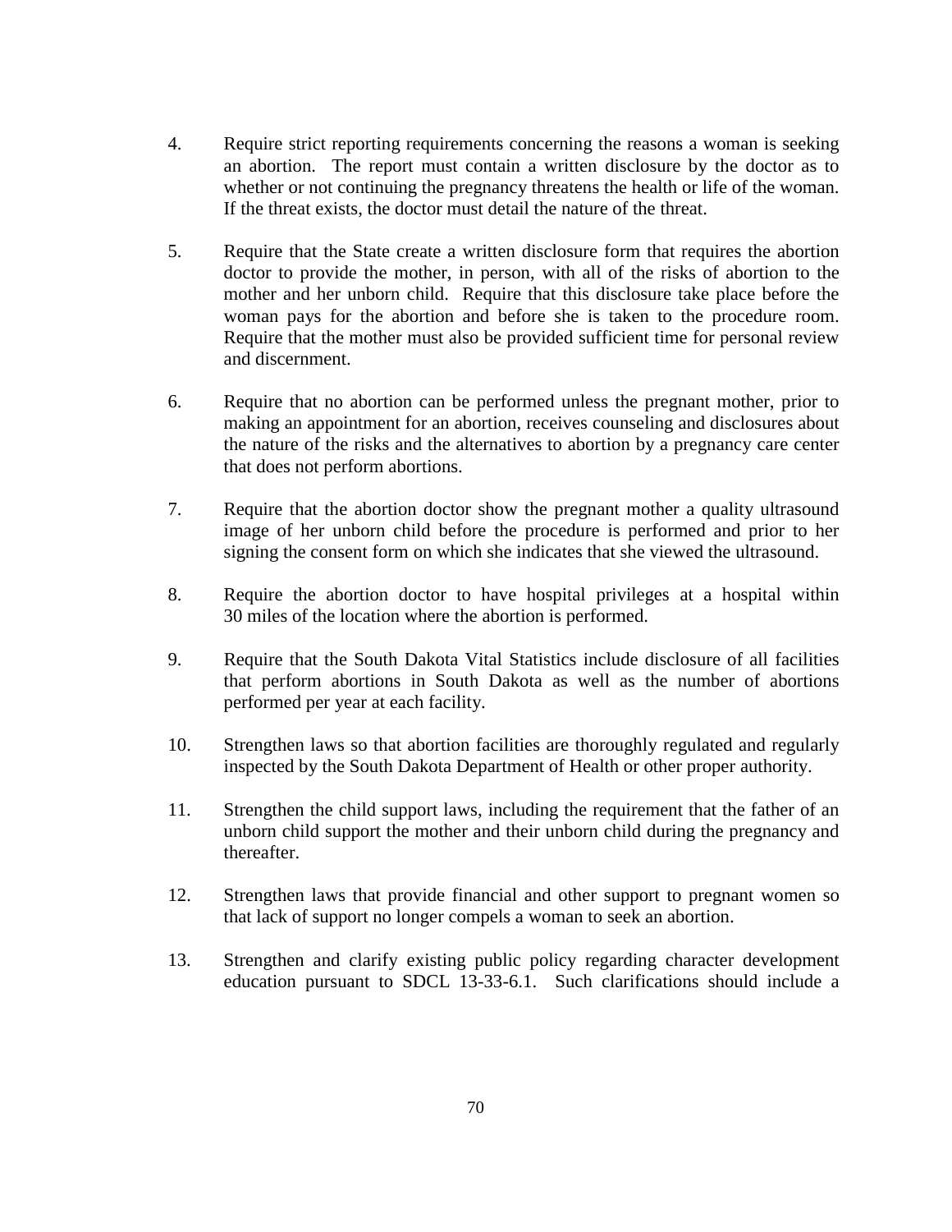4. Require strict reporting requirements concerning the reasons a woman is seeking an abortion. The report must contain a written disclosure by the doctor as to whether or not continuing the pregnancy threatens the health or life of the woman. If the threat exists, the doctor must detail the nature of the threat.

5. Require that the State create a written disclosure form that requires the abortion doctor to provide the mother, in person, with all of the risks of abortion to the mother and her unborn child. Require that this disclosure take place before the woman pays for the abortion and before she is taken to the procedure room. Require that the mother must also be provided sufficient time for personal review and discernment.

6. Require that no abortion can be performed unless the pregnant mother, prior to making an appointment for an abortion, receives counseling and disclosures about the nature of the risks and the alternatives to abortion by a pregnancy care center that does not perform abortions.

7. Require that the abortion doctor show the pregnant mother a quality ultrasound image of her unborn child before the procedure is performed and prior to her signing the consent form on which she indicates that she viewed the ultrasound.

8. Require the abortion doctor to have hospital privileges at a hospital within 30 miles of the location where the abortion is performed.

9. Require that the South Dakota Vital Statistics include disclosure of all facilities that perform abortions in South Dakota as well as the number of abortions performed per year at each facility.

10. Strengthen laws so that abortion facilities are thoroughly regulated and regularly inspected by the South Dakota Department of Health or other proper authority.

11. Strengthen the child support laws, including the requirement that the father of an unborn child support the mother and their unborn child during the pregnancy and thereafter.

12. Strengthen laws that provide financial and other support to pregnant women so that lack of support no longer compels a woman to seek an abortion.

13. Strengthen and clarify existing public policy regarding character development education pursuant to SDCL 13-33-6.1. Such clarifications should include a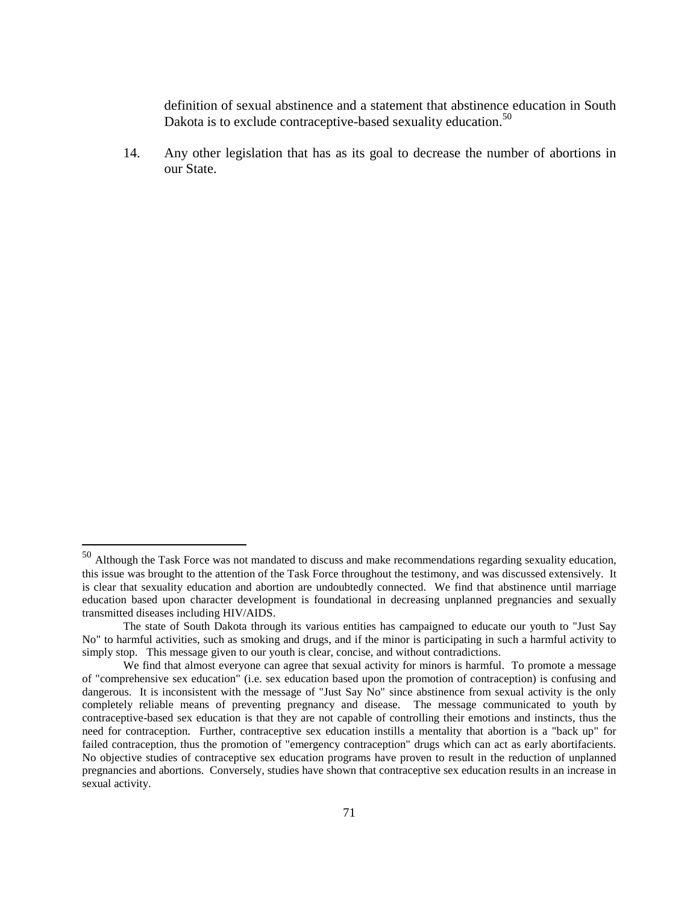definition of sexual abstinence and a statement that abstinence education in South Dakota is to exclude contraceptive-based sexuality education.[50]

14. Any other legislation that has as its goal to decrease the number of abortions in our State.

---

[50] Although the Task Force was not mandated to discuss and make recommendations regarding sexuality education, this issue was brought to the attention of the Task Force throughout the testimony, and was discussed extensively. It is clear that sexuality education and abortion are undoubtedly connected. We find that abstinence until marriage education based upon character development is foundational in decreasing unplanned pregnancies and sexually transmitted diseases including HIV/AIDS.

The state of South Dakota through its various entities has campaigned to educate our youth to "Just Say No" to harmful activities, such as smoking and drugs, and if the minor is participating in such a harmful activity to simply stop. This message given to our youth is clear, concise, and without contradictions.

We find that almost everyone can agree that sexual activity for minors is harmful. To promote a message of "comprehensive sex education" (i.e. sex education based upon the promotion of contraception) is confusing and dangerous. It is inconsistent with the message of "Just Say No" since abstinence from sexual activity is the only completely reliable means of preventing pregnancy and disease. The message communicated to youth by contraceptive-based sex education is that they are not capable of controlling their emotions and instincts, thus the need for contraception. Further, contraceptive sex education instills a mentality that abortion is a "back up" for failed contraception, thus the promotion of "emergency contraception" drugs which can act as early abortifacients. No objective studies of contraceptive sex education programs have proven to result in the reduction of unplanned pregnancies and abortions. Conversely, studies have shown that contraceptive sex education results in an increase in sexual activity.